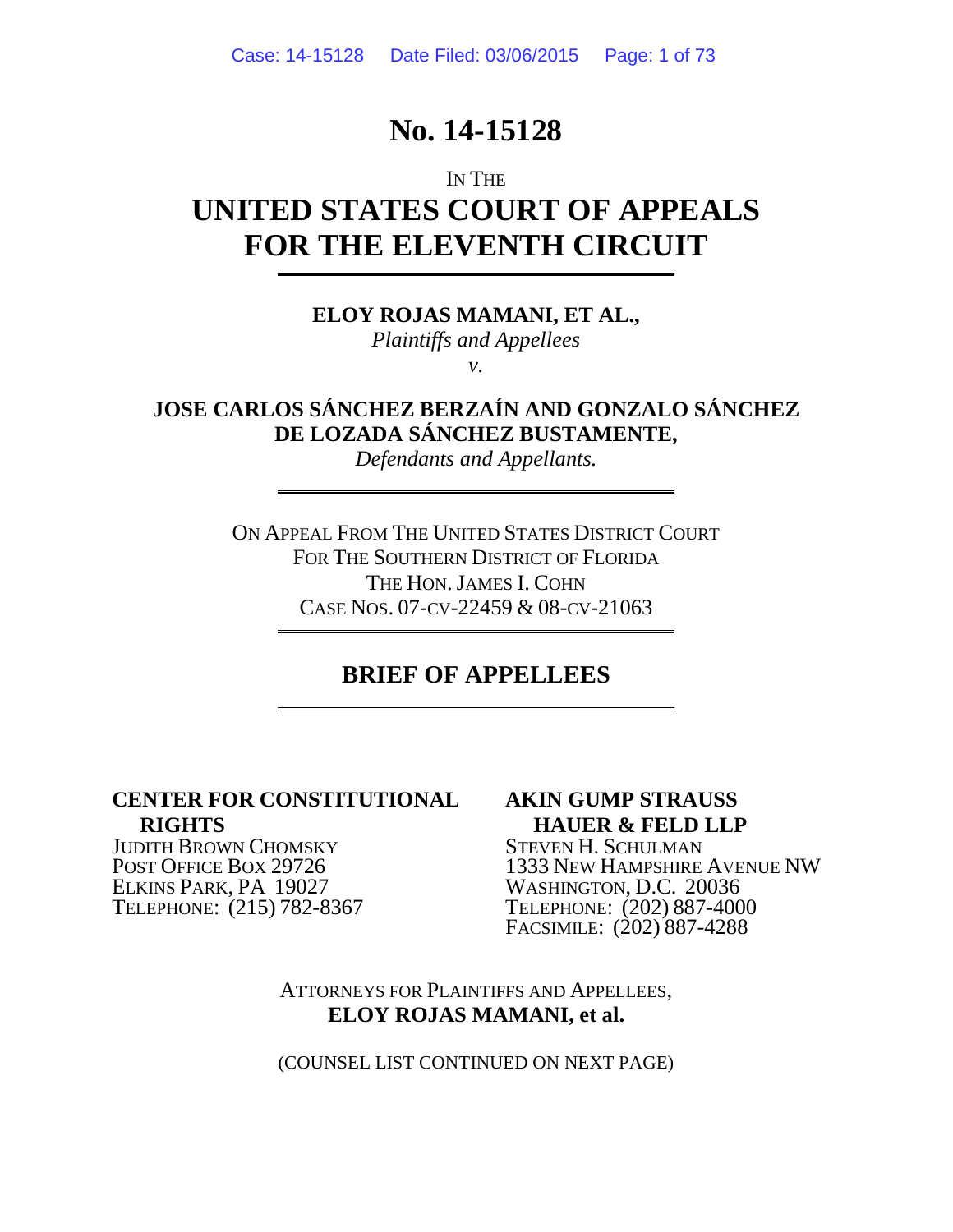# No. 14-15128

IN THE

## UNITED STATES COURT OF APPEALS FOR THE ELEVENTH CIRCUIT

**ELOY ROJAS MAMANI, ET AL.,**
*Plaintiffs and Appellees*
*v.*

**JOSE CARLOS SÁNCHEZ BERZAÍN AND GONZALO SÁNCHEZ DE LOZADA SÁNCHEZ BUSTAMENTE,**
*Defendants and Appellants.*

ON APPEAL FROM THE UNITED STATES DISTRICT COURT
FOR THE SOUTHERN DISTRICT OF FLORIDA
THE HON. JAMES I. COHN
CASE NOS. 07-CV-22459 & 08-CV-21063

## BRIEF OF APPELLEES

**CENTER FOR CONSTITUTIONAL RIGHTS**
JUDITH BROWN CHOMSKY
POST OFFICE BOX 29726
ELKINS PARK, PA 19027
TELEPHONE: (215) 782-8367

**AKIN GUMP STRAUSS HAUER & FELD LLP**
STEVEN H. SCHULMAN
1333 NEW HAMPSHIRE AVENUE NW
WASHINGTON, D.C. 20036
TELEPHONE: (202) 887-4000
FACSIMILE: (202) 887-4288

ATTORNEYS FOR PLAINTIFFS AND APPELLEES,
**ELOY ROJAS MAMANI, et al.**

(COUNSEL LIST CONTINUED ON NEXT PAGE)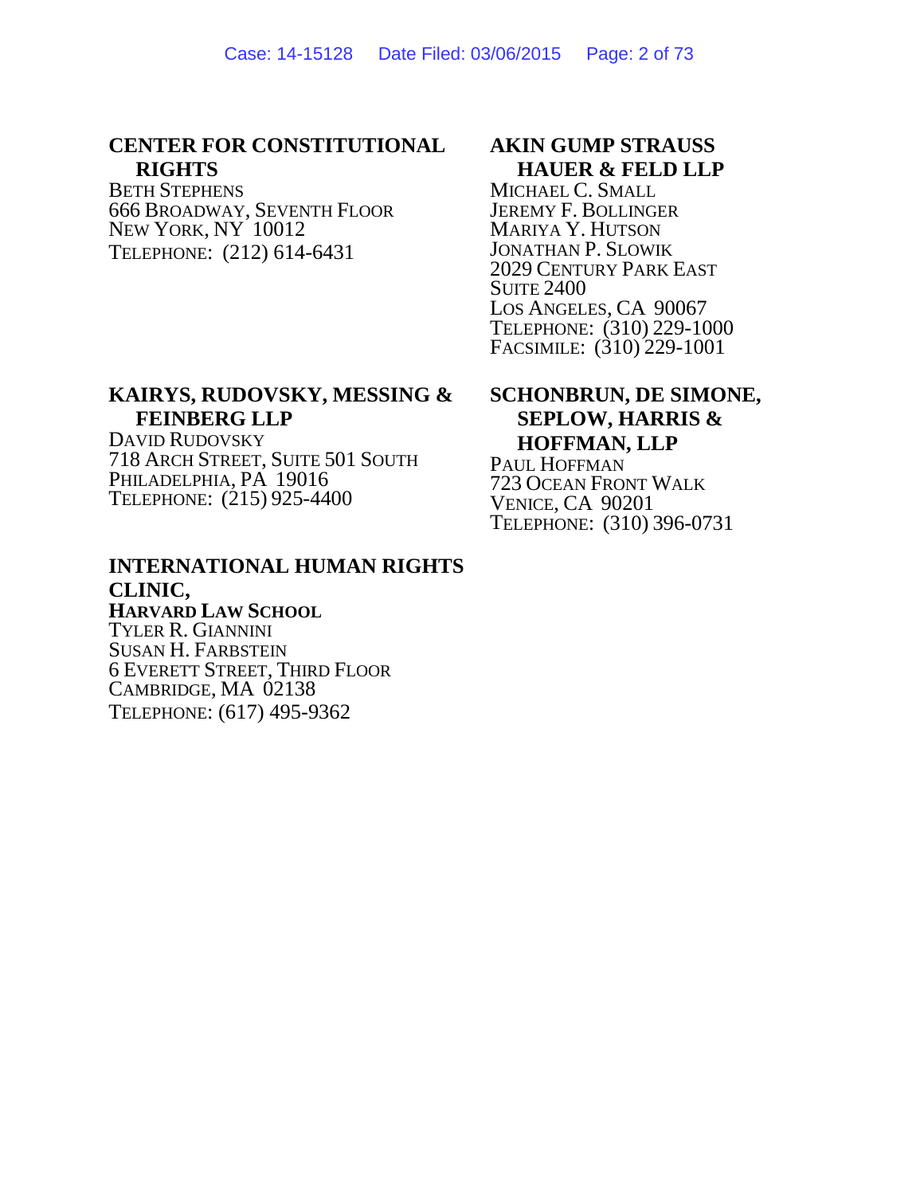**CENTER FOR CONSTITUTIONAL RIGHTS**
BETH STEPHENS
666 BROADWAY, SEVENTH FLOOR
NEW YORK, NY 10012
TELEPHONE: (212) 614-6431

**AKIN GUMP STRAUSS HAUER & FELD LLP**
MICHAEL C. SMALL
JEREMY F. BOLLINGER
MARIYA Y. HUTSON
JONATHAN P. SLOWIK
2029 CENTURY PARK EAST
SUITE 2400
LOS ANGELES, CA 90067
TELEPHONE: (310) 229-1000
FACSIMILE: (310) 229-1001

**KAIRYS, RUDOVSKY, MESSING & FEINBERG LLP**
DAVID RUDOVSKY
718 ARCH STREET, SUITE 501 SOUTH
PHILADELPHIA, PA 19016
TELEPHONE: (215) 925-4400

**SCHONBRUN, DE SIMONE, SEPLOW, HARRIS & HOFFMAN, LLP**
PAUL HOFFMAN
723 OCEAN FRONT WALK
VENICE, CA 90201
TELEPHONE: (310) 396-0731

**INTERNATIONAL HUMAN RIGHTS CLINIC,**
**HARVARD LAW SCHOOL**
TYLER R. GIANNINI
SUSAN H. FARBSTEIN
6 EVERETT STREET, THIRD FLOOR
CAMBRIDGE, MA 02138
TELEPHONE: (617) 495-9362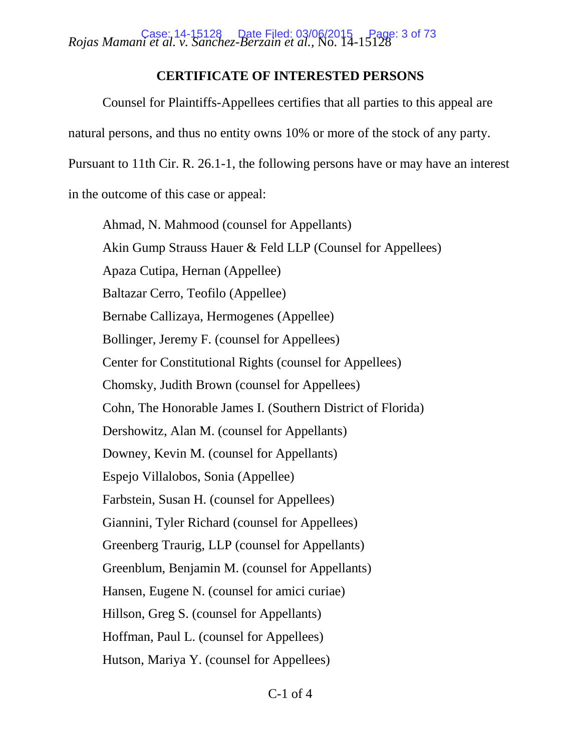## CERTIFICATE OF INTERESTED PERSONS

Counsel for Plaintiffs-Appellees certifies that all parties to this appeal are natural persons, and thus no entity owns 10% or more of the stock of any party. Pursuant to 11th Cir. R. 26.1-1, the following persons have or may have an interest in the outcome of this case or appeal:

Ahmad, N. Mahmood (counsel for Appellants)

Akin Gump Strauss Hauer & Feld LLP (Counsel for Appellees)

Apaza Cutipa, Hernan (Appellee)

Baltazar Cerro, Teofilo (Appellee)

Bernabe Callizaya, Hermogenes (Appellee)

Bollinger, Jeremy F. (counsel for Appellees)

Center for Constitutional Rights (counsel for Appellees)

Chomsky, Judith Brown (counsel for Appellees)

Cohn, The Honorable James I. (Southern District of Florida)

Dershowitz, Alan M. (counsel for Appellants)

Downey, Kevin M. (counsel for Appellants)

Espejo Villalobos, Sonia (Appellee)

Farbstein, Susan H. (counsel for Appellees)

Giannini, Tyler Richard (counsel for Appellees)

Greenberg Traurig, LLP (counsel for Appellants)

Greenblum, Benjamin M. (counsel for Appellants)

Hansen, Eugene N. (counsel for amici curiae)

Hillson, Greg S. (counsel for Appellants)

Hoffman, Paul L. (counsel for Appellees)

Hutson, Mariya Y. (counsel for Appellees)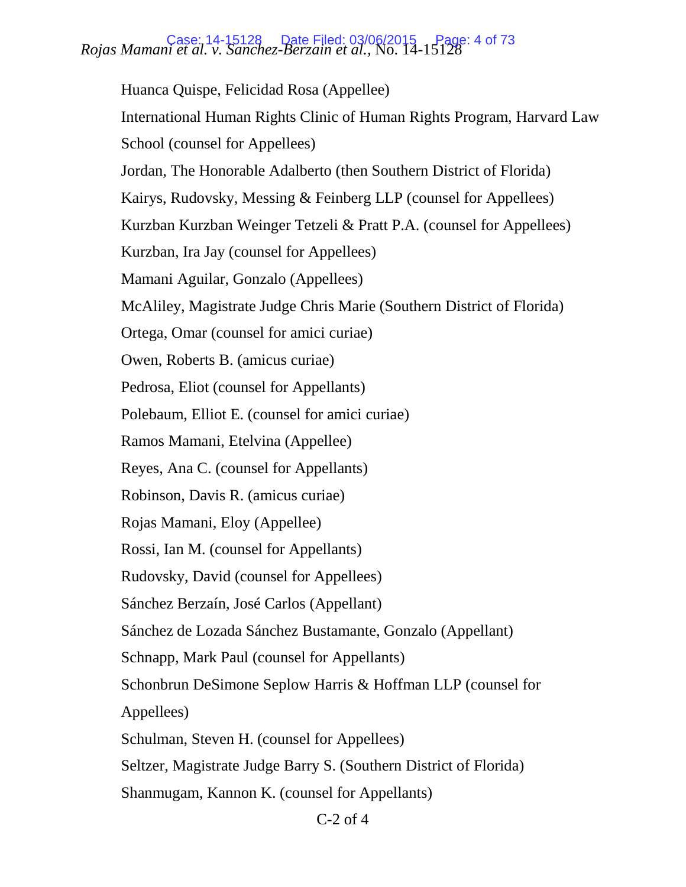Huanca Quispe, Felicidad Rosa (Appellee)

International Human Rights Clinic of Human Rights Program, Harvard Law School (counsel for Appellees)

Jordan, The Honorable Adalberto (then Southern District of Florida)

Kairys, Rudovsky, Messing & Feinberg LLP (counsel for Appellees)

Kurzban Kurzban Weinger Tetzeli & Pratt P.A. (counsel for Appellees)

Kurzban, Ira Jay (counsel for Appellees)

Mamani Aguilar, Gonzalo (Appellees)

McAliley, Magistrate Judge Chris Marie (Southern District of Florida)

Ortega, Omar (counsel for amici curiae)

Owen, Roberts B. (amicus curiae)

Pedrosa, Eliot (counsel for Appellants)

Polebaum, Elliot E. (counsel for amici curiae)

Ramos Mamani, Etelvina (Appellee)

Reyes, Ana C. (counsel for Appellants)

Robinson, Davis R. (amicus curiae)

Rojas Mamani, Eloy (Appellee)

Rossi, Ian M. (counsel for Appellants)

Rudovsky, David (counsel for Appellees)

Sánchez Berzaín, José Carlos (Appellant)

Sánchez de Lozada Sánchez Bustamante, Gonzalo (Appellant)

Schnapp, Mark Paul (counsel for Appellants)

Schonbrun DeSimone Seplow Harris & Hoffman LLP (counsel for Appellees)

Schulman, Steven H. (counsel for Appellees)

Seltzer, Magistrate Judge Barry S. (Southern District of Florida)

Shanmugam, Kannon K. (counsel for Appellants)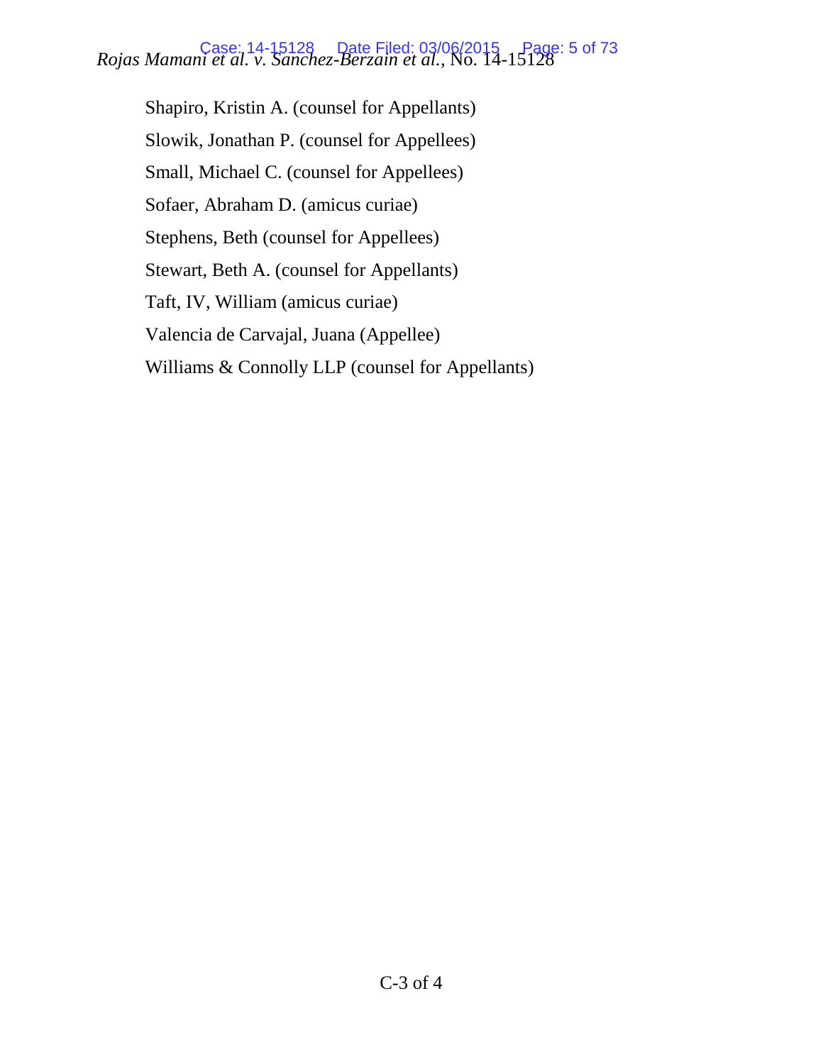Shapiro, Kristin A. (counsel for Appellants)

Slowik, Jonathan P. (counsel for Appellees)

Small, Michael C. (counsel for Appellees)

Sofaer, Abraham D. (amicus curiae)

Stephens, Beth (counsel for Appellees)

Stewart, Beth A. (counsel for Appellants)

Taft, IV, William (amicus curiae)

Valencia de Carvajal, Juana (Appellee)

Williams & Connolly LLP (counsel for Appellants)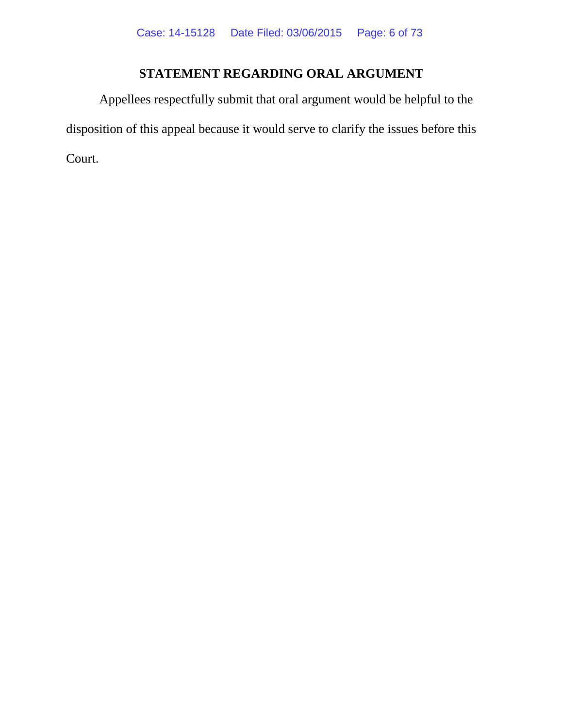## STATEMENT REGARDING ORAL ARGUMENT

Appellees respectfully submit that oral argument would be helpful to the disposition of this appeal because it would serve to clarify the issues before this Court.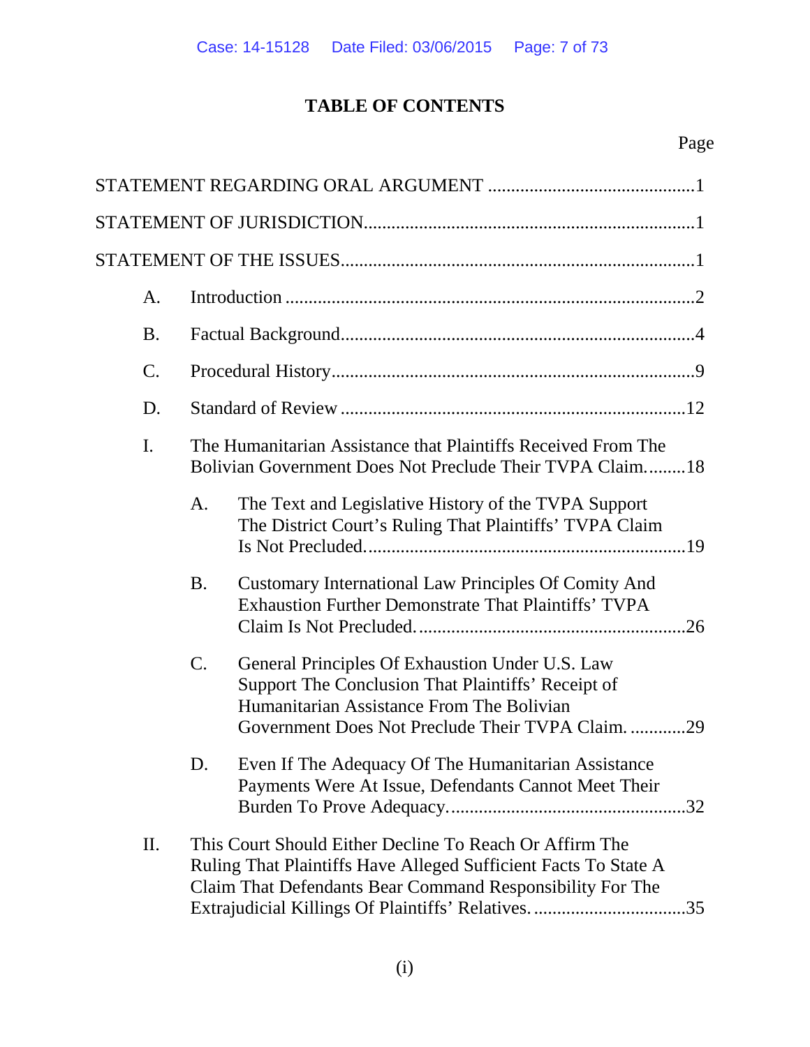# TABLE OF CONTENTS

Page

STATEMENT REGARDING ORAL ARGUMENT .............................................1

STATEMENT OF JURISDICTION.......................................................................1

STATEMENT OF THE ISSUES............................................................................1

- A. Introduction ........................................................................................2
- B. Factual Background............................................................................4
- C. Procedural History...............................................................................9
- D. Standard of Review ...........................................................................12
- I. The Humanitarian Assistance that Plaintiffs Received From The Bolivian Government Does Not Preclude Their TVPA Claim.........18
  - A. The Text and Legislative History of the TVPA Support The District Court's Ruling That Plaintiffs' TVPA Claim Is Not Precluded......................................................................19
  - B. Customary International Law Principles Of Comity And Exhaustion Further Demonstrate That Plaintiffs' TVPA Claim Is Not Precluded. ..........................................................26
  - C. General Principles Of Exhaustion Under U.S. Law Support The Conclusion That Plaintiffs' Receipt of Humanitarian Assistance From The Bolivian Government Does Not Preclude Their TVPA Claim. ............29
  - D. Even If The Adequacy Of The Humanitarian Assistance Payments Were At Issue, Defendants Cannot Meet Their Burden To Prove Adequacy....................................................32
- II. This Court Should Either Decline To Reach Or Affirm The Ruling That Plaintiffs Have Alleged Sufficient Facts To State A Claim That Defendants Bear Command Responsibility For The Extrajudicial Killings Of Plaintiffs' Relatives. .................................35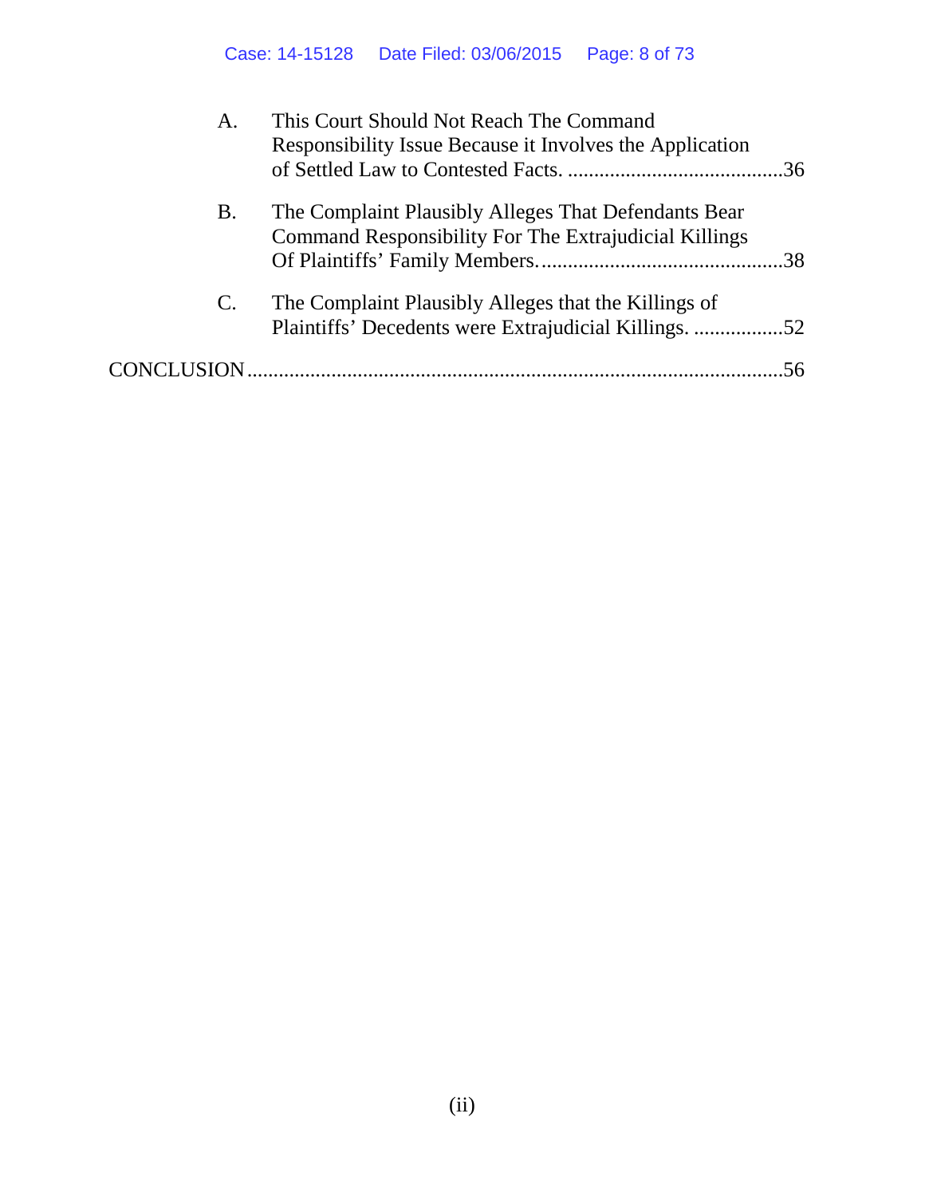A. This Court Should Not Reach The Command Responsibility Issue Because it Involves the Application of Settled Law to Contested Facts. .........................................36

B. The Complaint Plausibly Alleges That Defendants Bear Command Responsibility For The Extrajudicial Killings Of Plaintiffs' Family Members. ..............................................38

C. The Complaint Plausibly Alleges that the Killings of Plaintiffs' Decedents were Extrajudicial Killings. .................52

CONCLUSION .....................................................................................................56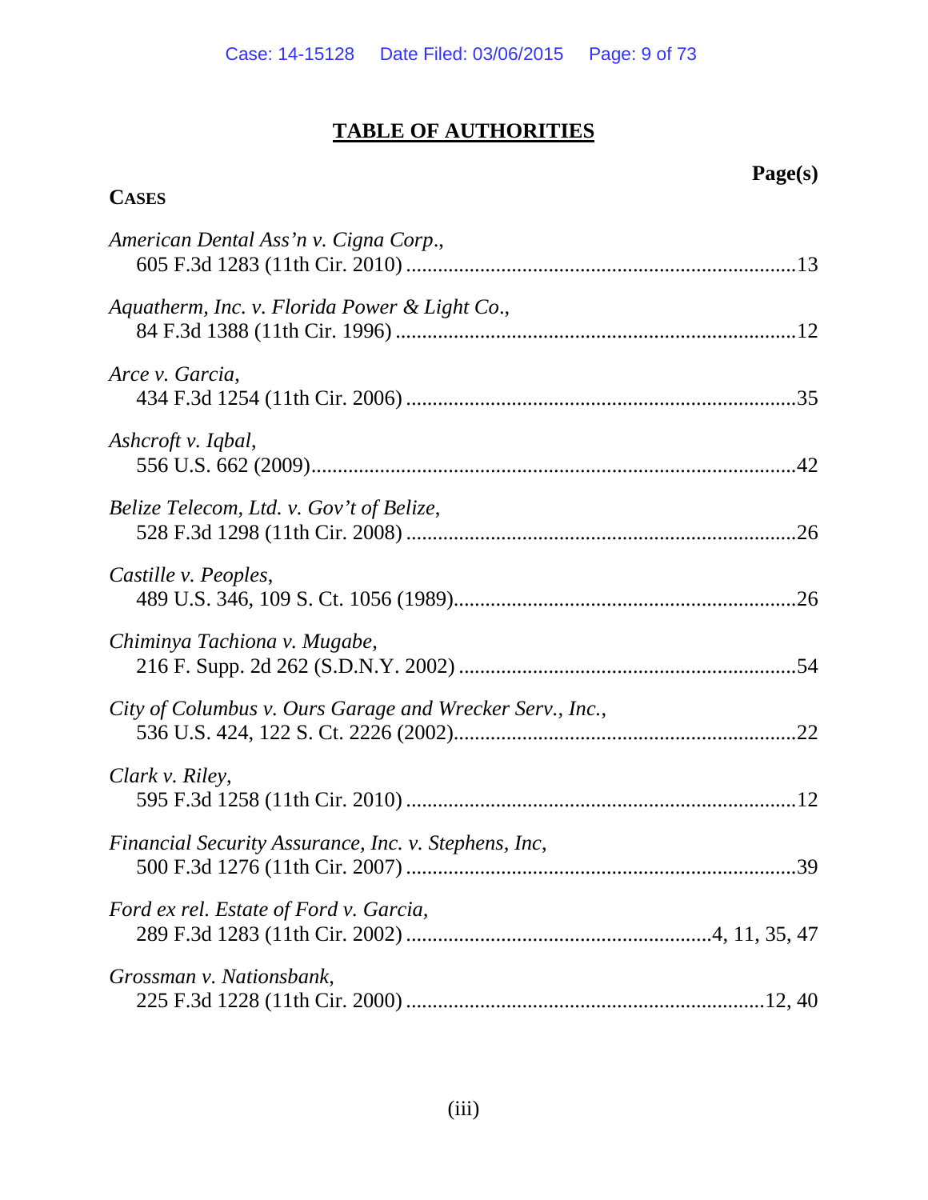# TABLE OF AUTHORITIES

**Page(s)**

**CASES**

*American Dental Ass'n v. Cigna Corp*.,
605 F.3d 1283 (11th Cir. 2010) ....................................................................13

*Aquatherm, Inc. v. Florida Power & Light Co*.,
84 F.3d 1388 (11th Cir. 1996) ......................................................................12

*Arce v. Garcia*,
434 F.3d 1254 (11th Cir. 2006) ....................................................................35

*Ashcroft v. Iqbal*,
556 U.S. 662 (2009).......................................................................................42

*Belize Telecom, Ltd. v. Gov't of Belize*,
528 F.3d 1298 (11th Cir. 2008) ....................................................................26

*Castille v. Peoples*,
489 U.S. 346, 109 S. Ct. 1056 (1989)...........................................................26

*Chiminya Tachiona v. Mugabe*,
216 F. Supp. 2d 262 (S.D.N.Y. 2002) ..........................................................54

*City of Columbus v. Ours Garage and Wrecker Serv., Inc.*,
536 U.S. 424, 122 S. Ct. 2226 (2002)...........................................................22

*Clark v. Riley*,
595 F.3d 1258 (11th Cir. 2010) ....................................................................12

*Financial Security Assurance, Inc. v. Stephens, Inc*,
500 F.3d 1276 (11th Cir. 2007) ....................................................................39

*Ford ex rel. Estate of Ford v. Garcia*,
289 F.3d 1283 (11th Cir. 2002) ....................................................4, 11, 35, 47

*Grossman v. Nationsbank*,
225 F.3d 1228 (11th Cir. 2000) ..............................................................12, 40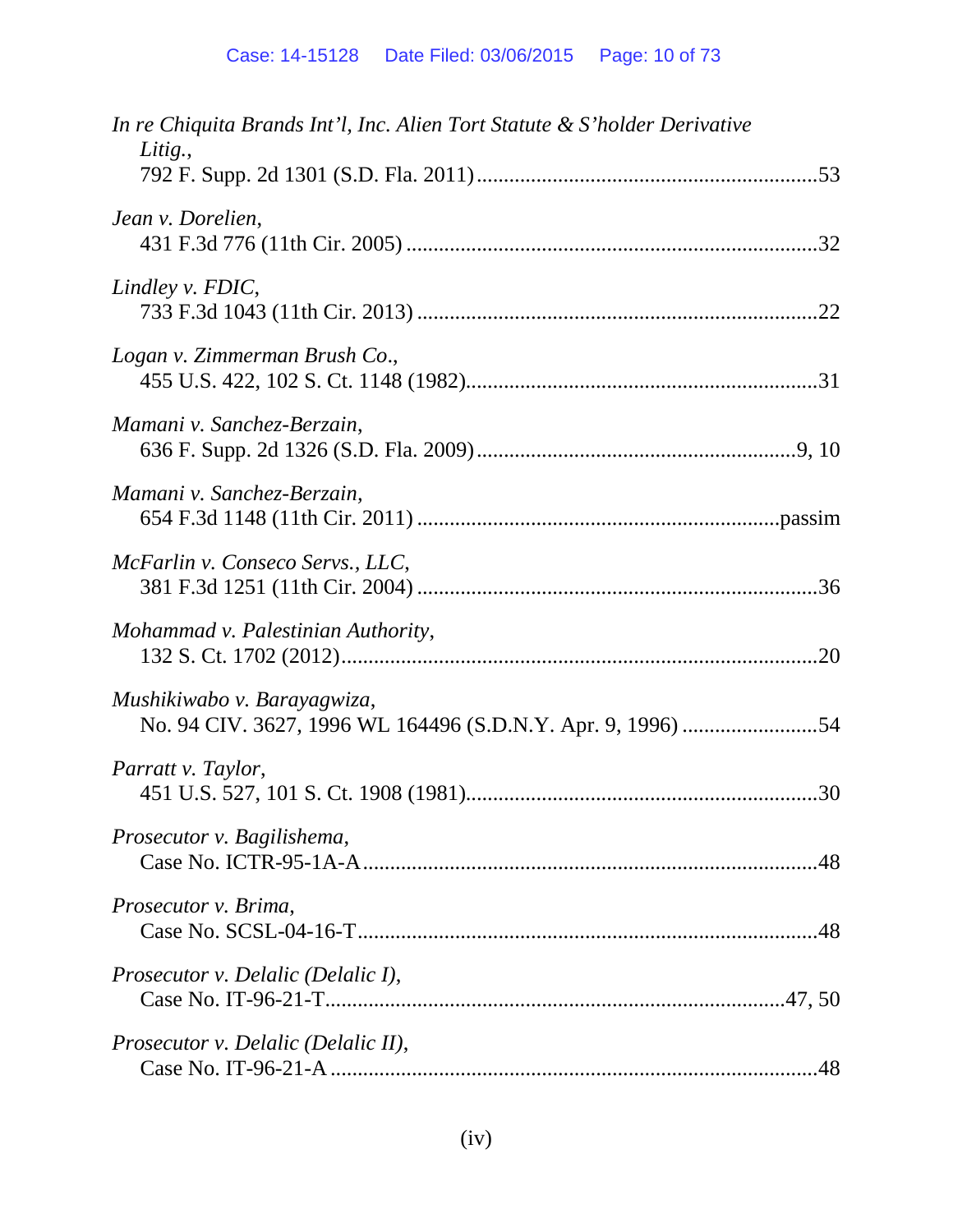*In re Chiquita Brands Int'l, Inc. Alien Tort Statute & S'holder Derivative Litig.*,
792 F. Supp. 2d 1301 (S.D. Fla. 2011) ............................................................... 53

*Jean v. Dorelien*,
431 F.3d 776 (11th Cir. 2005) ........................................................................... 32

*Lindley v. FDIC*,
733 F.3d 1043 (11th Cir. 2013) ......................................................................... 22

*Logan v. Zimmerman Brush Co*.,
455 U.S. 422, 102 S. Ct. 1148 (1982)................................................................ 31

*Mamani v. Sanchez-Berzain*,
636 F. Supp. 2d 1326 (S.D. Fla. 2009) ........................................................... 9, 10

*Mamani v. Sanchez-Berzain*,
654 F.3d 1148 (11th Cir. 2011) ..................................................................passim

*McFarlin v. Conseco Servs., LLC*,
381 F.3d 1251 (11th Cir. 2004) ......................................................................... 36

*Mohammad v. Palestinian Authority*,
132 S. Ct. 1702 (2012)....................................................................................... 20

*Mushikiwabo v. Barayagwiza*,
No. 94 CIV. 3627, 1996 WL 164496 (S.D.N.Y. Apr. 9, 1996) ......................... 54

*Parratt v. Taylor*,
451 U.S. 527, 101 S. Ct. 1908 (1981)................................................................ 30

*Prosecutor v. Bagilishema*,
Case No. ICTR-95-1A-A ................................................................................... 48

*Prosecutor v. Brima*,
Case No. SCSL-04-16-T .................................................................................... 48

*Prosecutor v. Delalic (Delalic I)*,
Case No. IT-96-21-T...................................................................................... 47, 50

*Prosecutor v. Delalic (Delalic II)*,
Case No. IT-96-21-A ......................................................................................... 48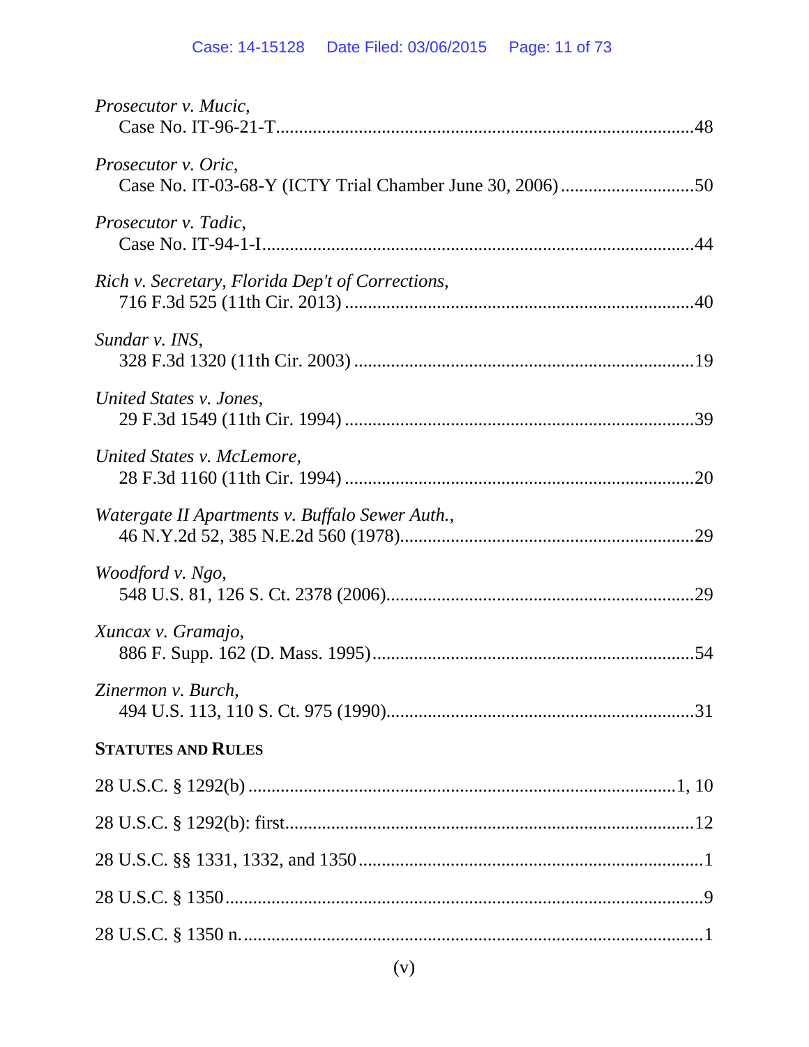*Prosecutor v. Mucic*,
Case No. IT-96-21-T....................................................................................48

*Prosecutor v. Oric*,
Case No. IT-03-68-Y (ICTY Trial Chamber June 30, 2006)..............................50

*Prosecutor v. Tadic*,
Case No. IT-94-1-I.......................................................................................44

*Rich v. Secretary, Florida Dep't of Corrections*,
716 F.3d 525 (11th Cir. 2013).......................................................................40

*Sundar v. INS*,
328 F.3d 1320 (11th Cir. 2003).....................................................................19

*United States v. Jones*,
29 F.3d 1549 (11th Cir. 1994).......................................................................39

*United States v. McLemore*,
28 F.3d 1160 (11th Cir. 1994).......................................................................20

*Watergate II Apartments v. Buffalo Sewer Auth.*,
46 N.Y.2d 52, 385 N.E.2d 560 (1978)...........................................................29

*Woodford v. Ngo*,
548 U.S. 81, 126 S. Ct. 2378 (2006)..............................................................29

*Xuncax v. Gramajo*,
886 F. Supp. 162 (D. Mass. 1995).................................................................54

*Zinermon v. Burch*,
494 U.S. 113, 110 S. Ct. 975 (1990)..............................................................31

**STATUTES AND RULES**

28 U.S.C. § 1292(b)..................................................................................1, 10

28 U.S.C. § 1292(b): first..............................................................................12

28 U.S.C. §§ 1331, 1332, and 1350..................................................................1

28 U.S.C. § 1350...........................................................................................9

28 U.S.C. § 1350 n........................................................................................1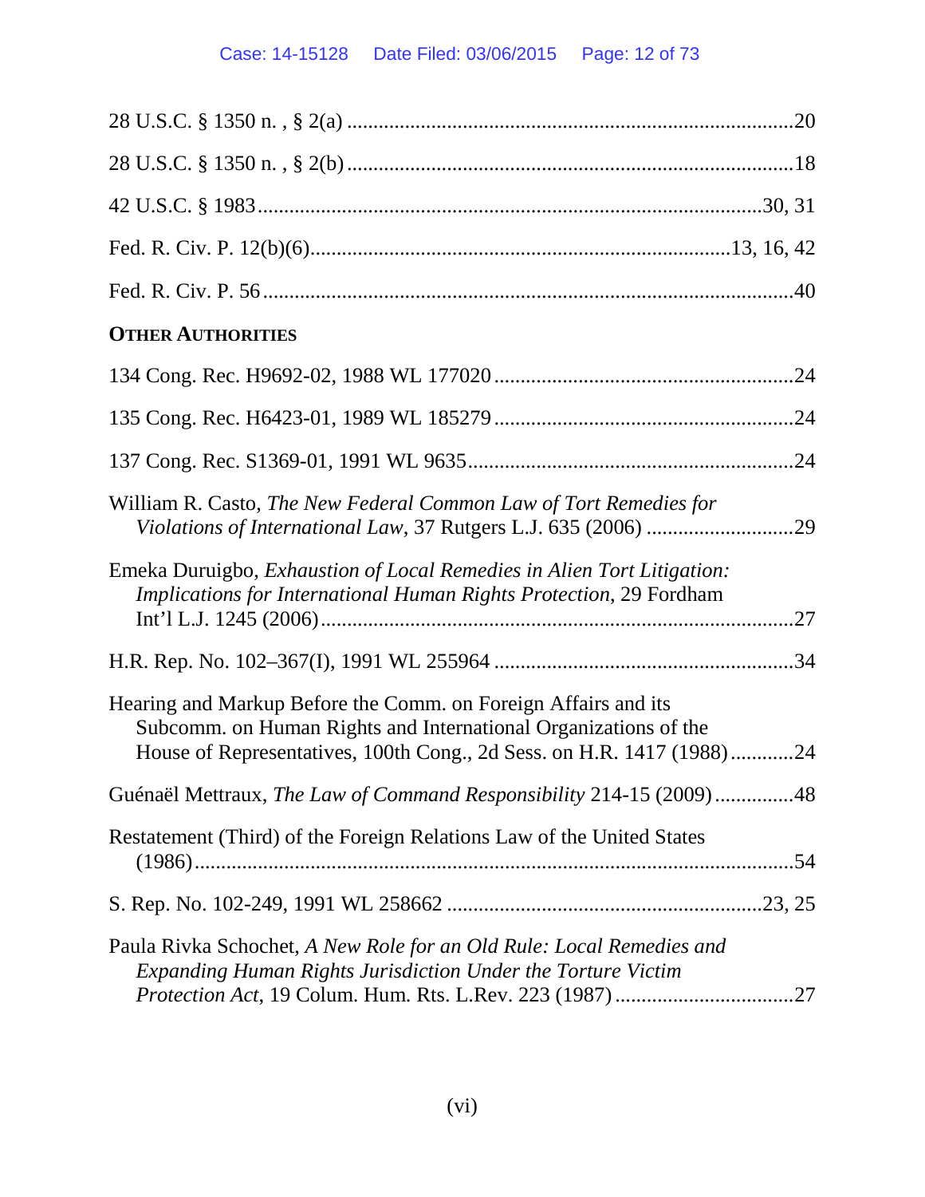28 U.S.C. § 1350 n. , § 2(a) ....................................................................................20

28 U.S.C. § 1350 n. , § 2(b) ....................................................................................18

42 U.S.C. § 1983 ...............................................................................................30, 31

Fed. R. Civ. P. 12(b)(6)...............................................................................13, 16, 42

Fed. R. Civ. P. 56 ....................................................................................................40

**OTHER AUTHORITIES**

134 Cong. Rec. H9692-02, 1988 WL 177020 .........................................................24

135 Cong. Rec. H6423-01, 1989 WL 185279 .........................................................24

137 Cong. Rec. S1369-01, 1991 WL 9635..............................................................24

William R. Casto, *The New Federal Common Law of Tort Remedies for Violations of International Law*, 37 Rutgers L.J. 635 (2006) ............................29

Emeka Duruigbo, *Exhaustion of Local Remedies in Alien Tort Litigation: Implications for International Human Rights Protection*, 29 Fordham Int'l L.J. 1245 (2006).........................................................................................27

H.R. Rep. No. 102–367(I), 1991 WL 255964 .........................................................34

Hearing and Markup Before the Comm. on Foreign Affairs and its Subcomm. on Human Rights and International Organizations of the House of Representatives, 100th Cong., 2d Sess. on H.R. 1417 (1988)............24

Guénaël Mettraux, *The Law of Command Responsibility* 214-15 (2009) ...............48

Restatement (Third) of the Foreign Relations Law of the United States (1986)..................................................................................................54

S. Rep. No. 102-249, 1991 WL 258662 ..........................................................23, 25

Paula Rivka Schochet, *A New Role for an Old Rule: Local Remedies and Expanding Human Rights Jurisdiction Under the Torture Victim Protection Act*, 19 Colum. Hum. Rts. L.Rev. 223 (1987) ..................................27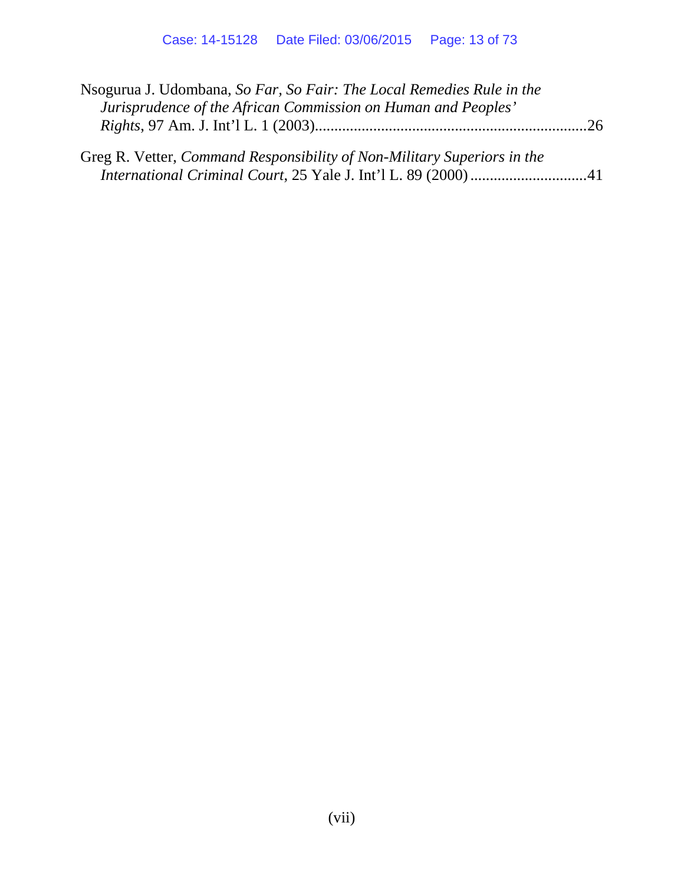Nsogurua J. Udombana, *So Far, So Fair: The Local Remedies Rule in the Jurisprudence of the African Commission on Human and Peoples' Rights*, 97 Am. J. Int'l L. 1 (2003)......................................................................26

Greg R. Vetter, *Command Responsibility of Non-Military Superiors in the International Criminal Court*, 25 Yale J. Int'l L. 89 (2000) ..............................41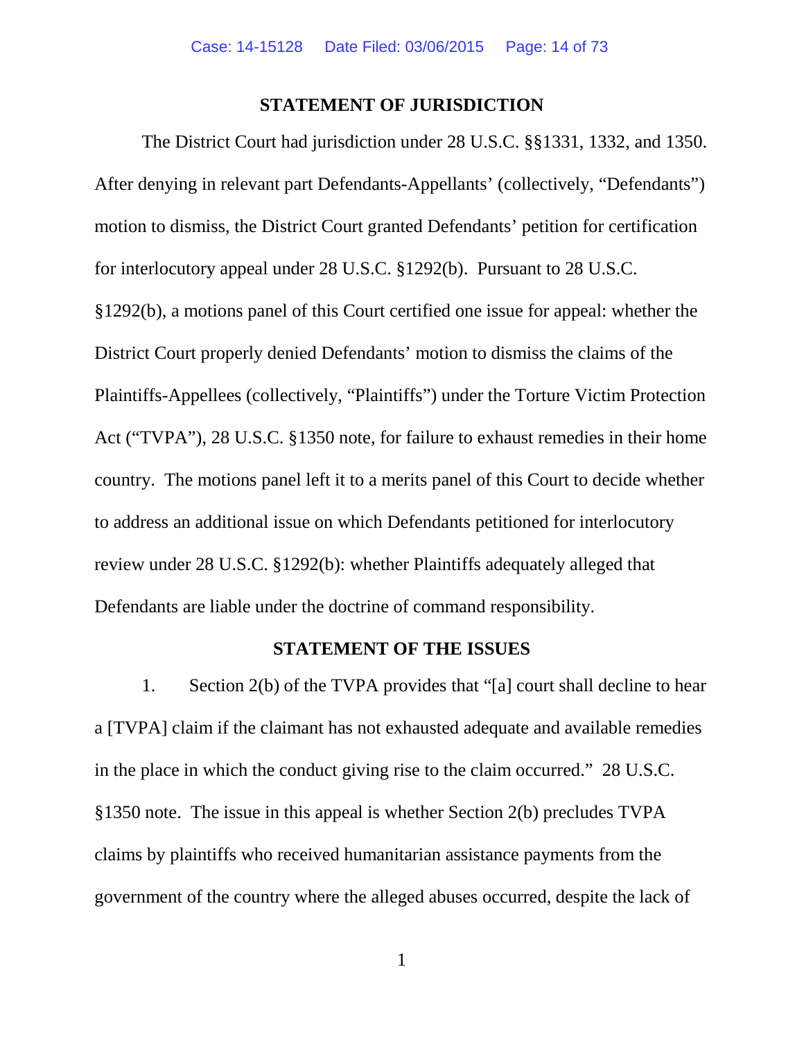## STATEMENT OF JURISDICTION

The District Court had jurisdiction under 28 U.S.C. §§1331, 1332, and 1350. After denying in relevant part Defendants-Appellants' (collectively, "Defendants") motion to dismiss, the District Court granted Defendants' petition for certification for interlocutory appeal under 28 U.S.C. §1292(b). Pursuant to 28 U.S.C. §1292(b), a motions panel of this Court certified one issue for appeal: whether the District Court properly denied Defendants' motion to dismiss the claims of the Plaintiffs-Appellees (collectively, "Plaintiffs") under the Torture Victim Protection Act ("TVPA"), 28 U.S.C. §1350 note, for failure to exhaust remedies in their home country. The motions panel left it to a merits panel of this Court to decide whether to address an additional issue on which Defendants petitioned for interlocutory review under 28 U.S.C. §1292(b): whether Plaintiffs adequately alleged that Defendants are liable under the doctrine of command responsibility.

## STATEMENT OF THE ISSUES

1. Section 2(b) of the TVPA provides that "[a] court shall decline to hear a [TVPA] claim if the claimant has not exhausted adequate and available remedies in the place in which the conduct giving rise to the claim occurred." 28 U.S.C. §1350 note. The issue in this appeal is whether Section 2(b) precludes TVPA claims by plaintiffs who received humanitarian assistance payments from the government of the country where the alleged abuses occurred, despite the lack of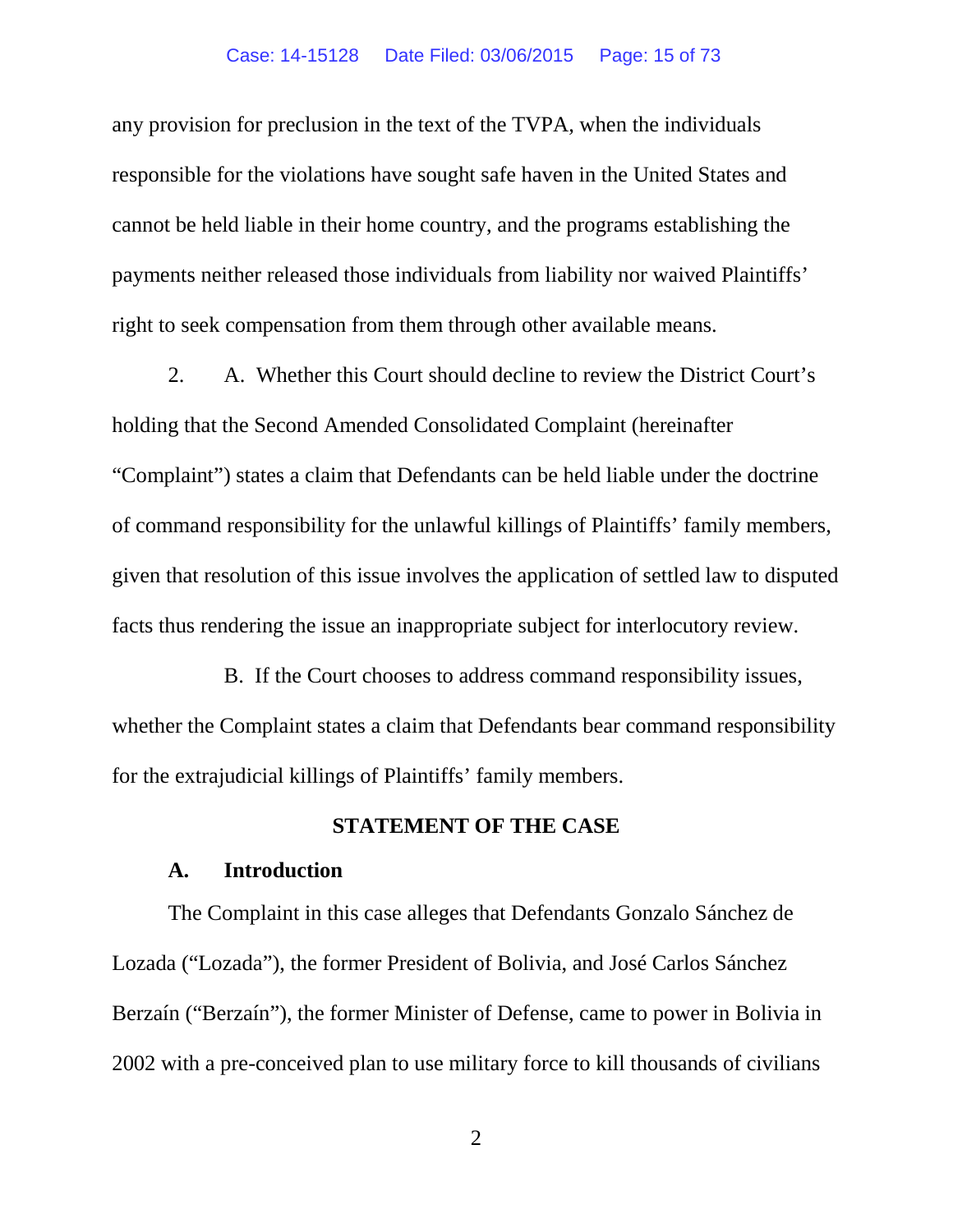any provision for preclusion in the text of the TVPA, when the individuals responsible for the violations have sought safe haven in the United States and cannot be held liable in their home country, and the programs establishing the payments neither released those individuals from liability nor waived Plaintiffs' right to seek compensation from them through other available means.

2. A. Whether this Court should decline to review the District Court's holding that the Second Amended Consolidated Complaint (hereinafter "Complaint") states a claim that Defendants can be held liable under the doctrine of command responsibility for the unlawful killings of Plaintiffs' family members, given that resolution of this issue involves the application of settled law to disputed facts thus rendering the issue an inappropriate subject for interlocutory review.

B. If the Court chooses to address command responsibility issues, whether the Complaint states a claim that Defendants bear command responsibility for the extrajudicial killings of Plaintiffs' family members.

## STATEMENT OF THE CASE

### A. Introduction

The Complaint in this case alleges that Defendants Gonzalo Sánchez de Lozada ("Lozada"), the former President of Bolivia, and José Carlos Sánchez Berzaín ("Berzaín"), the former Minister of Defense, came to power in Bolivia in 2002 with a pre-conceived plan to use military force to kill thousands of civilians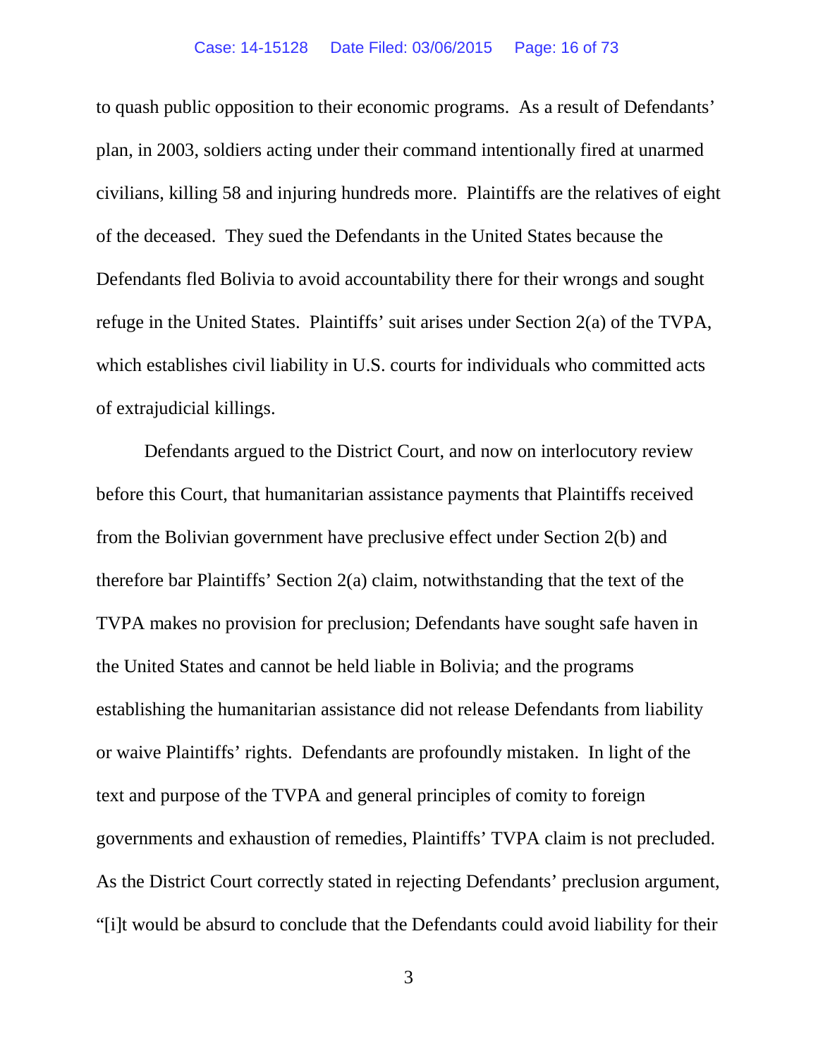to quash public opposition to their economic programs. As a result of Defendants' plan, in 2003, soldiers acting under their command intentionally fired at unarmed civilians, killing 58 and injuring hundreds more. Plaintiffs are the relatives of eight of the deceased. They sued the Defendants in the United States because the Defendants fled Bolivia to avoid accountability there for their wrongs and sought refuge in the United States. Plaintiffs' suit arises under Section 2(a) of the TVPA, which establishes civil liability in U.S. courts for individuals who committed acts of extrajudicial killings.

Defendants argued to the District Court, and now on interlocutory review before this Court, that humanitarian assistance payments that Plaintiffs received from the Bolivian government have preclusive effect under Section 2(b) and therefore bar Plaintiffs' Section 2(a) claim, notwithstanding that the text of the TVPA makes no provision for preclusion; Defendants have sought safe haven in the United States and cannot be held liable in Bolivia; and the programs establishing the humanitarian assistance did not release Defendants from liability or waive Plaintiffs' rights. Defendants are profoundly mistaken. In light of the text and purpose of the TVPA and general principles of comity to foreign governments and exhaustion of remedies, Plaintiffs' TVPA claim is not precluded. As the District Court correctly stated in rejecting Defendants' preclusion argument, "[i]t would be absurd to conclude that the Defendants could avoid liability for their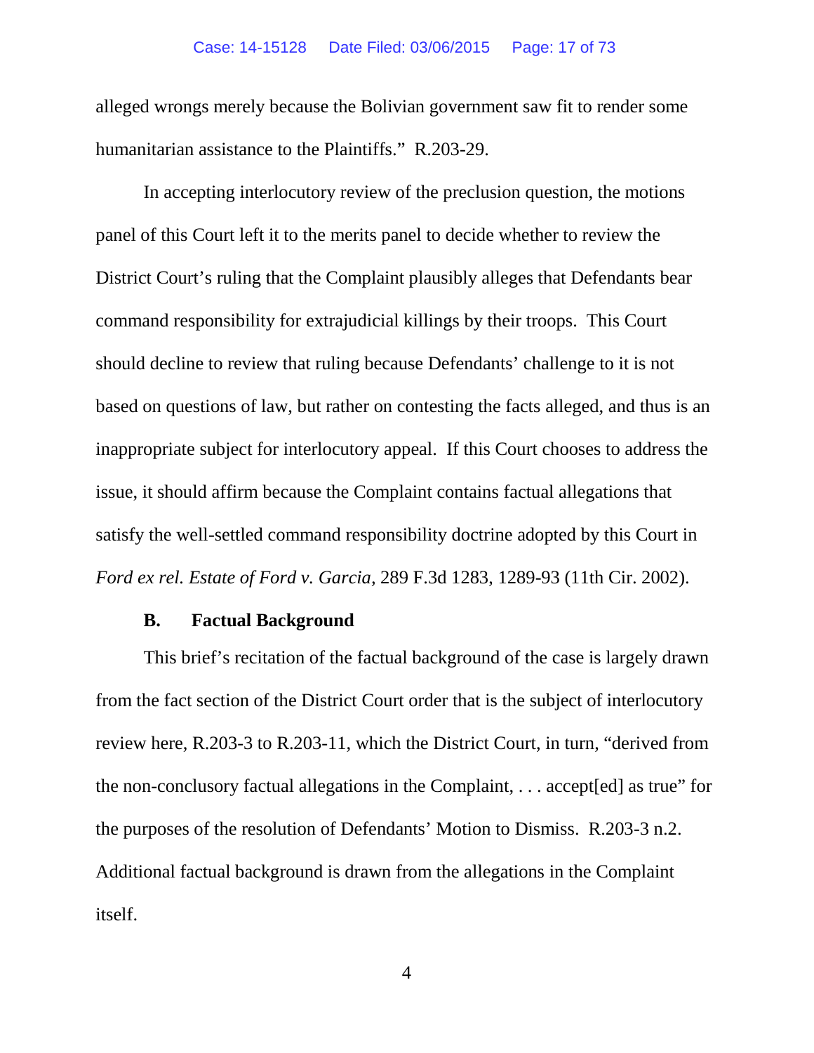alleged wrongs merely because the Bolivian government saw fit to render some humanitarian assistance to the Plaintiffs." R.203-29.

In accepting interlocutory review of the preclusion question, the motions panel of this Court left it to the merits panel to decide whether to review the District Court's ruling that the Complaint plausibly alleges that Defendants bear command responsibility for extrajudicial killings by their troops. This Court should decline to review that ruling because Defendants' challenge to it is not based on questions of law, but rather on contesting the facts alleged, and thus is an inappropriate subject for interlocutory appeal. If this Court chooses to address the issue, it should affirm because the Complaint contains factual allegations that satisfy the well-settled command responsibility doctrine adopted by this Court in *Ford ex rel. Estate of Ford v. Garcia*, 289 F.3d 1283, 1289-93 (11th Cir. 2002).

### B. Factual Background

This brief's recitation of the factual background of the case is largely drawn from the fact section of the District Court order that is the subject of interlocutory review here, R.203-3 to R.203-11, which the District Court, in turn, "derived from the non-conclusory factual allegations in the Complaint, . . . accept[ed] as true" for the purposes of the resolution of Defendants' Motion to Dismiss. R.203-3 n.2. Additional factual background is drawn from the allegations in the Complaint itself.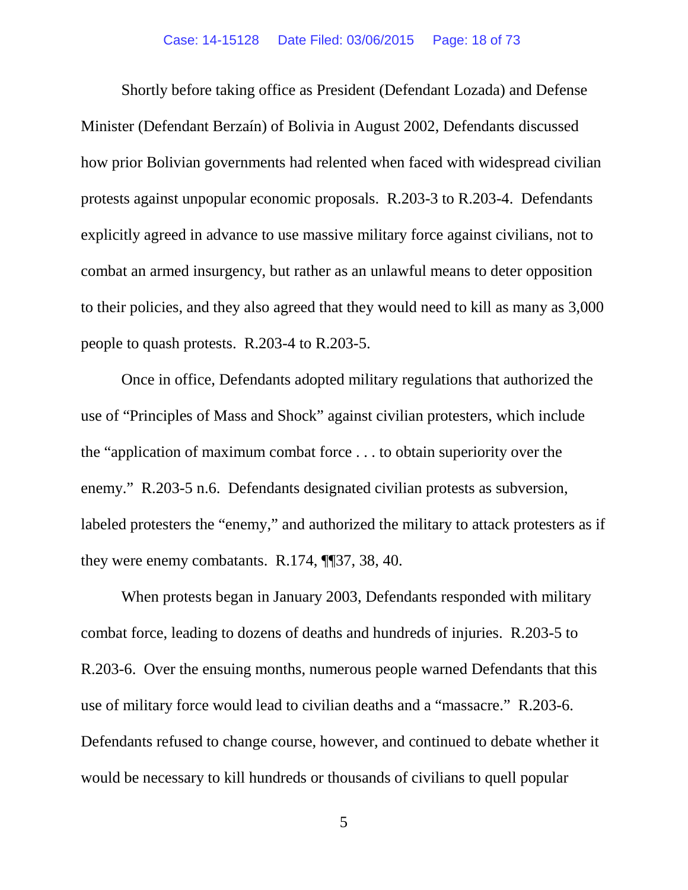Shortly before taking office as President (Defendant Lozada) and Defense Minister (Defendant Berzaín) of Bolivia in August 2002, Defendants discussed how prior Bolivian governments had relented when faced with widespread civilian protests against unpopular economic proposals. R.203-3 to R.203-4. Defendants explicitly agreed in advance to use massive military force against civilians, not to combat an armed insurgency, but rather as an unlawful means to deter opposition to their policies, and they also agreed that they would need to kill as many as 3,000 people to quash protests. R.203-4 to R.203-5.

Once in office, Defendants adopted military regulations that authorized the use of "Principles of Mass and Shock" against civilian protesters, which include the "application of maximum combat force . . . to obtain superiority over the enemy." R.203-5 n.6. Defendants designated civilian protests as subversion, labeled protesters the "enemy," and authorized the military to attack protesters as if they were enemy combatants. R.174, ¶¶37, 38, 40.

When protests began in January 2003, Defendants responded with military combat force, leading to dozens of deaths and hundreds of injuries. R.203-5 to R.203-6. Over the ensuing months, numerous people warned Defendants that this use of military force would lead to civilian deaths and a "massacre." R.203-6. Defendants refused to change course, however, and continued to debate whether it would be necessary to kill hundreds or thousands of civilians to quell popular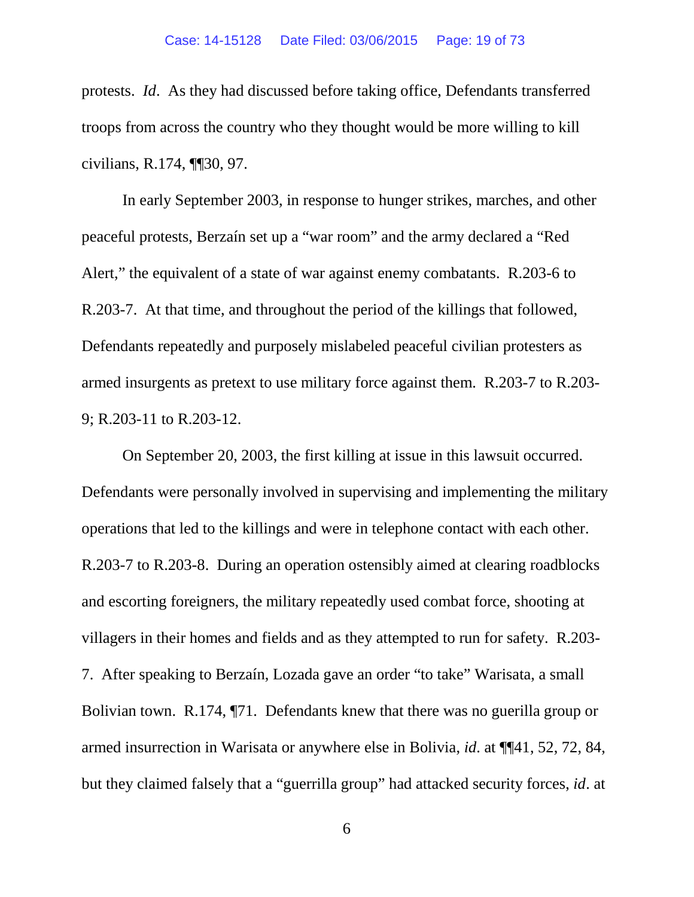protests. *Id*. As they had discussed before taking office, Defendants transferred troops from across the country who they thought would be more willing to kill civilians, R.174, ¶¶30, 97.

In early September 2003, in response to hunger strikes, marches, and other peaceful protests, Berzaín set up a "war room" and the army declared a "Red Alert," the equivalent of a state of war against enemy combatants. R.203-6 to R.203-7. At that time, and throughout the period of the killings that followed, Defendants repeatedly and purposely mislabeled peaceful civilian protesters as armed insurgents as pretext to use military force against them. R.203-7 to R.203-9; R.203-11 to R.203-12.

On September 20, 2003, the first killing at issue in this lawsuit occurred. Defendants were personally involved in supervising and implementing the military operations that led to the killings and were in telephone contact with each other. R.203-7 to R.203-8. During an operation ostensibly aimed at clearing roadblocks and escorting foreigners, the military repeatedly used combat force, shooting at villagers in their homes and fields and as they attempted to run for safety. R.203-7. After speaking to Berzaín, Lozada gave an order "to take" Warisata, a small Bolivian town. R.174, ¶71. Defendants knew that there was no guerilla group or armed insurrection in Warisata or anywhere else in Bolivia, *id*. at ¶¶41, 52, 72, 84, but they claimed falsely that a "guerrilla group" had attacked security forces, *id*. at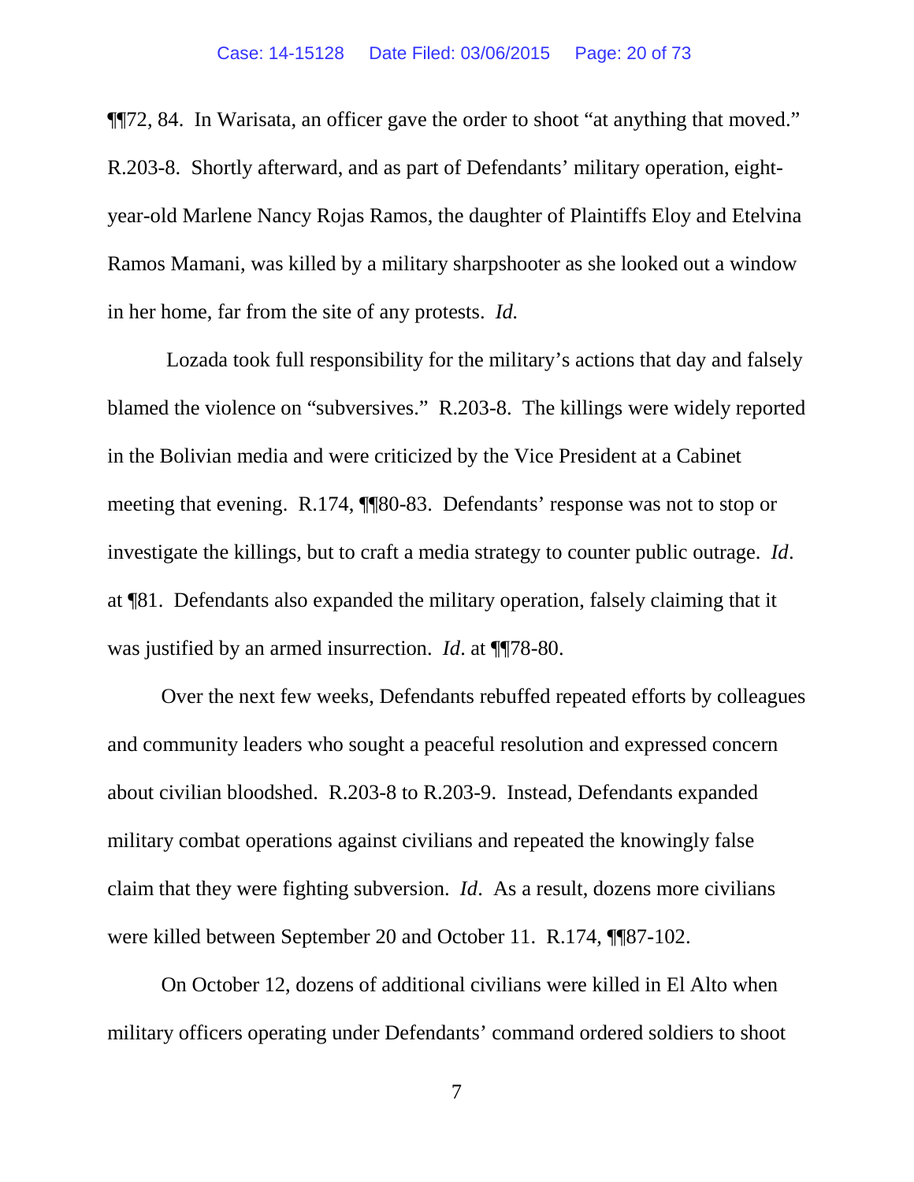¶¶72, 84. In Warisata, an officer gave the order to shoot "at anything that moved." R.203-8. Shortly afterward, and as part of Defendants' military operation, eight-year-old Marlene Nancy Rojas Ramos, the daughter of Plaintiffs Eloy and Etelvina Ramos Mamani, was killed by a military sharpshooter as she looked out a window in her home, far from the site of any protests. *Id.*

Lozada took full responsibility for the military's actions that day and falsely blamed the violence on "subversives." R.203-8. The killings were widely reported in the Bolivian media and were criticized by the Vice President at a Cabinet meeting that evening. R.174, ¶¶80-83. Defendants' response was not to stop or investigate the killings, but to craft a media strategy to counter public outrage. *Id*. at ¶81. Defendants also expanded the military operation, falsely claiming that it was justified by an armed insurrection. *Id*. at ¶¶78-80.

Over the next few weeks, Defendants rebuffed repeated efforts by colleagues and community leaders who sought a peaceful resolution and expressed concern about civilian bloodshed. R.203-8 to R.203-9. Instead, Defendants expanded military combat operations against civilians and repeated the knowingly false claim that they were fighting subversion. *Id*. As a result, dozens more civilians were killed between September 20 and October 11. R.174, ¶¶87-102.

On October 12, dozens of additional civilians were killed in El Alto when military officers operating under Defendants' command ordered soldiers to shoot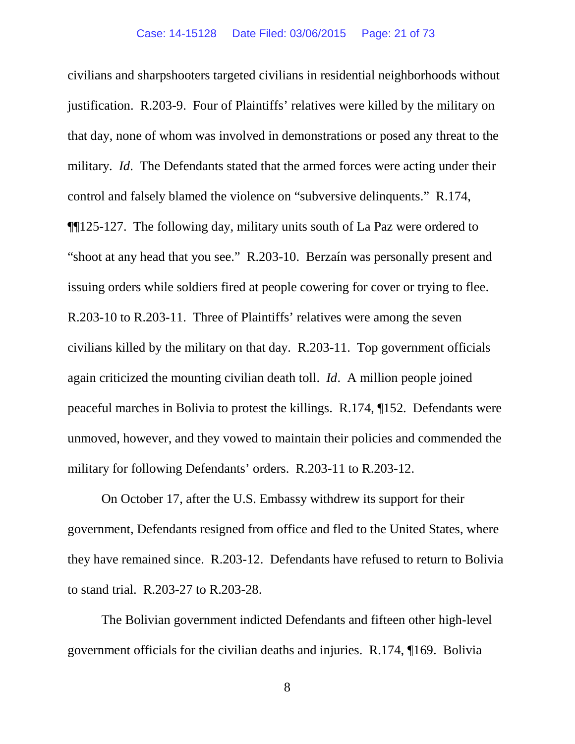civilians and sharpshooters targeted civilians in residential neighborhoods without justification. R.203-9. Four of Plaintiffs' relatives were killed by the military on that day, none of whom was involved in demonstrations or posed any threat to the military. *Id*. The Defendants stated that the armed forces were acting under their control and falsely blamed the violence on "subversive delinquents." R.174, ¶¶125-127. The following day, military units south of La Paz were ordered to "shoot at any head that you see." R.203-10. Berzaín was personally present and issuing orders while soldiers fired at people cowering for cover or trying to flee. R.203-10 to R.203-11. Three of Plaintiffs' relatives were among the seven civilians killed by the military on that day. R.203-11. Top government officials again criticized the mounting civilian death toll. *Id*. A million people joined peaceful marches in Bolivia to protest the killings. R.174, ¶152. Defendants were unmoved, however, and they vowed to maintain their policies and commended the military for following Defendants' orders. R.203-11 to R.203-12.

On October 17, after the U.S. Embassy withdrew its support for their government, Defendants resigned from office and fled to the United States, where they have remained since. R.203-12. Defendants have refused to return to Bolivia to stand trial. R.203-27 to R.203-28.

The Bolivian government indicted Defendants and fifteen other high-level government officials for the civilian deaths and injuries. R.174, ¶169. Bolivia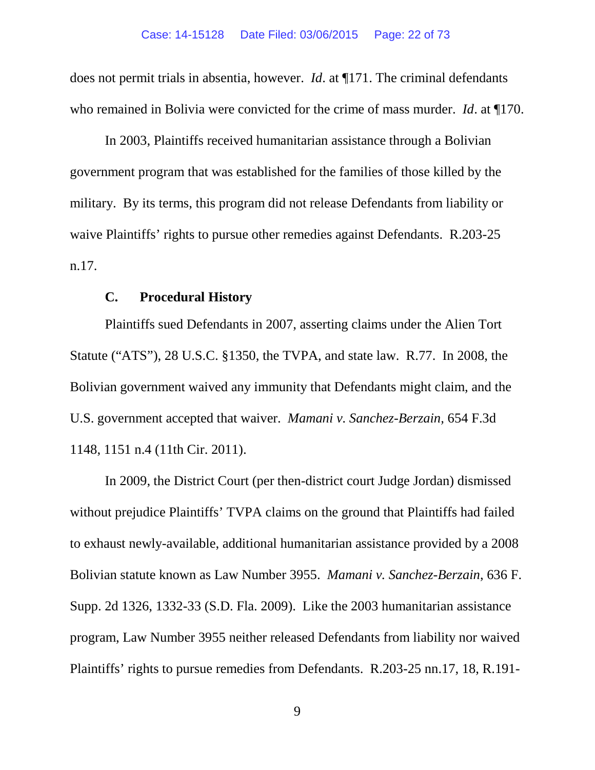does not permit trials in absentia, however. *Id*. at ¶171. The criminal defendants who remained in Bolivia were convicted for the crime of mass murder. *Id*. at ¶170.

In 2003, Plaintiffs received humanitarian assistance through a Bolivian government program that was established for the families of those killed by the military. By its terms, this program did not release Defendants from liability or waive Plaintiffs' rights to pursue other remedies against Defendants. R.203-25 n.17.

### C. Procedural History

Plaintiffs sued Defendants in 2007, asserting claims under the Alien Tort Statute ("ATS"), 28 U.S.C. §1350, the TVPA, and state law. R.77. In 2008, the Bolivian government waived any immunity that Defendants might claim, and the U.S. government accepted that waiver. *Mamani v. Sanchez-Berzain*, 654 F.3d 1148, 1151 n.4 (11th Cir. 2011).

In 2009, the District Court (per then-district court Judge Jordan) dismissed without prejudice Plaintiffs' TVPA claims on the ground that Plaintiffs had failed to exhaust newly-available, additional humanitarian assistance provided by a 2008 Bolivian statute known as Law Number 3955. *Mamani v. Sanchez-Berzain*, 636 F. Supp. 2d 1326, 1332-33 (S.D. Fla. 2009). Like the 2003 humanitarian assistance program, Law Number 3955 neither released Defendants from liability nor waived Plaintiffs' rights to pursue remedies from Defendants. R.203-25 nn.17, 18, R.191-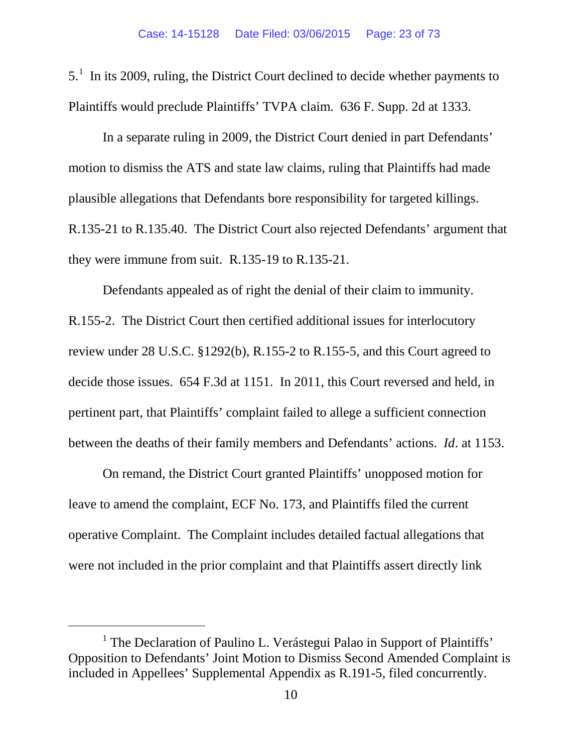5.[1] In its 2009, ruling, the District Court declined to decide whether payments to Plaintiffs would preclude Plaintiffs' TVPA claim. 636 F. Supp. 2d at 1333.

In a separate ruling in 2009, the District Court denied in part Defendants' motion to dismiss the ATS and state law claims, ruling that Plaintiffs had made plausible allegations that Defendants bore responsibility for targeted killings. R.135-21 to R.135.40. The District Court also rejected Defendants' argument that they were immune from suit. R.135-19 to R.135-21.

Defendants appealed as of right the denial of their claim to immunity. R.155-2. The District Court then certified additional issues for interlocutory review under 28 U.S.C. §1292(b), R.155-2 to R.155-5, and this Court agreed to decide those issues. 654 F.3d at 1151. In 2011, this Court reversed and held, in pertinent part, that Plaintiffs' complaint failed to allege a sufficient connection between the deaths of their family members and Defendants' actions. *Id*. at 1153.

On remand, the District Court granted Plaintiffs' unopposed motion for leave to amend the complaint, ECF No. 173, and Plaintiffs filed the current operative Complaint. The Complaint includes detailed factual allegations that were not included in the prior complaint and that Plaintiffs assert directly link

[1] The Declaration of Paulino L. Verástegui Palao in Support of Plaintiffs' Opposition to Defendants' Joint Motion to Dismiss Second Amended Complaint is included in Appellees' Supplemental Appendix as R.191-5, filed concurrently.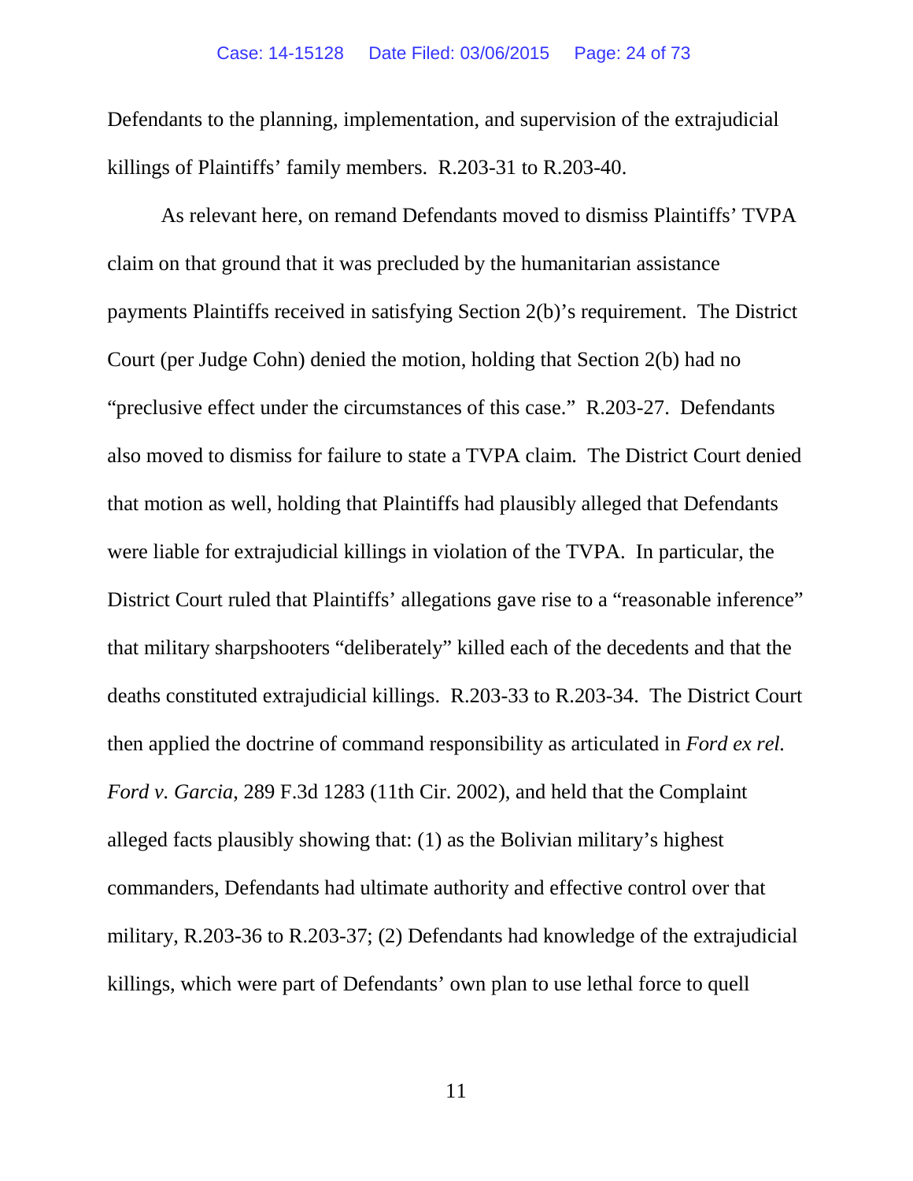Defendants to the planning, implementation, and supervision of the extrajudicial killings of Plaintiffs' family members. R.203-31 to R.203-40.

As relevant here, on remand Defendants moved to dismiss Plaintiffs' TVPA claim on that ground that it was precluded by the humanitarian assistance payments Plaintiffs received in satisfying Section 2(b)'s requirement. The District Court (per Judge Cohn) denied the motion, holding that Section 2(b) had no "preclusive effect under the circumstances of this case." R.203-27. Defendants also moved to dismiss for failure to state a TVPA claim. The District Court denied that motion as well, holding that Plaintiffs had plausibly alleged that Defendants were liable for extrajudicial killings in violation of the TVPA. In particular, the District Court ruled that Plaintiffs' allegations gave rise to a "reasonable inference" that military sharpshooters "deliberately" killed each of the decedents and that the deaths constituted extrajudicial killings. R.203-33 to R.203-34. The District Court then applied the doctrine of command responsibility as articulated in *Ford ex rel. Ford v. Garcia*, 289 F.3d 1283 (11th Cir. 2002), and held that the Complaint alleged facts plausibly showing that: (1) as the Bolivian military's highest commanders, Defendants had ultimate authority and effective control over that military, R.203-36 to R.203-37; (2) Defendants had knowledge of the extrajudicial killings, which were part of Defendants' own plan to use lethal force to quell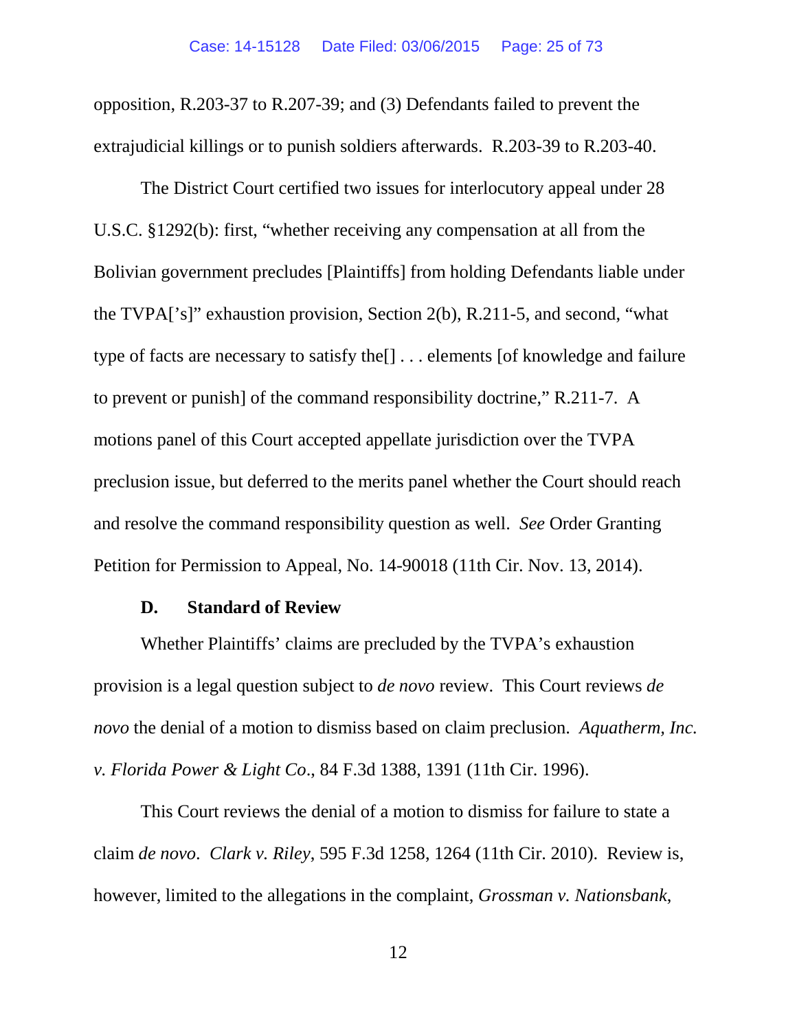opposition, R.203-37 to R.207-39; and (3) Defendants failed to prevent the extrajudicial killings or to punish soldiers afterwards. R.203-39 to R.203-40.

The District Court certified two issues for interlocutory appeal under 28 U.S.C. §1292(b): first, "whether receiving any compensation at all from the Bolivian government precludes [Plaintiffs] from holding Defendants liable under the TVPA['s]" exhaustion provision, Section 2(b), R.211-5, and second, "what type of facts are necessary to satisfy the[] . . . elements [of knowledge and failure to prevent or punish] of the command responsibility doctrine," R.211-7. A motions panel of this Court accepted appellate jurisdiction over the TVPA preclusion issue, but deferred to the merits panel whether the Court should reach and resolve the command responsibility question as well. *See* Order Granting Petition for Permission to Appeal, No. 14-90018 (11th Cir. Nov. 13, 2014).

### D. Standard of Review

Whether Plaintiffs' claims are precluded by the TVPA's exhaustion provision is a legal question subject to *de novo* review. This Court reviews *de novo* the denial of a motion to dismiss based on claim preclusion. *Aquatherm, Inc. v. Florida Power & Light Co*., 84 F.3d 1388, 1391 (11th Cir. 1996).

This Court reviews the denial of a motion to dismiss for failure to state a claim *de novo*. *Clark v. Riley*, 595 F.3d 1258, 1264 (11th Cir. 2010). Review is, however, limited to the allegations in the complaint, *Grossman v. Nationsbank*,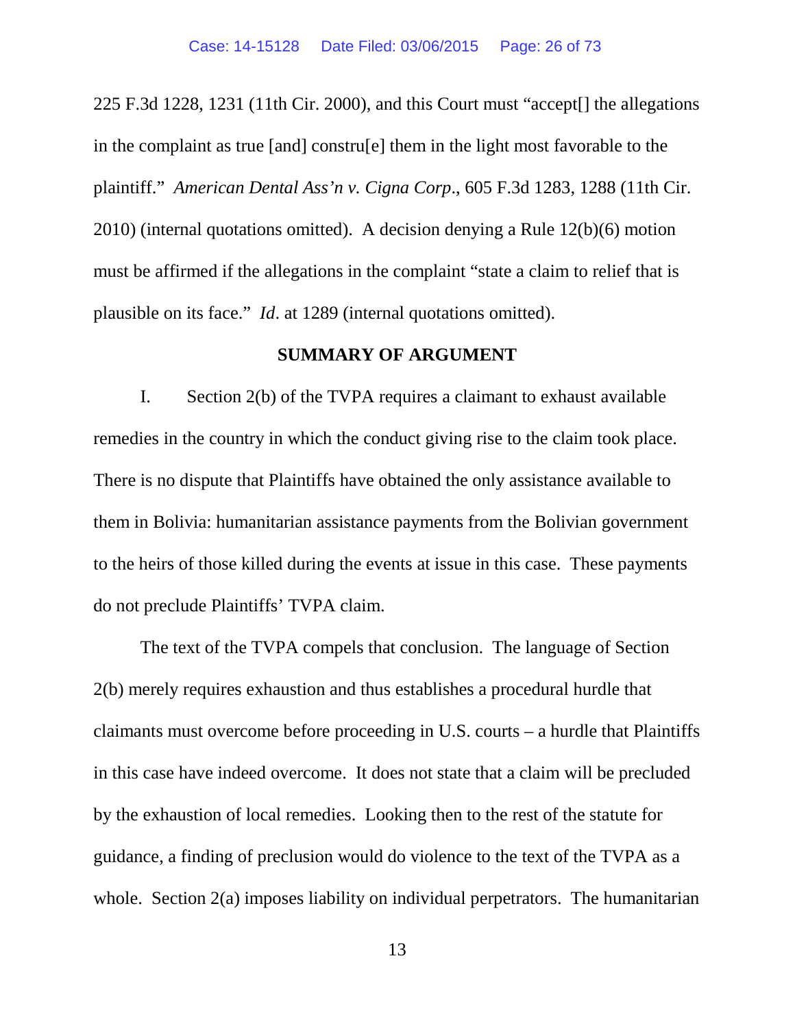225 F.3d 1228, 1231 (11th Cir. 2000), and this Court must "accept[] the allegations in the complaint as true [and] constru[e] them in the light most favorable to the plaintiff." *American Dental Ass'n v. Cigna Corp*., 605 F.3d 1283, 1288 (11th Cir. 2010) (internal quotations omitted). A decision denying a Rule 12(b)(6) motion must be affirmed if the allegations in the complaint "state a claim to relief that is plausible on its face." *Id*. at 1289 (internal quotations omitted).

## SUMMARY OF ARGUMENT

I. Section 2(b) of the TVPA requires a claimant to exhaust available remedies in the country in which the conduct giving rise to the claim took place. There is no dispute that Plaintiffs have obtained the only assistance available to them in Bolivia: humanitarian assistance payments from the Bolivian government to the heirs of those killed during the events at issue in this case. These payments do not preclude Plaintiffs' TVPA claim.

The text of the TVPA compels that conclusion. The language of Section 2(b) merely requires exhaustion and thus establishes a procedural hurdle that claimants must overcome before proceeding in U.S. courts – a hurdle that Plaintiffs in this case have indeed overcome. It does not state that a claim will be precluded by the exhaustion of local remedies. Looking then to the rest of the statute for guidance, a finding of preclusion would do violence to the text of the TVPA as a whole. Section 2(a) imposes liability on individual perpetrators. The humanitarian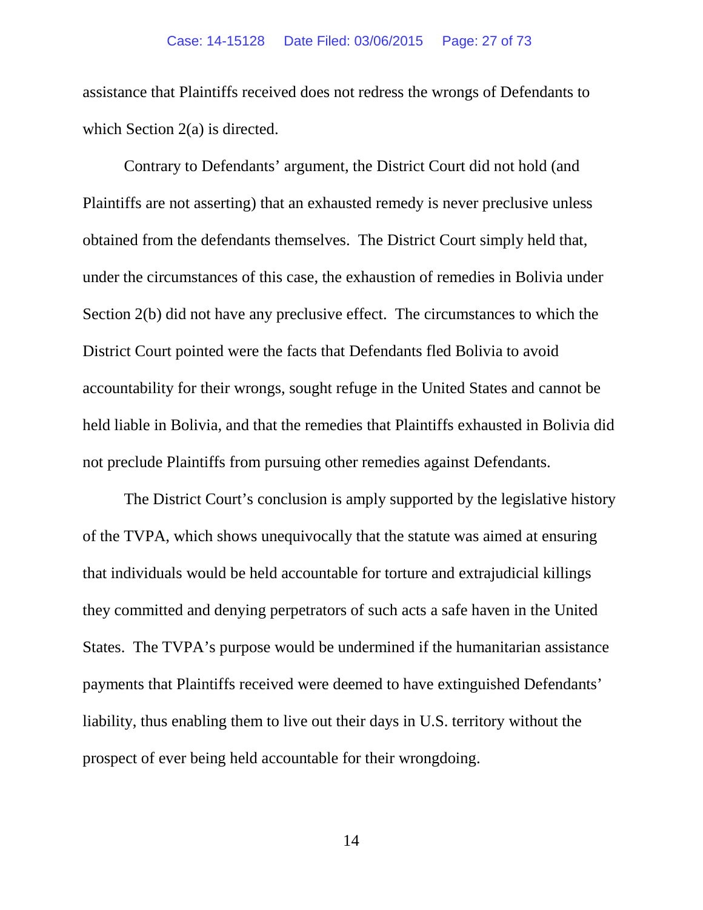assistance that Plaintiffs received does not redress the wrongs of Defendants to which Section 2(a) is directed.

Contrary to Defendants' argument, the District Court did not hold (and Plaintiffs are not asserting) that an exhausted remedy is never preclusive unless obtained from the defendants themselves. The District Court simply held that, under the circumstances of this case, the exhaustion of remedies in Bolivia under Section 2(b) did not have any preclusive effect. The circumstances to which the District Court pointed were the facts that Defendants fled Bolivia to avoid accountability for their wrongs, sought refuge in the United States and cannot be held liable in Bolivia, and that the remedies that Plaintiffs exhausted in Bolivia did not preclude Plaintiffs from pursuing other remedies against Defendants.

The District Court's conclusion is amply supported by the legislative history of the TVPA, which shows unequivocally that the statute was aimed at ensuring that individuals would be held accountable for torture and extrajudicial killings they committed and denying perpetrators of such acts a safe haven in the United States. The TVPA's purpose would be undermined if the humanitarian assistance payments that Plaintiffs received were deemed to have extinguished Defendants' liability, thus enabling them to live out their days in U.S. territory without the prospect of ever being held accountable for their wrongdoing.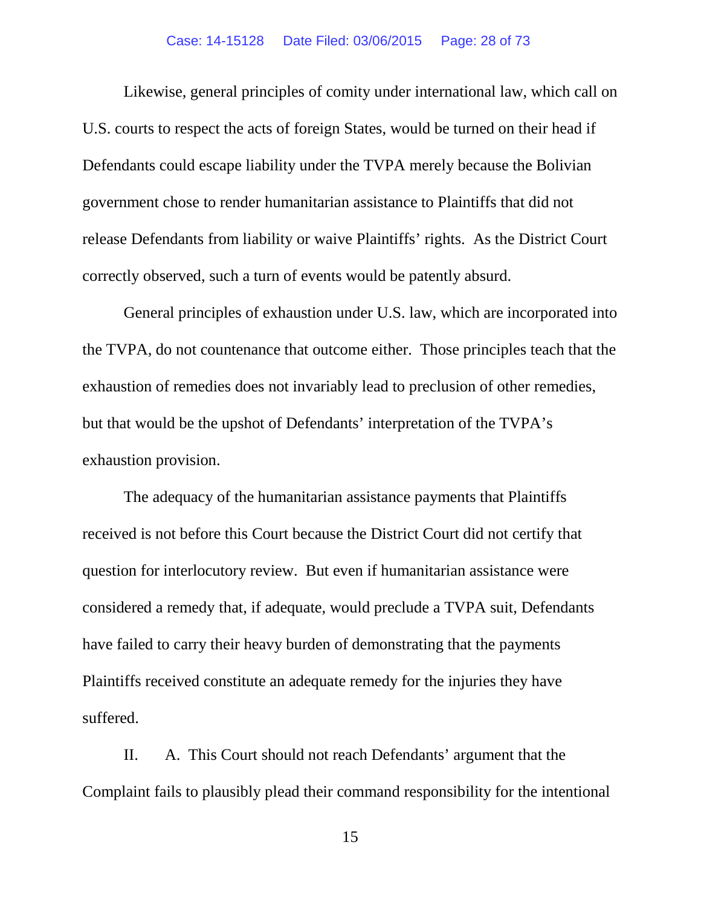Likewise, general principles of comity under international law, which call on U.S. courts to respect the acts of foreign States, would be turned on their head if Defendants could escape liability under the TVPA merely because the Bolivian government chose to render humanitarian assistance to Plaintiffs that did not release Defendants from liability or waive Plaintiffs' rights. As the District Court correctly observed, such a turn of events would be patently absurd.

General principles of exhaustion under U.S. law, which are incorporated into the TVPA, do not countenance that outcome either. Those principles teach that the exhaustion of remedies does not invariably lead to preclusion of other remedies, but that would be the upshot of Defendants' interpretation of the TVPA's exhaustion provision.

The adequacy of the humanitarian assistance payments that Plaintiffs received is not before this Court because the District Court did not certify that question for interlocutory review. But even if humanitarian assistance were considered a remedy that, if adequate, would preclude a TVPA suit, Defendants have failed to carry their heavy burden of demonstrating that the payments Plaintiffs received constitute an adequate remedy for the injuries they have suffered.

II. A. This Court should not reach Defendants' argument that the Complaint fails to plausibly plead their command responsibility for the intentional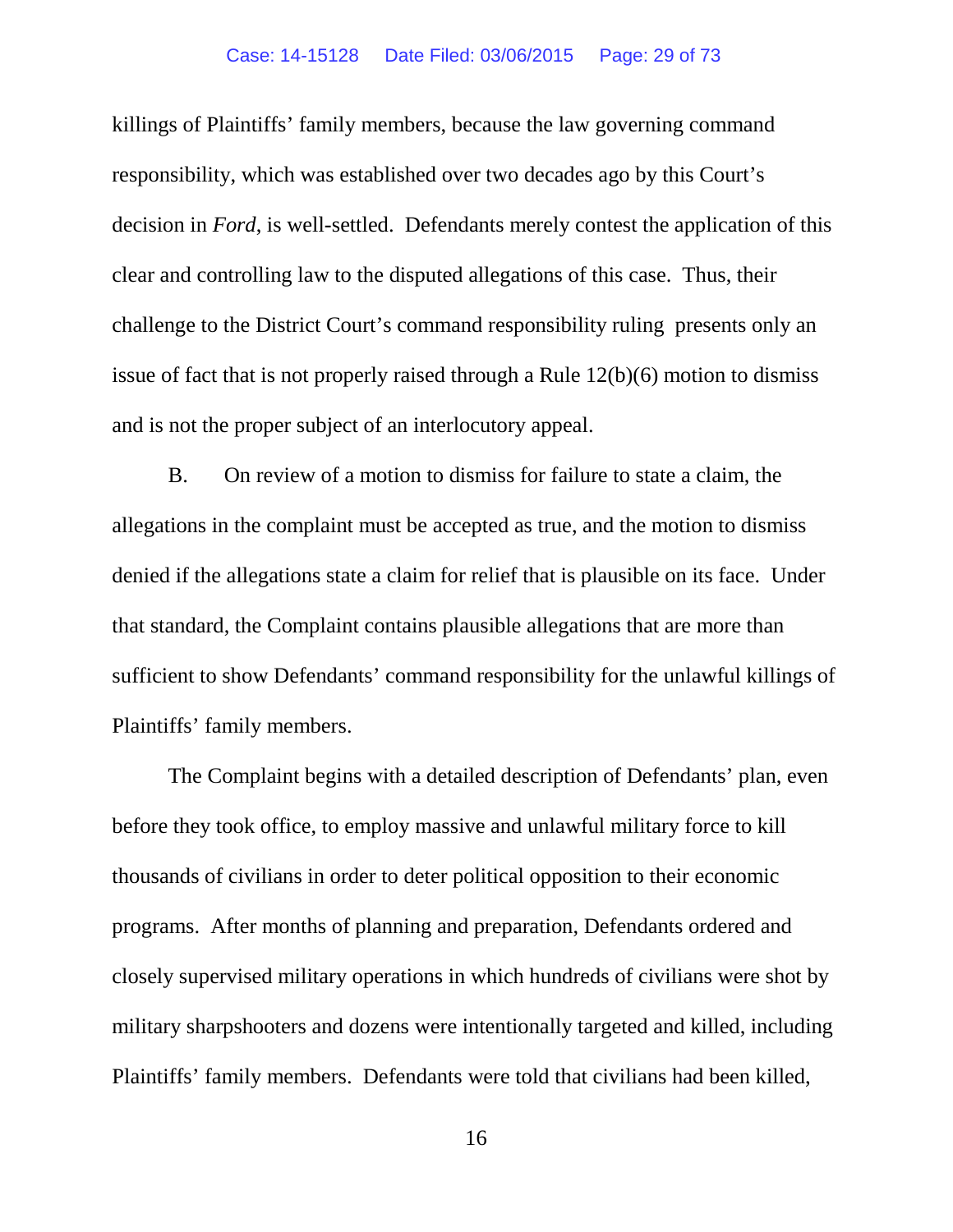killings of Plaintiffs' family members, because the law governing command responsibility, which was established over two decades ago by this Court's decision in *Ford*, is well-settled. Defendants merely contest the application of this clear and controlling law to the disputed allegations of this case. Thus, their challenge to the District Court's command responsibility ruling presents only an issue of fact that is not properly raised through a Rule 12(b)(6) motion to dismiss and is not the proper subject of an interlocutory appeal.

B. On review of a motion to dismiss for failure to state a claim, the allegations in the complaint must be accepted as true, and the motion to dismiss denied if the allegations state a claim for relief that is plausible on its face. Under that standard, the Complaint contains plausible allegations that are more than sufficient to show Defendants' command responsibility for the unlawful killings of Plaintiffs' family members.

The Complaint begins with a detailed description of Defendants' plan, even before they took office, to employ massive and unlawful military force to kill thousands of civilians in order to deter political opposition to their economic programs. After months of planning and preparation, Defendants ordered and closely supervised military operations in which hundreds of civilians were shot by military sharpshooters and dozens were intentionally targeted and killed, including Plaintiffs' family members. Defendants were told that civilians had been killed,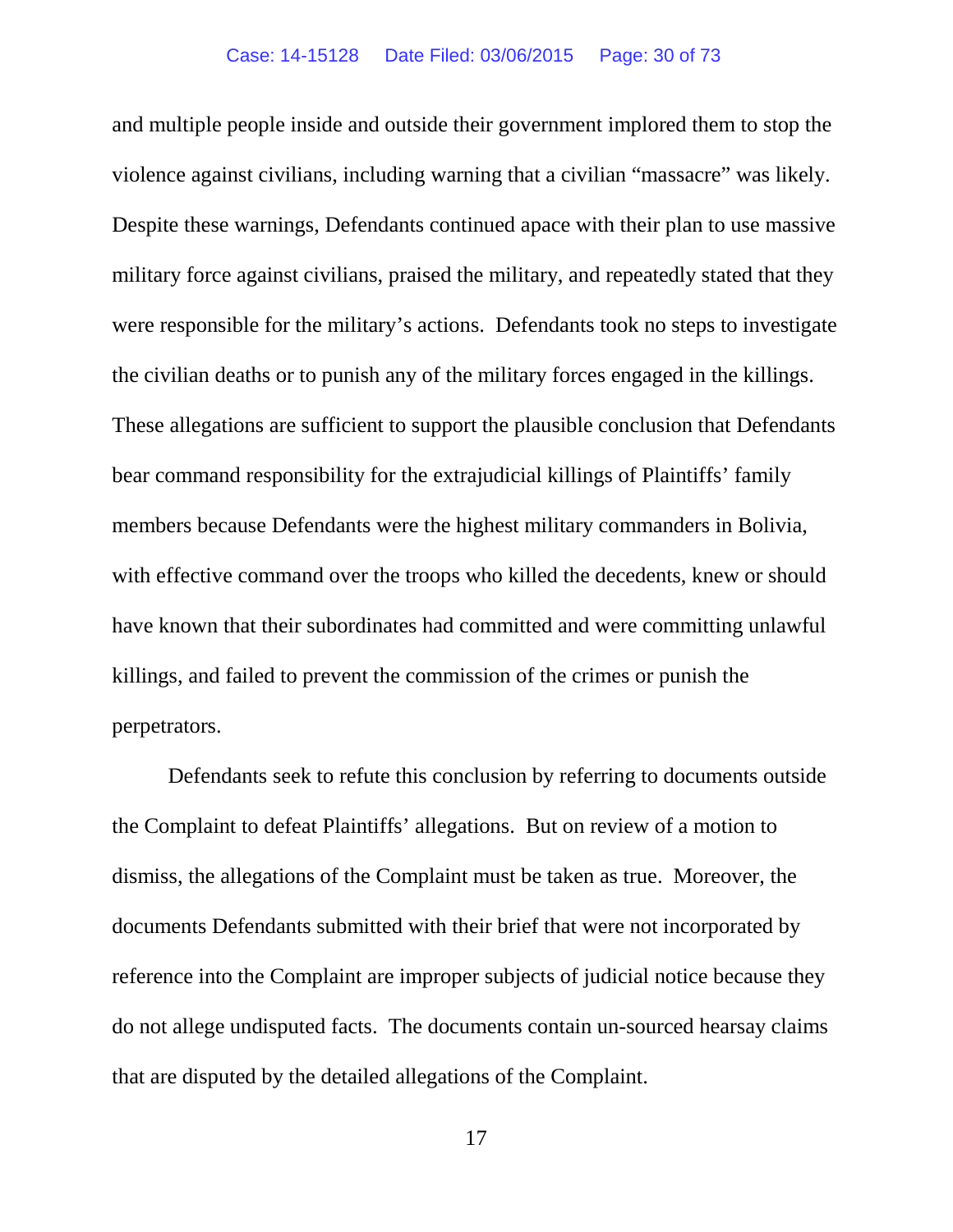and multiple people inside and outside their government implored them to stop the violence against civilians, including warning that a civilian "massacre" was likely. Despite these warnings, Defendants continued apace with their plan to use massive military force against civilians, praised the military, and repeatedly stated that they were responsible for the military's actions. Defendants took no steps to investigate the civilian deaths or to punish any of the military forces engaged in the killings. These allegations are sufficient to support the plausible conclusion that Defendants bear command responsibility for the extrajudicial killings of Plaintiffs' family members because Defendants were the highest military commanders in Bolivia, with effective command over the troops who killed the decedents, knew or should have known that their subordinates had committed and were committing unlawful killings, and failed to prevent the commission of the crimes or punish the perpetrators.

Defendants seek to refute this conclusion by referring to documents outside the Complaint to defeat Plaintiffs' allegations. But on review of a motion to dismiss, the allegations of the Complaint must be taken as true. Moreover, the documents Defendants submitted with their brief that were not incorporated by reference into the Complaint are improper subjects of judicial notice because they do not allege undisputed facts. The documents contain un-sourced hearsay claims that are disputed by the detailed allegations of the Complaint.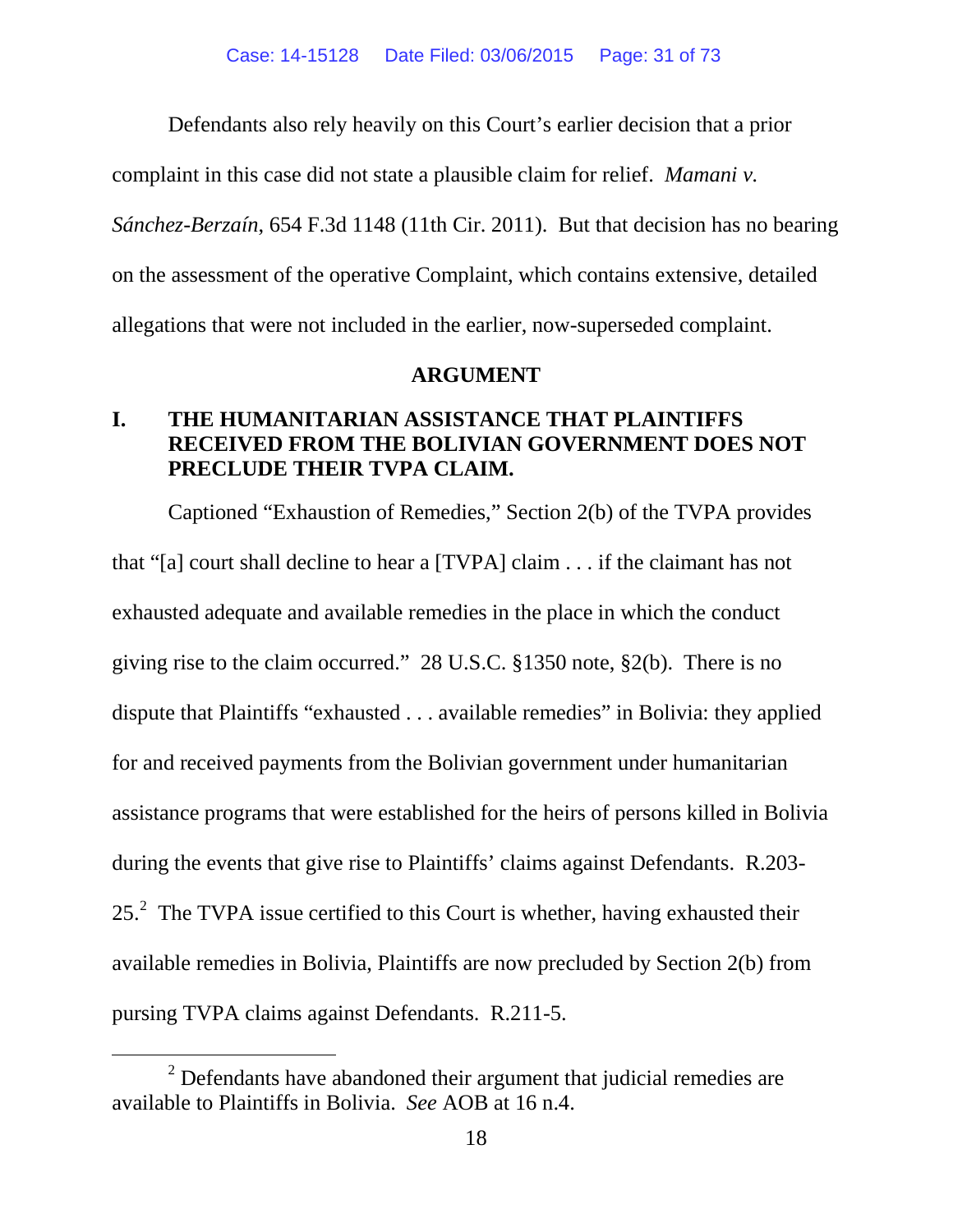Defendants also rely heavily on this Court's earlier decision that a prior complaint in this case did not state a plausible claim for relief. *Mamani v. Sánchez-Berzaín*, 654 F.3d 1148 (11th Cir. 2011). But that decision has no bearing on the assessment of the operative Complaint, which contains extensive, detailed allegations that were not included in the earlier, now-superseded complaint.

## ARGUMENT

### I. THE HUMANITARIAN ASSISTANCE THAT PLAINTIFFS RECEIVED FROM THE BOLIVIAN GOVERNMENT DOES NOT PRECLUDE THEIR TVPA CLAIM.

Captioned "Exhaustion of Remedies," Section 2(b) of the TVPA provides that "[a] court shall decline to hear a [TVPA] claim . . . if the claimant has not exhausted adequate and available remedies in the place in which the conduct giving rise to the claim occurred." 28 U.S.C. §1350 note, §2(b). There is no dispute that Plaintiffs "exhausted . . . available remedies" in Bolivia: they applied for and received payments from the Bolivian government under humanitarian assistance programs that were established for the heirs of persons killed in Bolivia during the events that give rise to Plaintiffs' claims against Defendants. R.203-25.[2] The TVPA issue certified to this Court is whether, having exhausted their available remedies in Bolivia, Plaintiffs are now precluded by Section 2(b) from pursing TVPA claims against Defendants. R.211-5.

[2] Defendants have abandoned their argument that judicial remedies are available to Plaintiffs in Bolivia. *See* AOB at 16 n.4.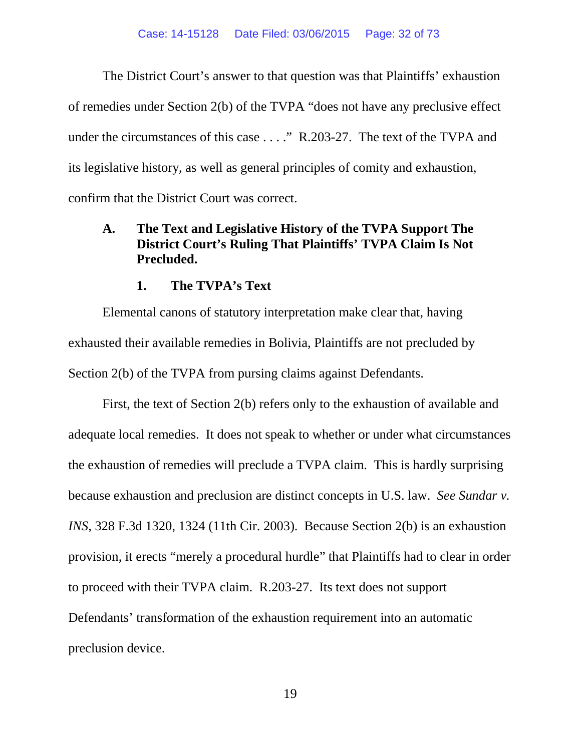The District Court's answer to that question was that Plaintiffs' exhaustion of remedies under Section 2(b) of the TVPA "does not have any preclusive effect under the circumstances of this case . . . ." R.203-27. The text of the TVPA and its legislative history, as well as general principles of comity and exhaustion, confirm that the District Court was correct.

## A. The Text and Legislative History of the TVPA Support The District Court's Ruling That Plaintiffs' TVPA Claim Is Not Precluded.

### 1. The TVPA's Text

Elemental canons of statutory interpretation make clear that, having exhausted their available remedies in Bolivia, Plaintiffs are not precluded by Section 2(b) of the TVPA from pursing claims against Defendants.

First, the text of Section 2(b) refers only to the exhaustion of available and adequate local remedies. It does not speak to whether or under what circumstances the exhaustion of remedies will preclude a TVPA claim. This is hardly surprising because exhaustion and preclusion are distinct concepts in U.S. law. *See Sundar v. INS*, 328 F.3d 1320, 1324 (11th Cir. 2003). Because Section 2(b) is an exhaustion provision, it erects "merely a procedural hurdle" that Plaintiffs had to clear in order to proceed with their TVPA claim. R.203-27. Its text does not support Defendants' transformation of the exhaustion requirement into an automatic preclusion device.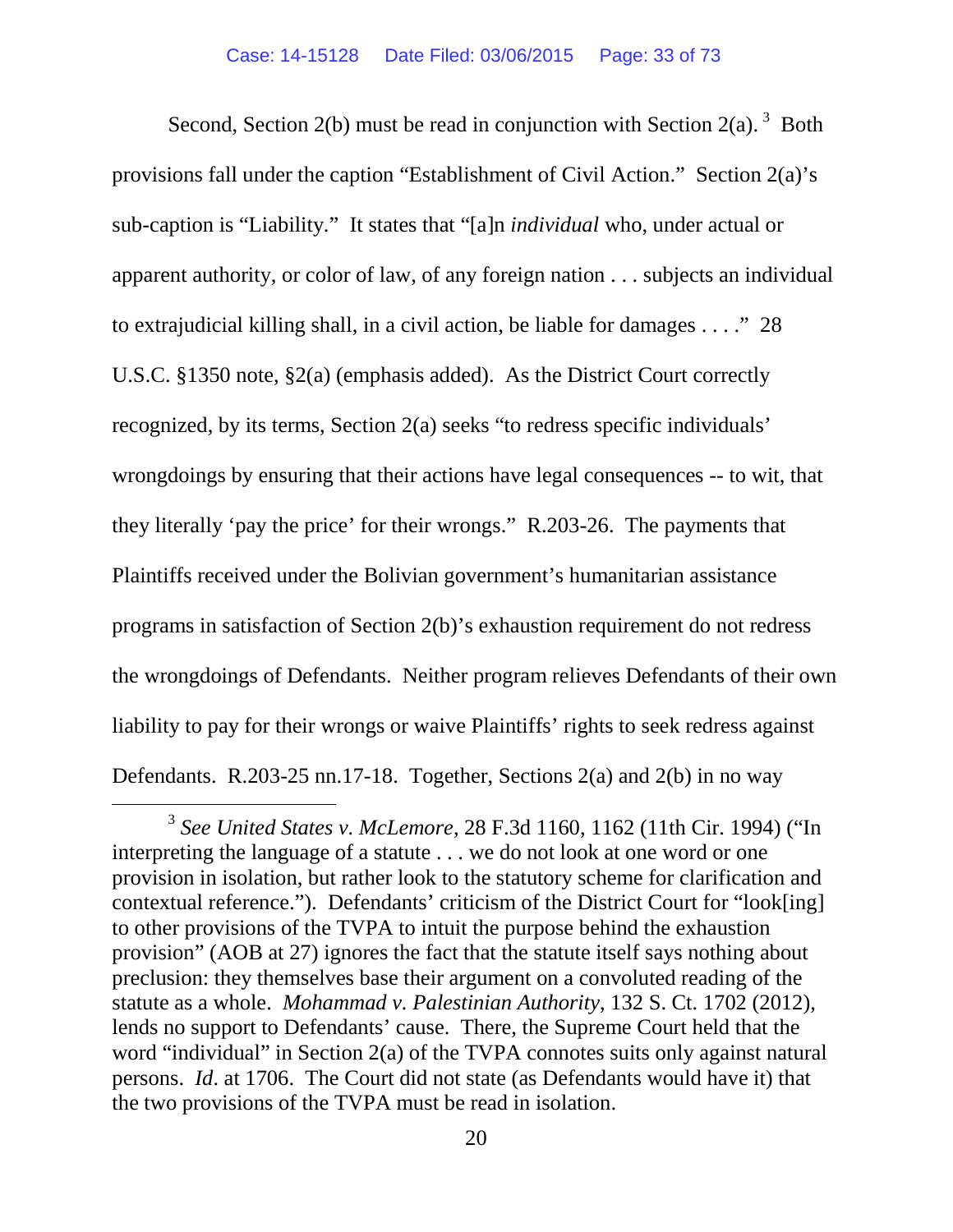Second, Section 2(b) must be read in conjunction with Section 2(a).[3] Both provisions fall under the caption "Establishment of Civil Action." Section 2(a)'s sub-caption is "Liability." It states that "[a]n *individual* who, under actual or apparent authority, or color of law, of any foreign nation . . . subjects an individual to extrajudicial killing shall, in a civil action, be liable for damages . . . ." 28 U.S.C. §1350 note, §2(a) (emphasis added). As the District Court correctly recognized, by its terms, Section 2(a) seeks "to redress specific individuals' wrongdoings by ensuring that their actions have legal consequences -- to wit, that they literally 'pay the price' for their wrongs." R.203-26. The payments that Plaintiffs received under the Bolivian government's humanitarian assistance programs in satisfaction of Section 2(b)'s exhaustion requirement do not redress the wrongdoings of Defendants. Neither program relieves Defendants of their own liability to pay for their wrongs or waive Plaintiffs' rights to seek redress against Defendants. R.203-25 nn.17-18. Together, Sections 2(a) and 2(b) in no way

---

[3] *See United States v. McLemore*, 28 F.3d 1160, 1162 (11th Cir. 1994) ("In interpreting the language of a statute . . . we do not look at one word or one provision in isolation, but rather look to the statutory scheme for clarification and contextual reference."). Defendants' criticism of the District Court for "look[ing] to other provisions of the TVPA to intuit the purpose behind the exhaustion provision" (AOB at 27) ignores the fact that the statute itself says nothing about preclusion: they themselves base their argument on a convoluted reading of the statute as a whole. *Mohammad v. Palestinian Authority*, 132 S. Ct. 1702 (2012), lends no support to Defendants' cause. There, the Supreme Court held that the word "individual" in Section 2(a) of the TVPA connotes suits only against natural persons. *Id*. at 1706. The Court did not state (as Defendants would have it) that the two provisions of the TVPA must be read in isolation.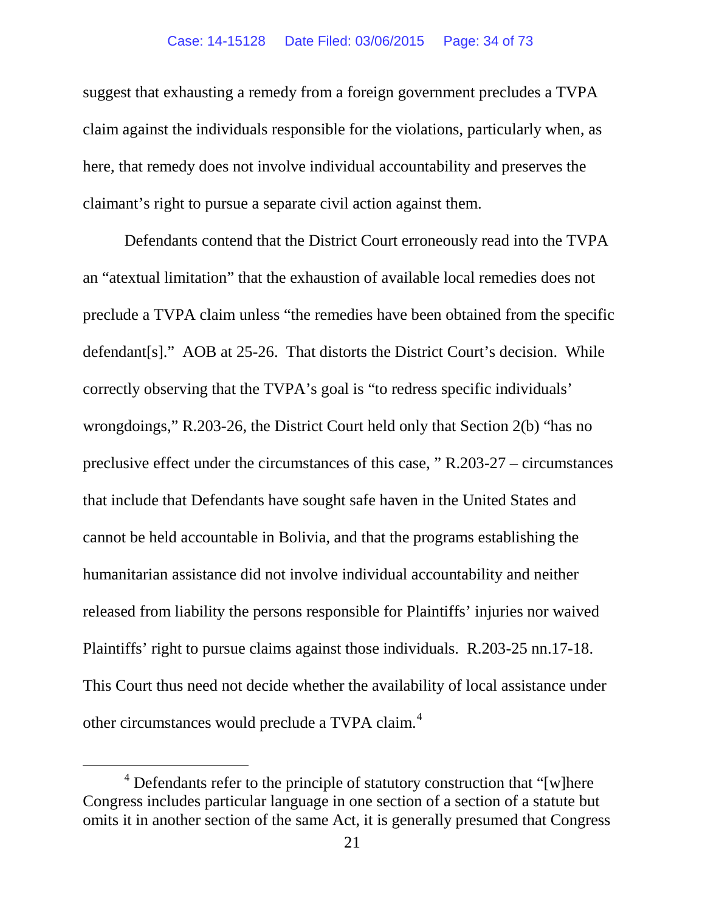suggest that exhausting a remedy from a foreign government precludes a TVPA claim against the individuals responsible for the violations, particularly when, as here, that remedy does not involve individual accountability and preserves the claimant's right to pursue a separate civil action against them.

Defendants contend that the District Court erroneously read into the TVPA an "atextual limitation" that the exhaustion of available local remedies does not preclude a TVPA claim unless "the remedies have been obtained from the specific defendant[s]." AOB at 25-26. That distorts the District Court's decision. While correctly observing that the TVPA's goal is "to redress specific individuals' wrongdoings," R.203-26, the District Court held only that Section 2(b) "has no preclusive effect under the circumstances of this case, " R.203-27 – circumstances that include that Defendants have sought safe haven in the United States and cannot be held accountable in Bolivia, and that the programs establishing the humanitarian assistance did not involve individual accountability and neither released from liability the persons responsible for Plaintiffs' injuries nor waived Plaintiffs' right to pursue claims against those individuals. R.203-25 nn.17-18. This Court thus need not decide whether the availability of local assistance under other circumstances would preclude a TVPA claim.[4]

[4] Defendants refer to the principle of statutory construction that "[w]here Congress includes particular language in one section of a section of a statute but omits it in another section of the same Act, it is generally presumed that Congress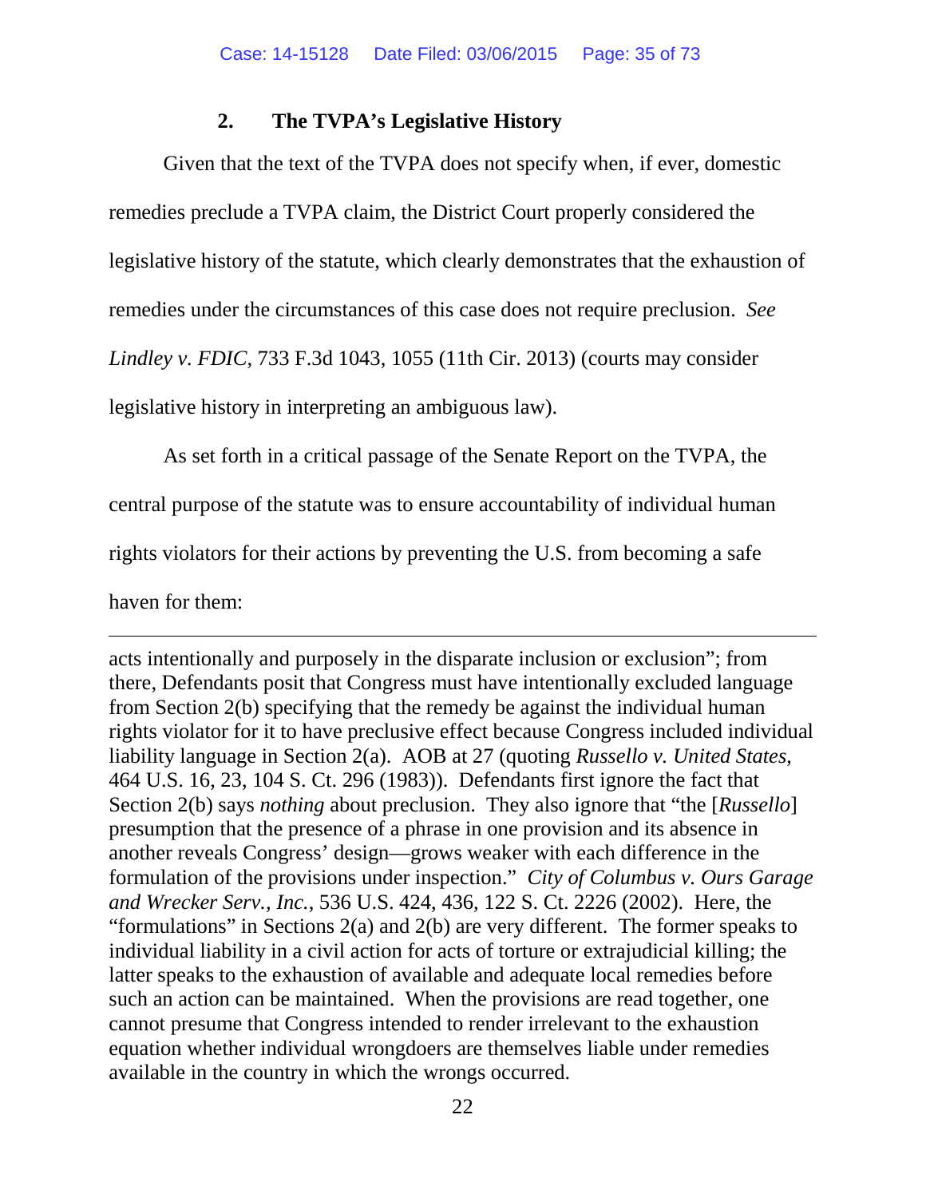### 2. The TVPA's Legislative History

Given that the text of the TVPA does not specify when, if ever, domestic remedies preclude a TVPA claim, the District Court properly considered the legislative history of the statute, which clearly demonstrates that the exhaustion of remedies under the circumstances of this case does not require preclusion. *See Lindley v. FDIC*, 733 F.3d 1043, 1055 (11th Cir. 2013) (courts may consider legislative history in interpreting an ambiguous law).

As set forth in a critical passage of the Senate Report on the TVPA, the central purpose of the statute was to ensure accountability of individual human rights violators for their actions by preventing the U.S. from becoming a safe haven for them:

---

acts intentionally and purposely in the disparate inclusion or exclusion"; from there, Defendants posit that Congress must have intentionally excluded language from Section 2(b) specifying that the remedy be against the individual human rights violator for it to have preclusive effect because Congress included individual liability language in Section 2(a). AOB at 27 (quoting *Russello v. United States*, 464 U.S. 16, 23, 104 S. Ct. 296 (1983)). Defendants first ignore the fact that Section 2(b) says *nothing* about preclusion. They also ignore that "the [*Russello*] presumption that the presence of a phrase in one provision and its absence in another reveals Congress' design—grows weaker with each difference in the formulation of the provisions under inspection." *City of Columbus v. Ours Garage and Wrecker Serv., Inc.*, 536 U.S. 424, 436, 122 S. Ct. 2226 (2002). Here, the "formulations" in Sections 2(a) and 2(b) are very different. The former speaks to individual liability in a civil action for acts of torture or extrajudicial killing; the latter speaks to the exhaustion of available and adequate local remedies before such an action can be maintained. When the provisions are read together, one cannot presume that Congress intended to render irrelevant to the exhaustion equation whether individual wrongdoers are themselves liable under remedies available in the country in which the wrongs occurred.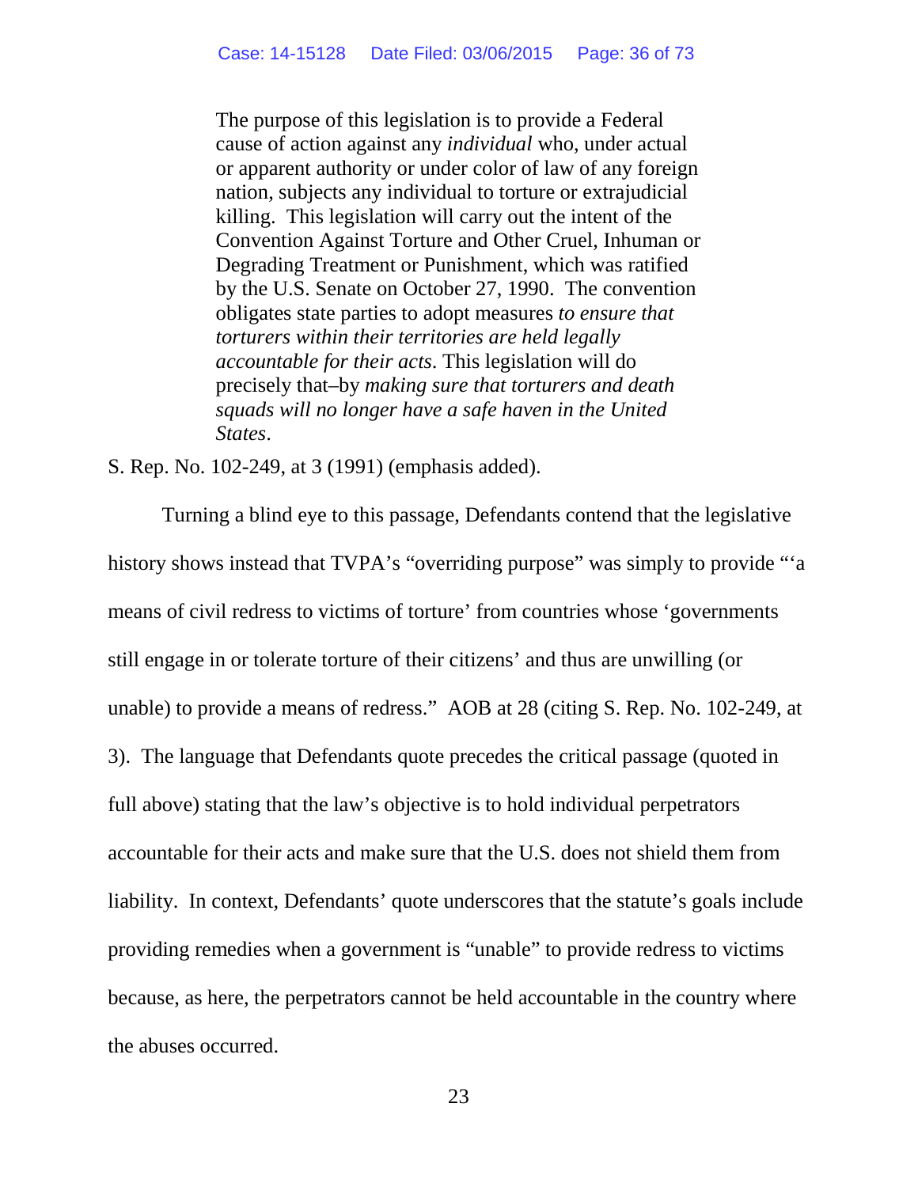> The purpose of this legislation is to provide a Federal cause of action against any *individual* who, under actual or apparent authority or under color of law of any foreign nation, subjects any individual to torture or extrajudicial killing. This legislation will carry out the intent of the Convention Against Torture and Other Cruel, Inhuman or Degrading Treatment or Punishment, which was ratified by the U.S. Senate on October 27, 1990. The convention obligates state parties to adopt measures *to ensure that torturers within their territories are held legally accountable for their acts*. This legislation will do precisely that–by *making sure that torturers and death squads will no longer have a safe haven in the United States*.

S. Rep. No. 102-249, at 3 (1991) (emphasis added).

Turning a blind eye to this passage, Defendants contend that the legislative history shows instead that TVPA's "overriding purpose" was simply to provide "'a means of civil redress to victims of torture' from countries whose 'governments still engage in or tolerate torture of their citizens' and thus are unwilling (or unable) to provide a means of redress." AOB at 28 (citing S. Rep. No. 102-249, at 3). The language that Defendants quote precedes the critical passage (quoted in full above) stating that the law's objective is to hold individual perpetrators accountable for their acts and make sure that the U.S. does not shield them from liability. In context, Defendants' quote underscores that the statute's goals include providing remedies when a government is "unable" to provide redress to victims because, as here, the perpetrators cannot be held accountable in the country where the abuses occurred.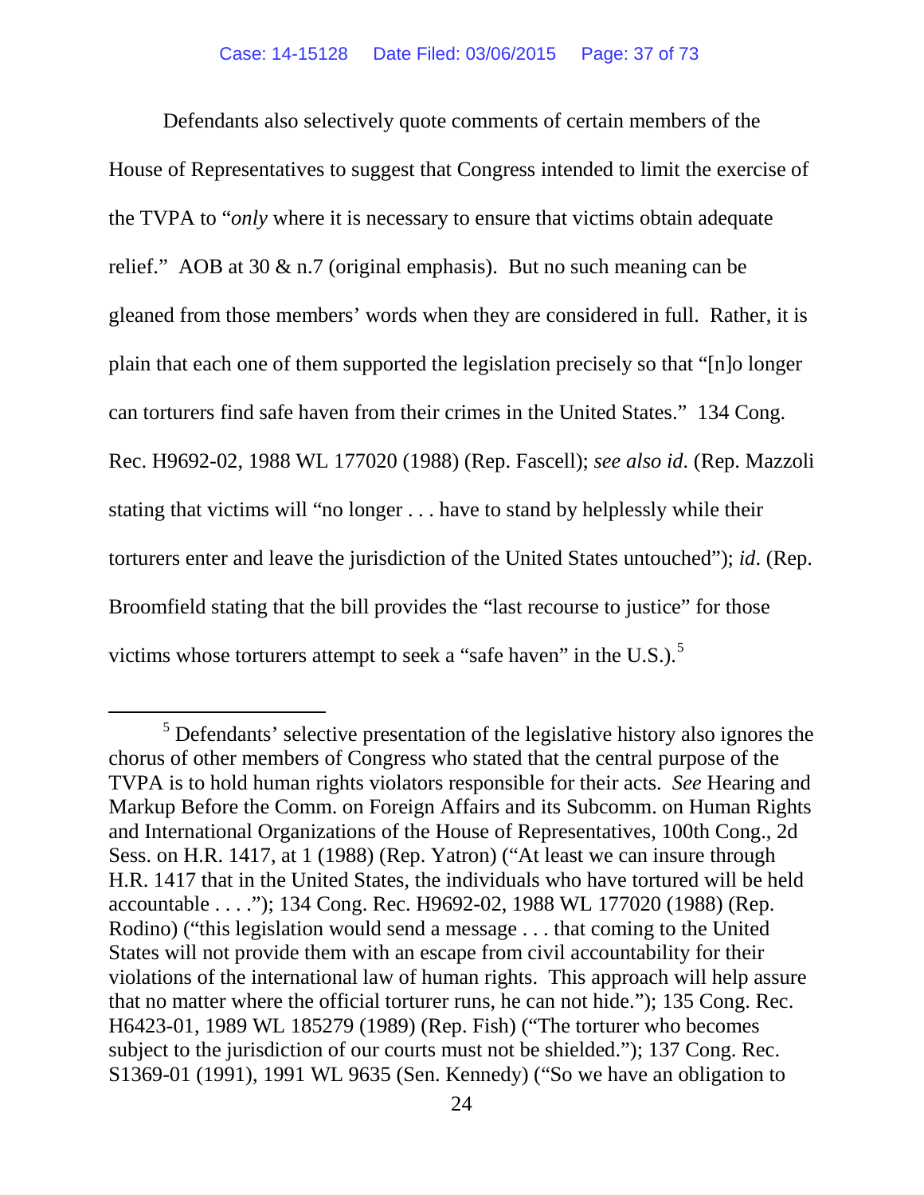Defendants also selectively quote comments of certain members of the House of Representatives to suggest that Congress intended to limit the exercise of the TVPA to "*only* where it is necessary to ensure that victims obtain adequate relief." AOB at 30 & n.7 (original emphasis). But no such meaning can be gleaned from those members' words when they are considered in full. Rather, it is plain that each one of them supported the legislation precisely so that "[n]o longer can torturers find safe haven from their crimes in the United States." 134 Cong. Rec. H9692-02, 1988 WL 177020 (1988) (Rep. Fascell); *see also id*. (Rep. Mazzoli stating that victims will "no longer . . . have to stand by helplessly while their torturers enter and leave the jurisdiction of the United States untouched"); *id*. (Rep. Broomfield stating that the bill provides the "last recourse to justice" for those victims whose torturers attempt to seek a "safe haven" in the U.S.).[5]

[5] Defendants' selective presentation of the legislative history also ignores the chorus of other members of Congress who stated that the central purpose of the TVPA is to hold human rights violators responsible for their acts. *See* Hearing and Markup Before the Comm. on Foreign Affairs and its Subcomm. on Human Rights and International Organizations of the House of Representatives, 100th Cong., 2d Sess. on H.R. 1417, at 1 (1988) (Rep. Yatron) ("At least we can insure through H.R. 1417 that in the United States, the individuals who have tortured will be held accountable . . . ."); 134 Cong. Rec. H9692-02, 1988 WL 177020 (1988) (Rep. Rodino) ("this legislation would send a message . . . that coming to the United States will not provide them with an escape from civil accountability for their violations of the international law of human rights. This approach will help assure that no matter where the official torturer runs, he can not hide."); 135 Cong. Rec. H6423-01, 1989 WL 185279 (1989) (Rep. Fish) ("The torturer who becomes subject to the jurisdiction of our courts must not be shielded."); 137 Cong. Rec. S1369-01 (1991), 1991 WL 9635 (Sen. Kennedy) ("So we have an obligation to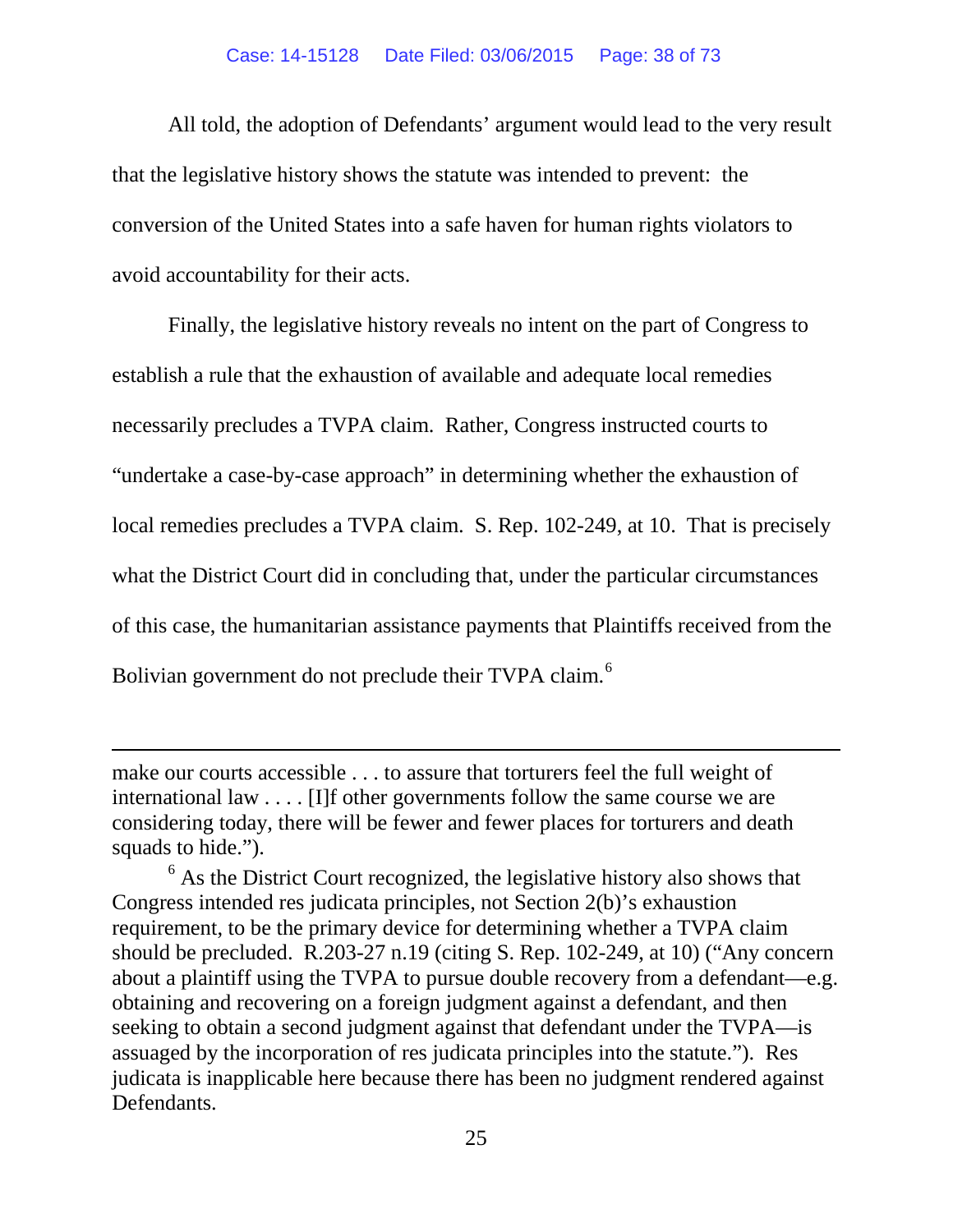All told, the adoption of Defendants' argument would lead to the very result that the legislative history shows the statute was intended to prevent: the conversion of the United States into a safe haven for human rights violators to avoid accountability for their acts.

Finally, the legislative history reveals no intent on the part of Congress to establish a rule that the exhaustion of available and adequate local remedies necessarily precludes a TVPA claim. Rather, Congress instructed courts to "undertake a case-by-case approach" in determining whether the exhaustion of local remedies precludes a TVPA claim. S. Rep. 102-249, at 10. That is precisely what the District Court did in concluding that, under the particular circumstances of this case, the humanitarian assistance payments that Plaintiffs received from the Bolivian government do not preclude their TVPA claim.[6]

---

make our courts accessible . . . to assure that torturers feel the full weight of international law . . . . [I]f other governments follow the same course we are considering today, there will be fewer and fewer places for torturers and death squads to hide.").

[6] As the District Court recognized, the legislative history also shows that Congress intended res judicata principles, not Section 2(b)'s exhaustion requirement, to be the primary device for determining whether a TVPA claim should be precluded. R.203-27 n.19 (citing S. Rep. 102-249, at 10) ("Any concern about a plaintiff using the TVPA to pursue double recovery from a defendant—e.g. obtaining and recovering on a foreign judgment against a defendant, and then seeking to obtain a second judgment against that defendant under the TVPA—is assuaged by the incorporation of res judicata principles into the statute."). Res judicata is inapplicable here because there has been no judgment rendered against Defendants.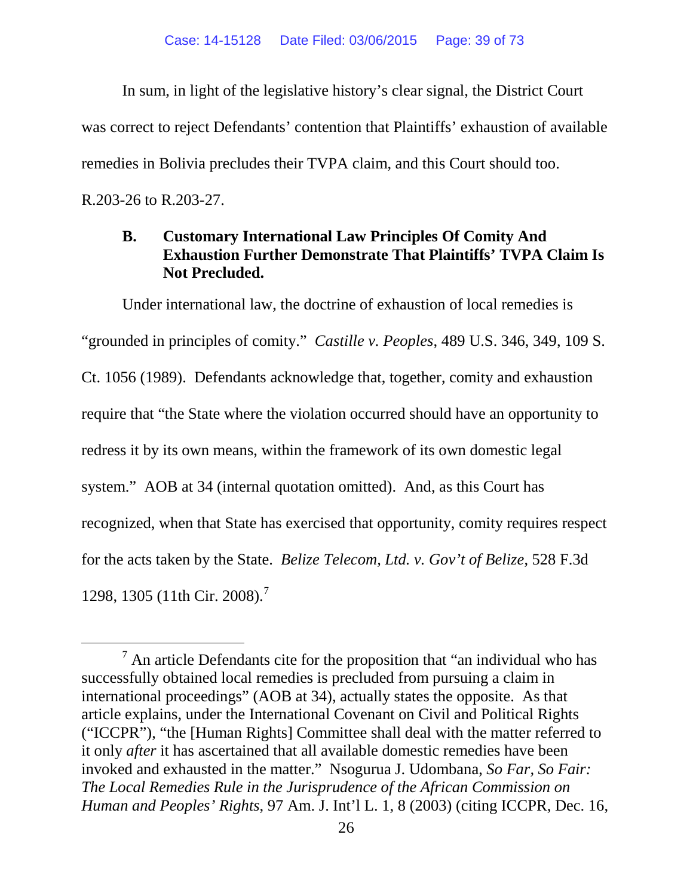In sum, in light of the legislative history's clear signal, the District Court was correct to reject Defendants' contention that Plaintiffs' exhaustion of available remedies in Bolivia precludes their TVPA claim, and this Court should too. R.203-26 to R.203-27.

### B. Customary International Law Principles Of Comity And Exhaustion Further Demonstrate That Plaintiffs' TVPA Claim Is Not Precluded.

Under international law, the doctrine of exhaustion of local remedies is "grounded in principles of comity." *Castille v. Peoples*, 489 U.S. 346, 349, 109 S. Ct. 1056 (1989). Defendants acknowledge that, together, comity and exhaustion require that "the State where the violation occurred should have an opportunity to redress it by its own means, within the framework of its own domestic legal system." AOB at 34 (internal quotation omitted). And, as this Court has recognized, when that State has exercised that opportunity, comity requires respect for the acts taken by the State. *Belize Telecom, Ltd. v. Gov't of Belize*, 528 F.3d 1298, 1305 (11th Cir. 2008).[7]

---

[7] An article Defendants cite for the proposition that "an individual who has successfully obtained local remedies is precluded from pursuing a claim in international proceedings" (AOB at 34), actually states the opposite. As that article explains, under the International Covenant on Civil and Political Rights ("ICCPR"), "the [Human Rights] Committee shall deal with the matter referred to it only *after* it has ascertained that all available domestic remedies have been invoked and exhausted in the matter." Nsogurua J. Udombana, *So Far, So Fair: The Local Remedies Rule in the Jurisprudence of the African Commission on Human and Peoples' Rights*, 97 Am. J. Int'l L. 1, 8 (2003) (citing ICCPR, Dec. 16,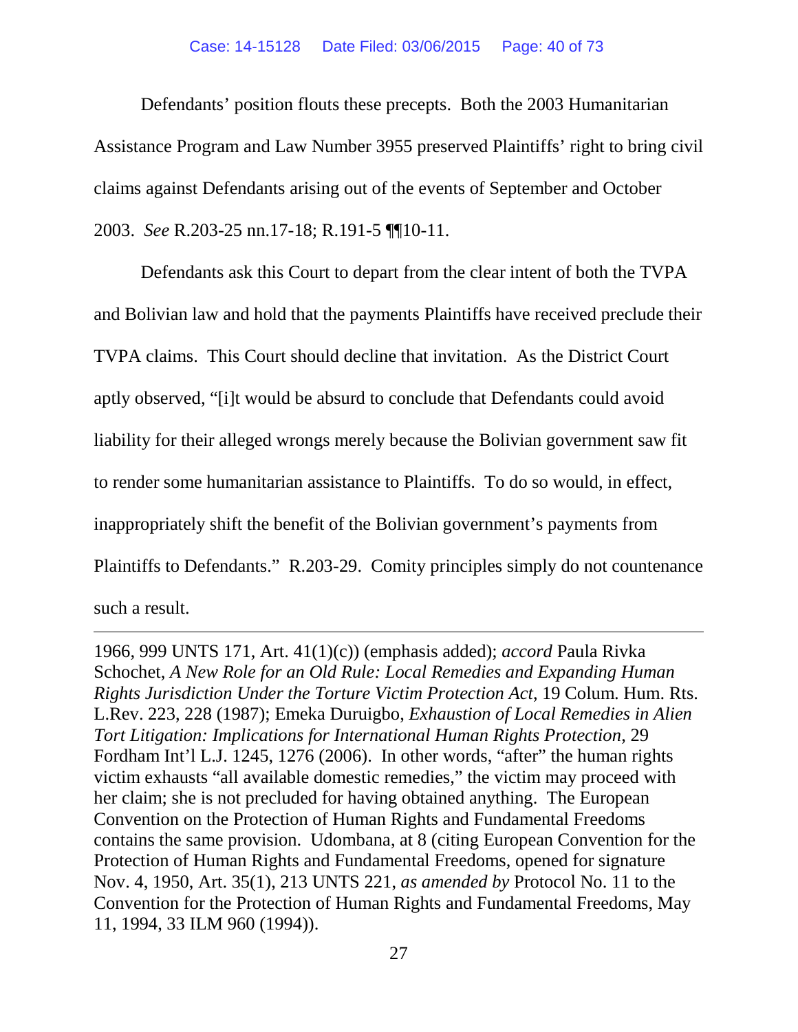Defendants' position flouts these precepts. Both the 2003 Humanitarian Assistance Program and Law Number 3955 preserved Plaintiffs' right to bring civil claims against Defendants arising out of the events of September and October 2003. *See* R.203-25 nn.17-18; R.191-5 ¶¶10-11.

Defendants ask this Court to depart from the clear intent of both the TVPA and Bolivian law and hold that the payments Plaintiffs have received preclude their TVPA claims. This Court should decline that invitation. As the District Court aptly observed, "[i]t would be absurd to conclude that Defendants could avoid liability for their alleged wrongs merely because the Bolivian government saw fit to render some humanitarian assistance to Plaintiffs. To do so would, in effect, inappropriately shift the benefit of the Bolivian government's payments from Plaintiffs to Defendants." R.203-29. Comity principles simply do not countenance such a result.

---

1966, 999 UNTS 171, Art. 41(1)(c)) (emphasis added); *accord* Paula Rivka Schochet, *A New Role for an Old Rule: Local Remedies and Expanding Human Rights Jurisdiction Under the Torture Victim Protection Act*, 19 Colum. Hum. Rts. L.Rev. 223, 228 (1987); Emeka Duruigbo, *Exhaustion of Local Remedies in Alien Tort Litigation: Implications for International Human Rights Protection*, 29 Fordham Int'l L.J. 1245, 1276 (2006). In other words, "after" the human rights victim exhausts "all available domestic remedies," the victim may proceed with her claim; she is not precluded for having obtained anything. The European Convention on the Protection of Human Rights and Fundamental Freedoms contains the same provision. Udombana, at 8 (citing European Convention for the Protection of Human Rights and Fundamental Freedoms, opened for signature Nov. 4, 1950, Art. 35(1), 213 UNTS 221, *as amended by* Protocol No. 11 to the Convention for the Protection of Human Rights and Fundamental Freedoms, May 11, 1994, 33 ILM 960 (1994)).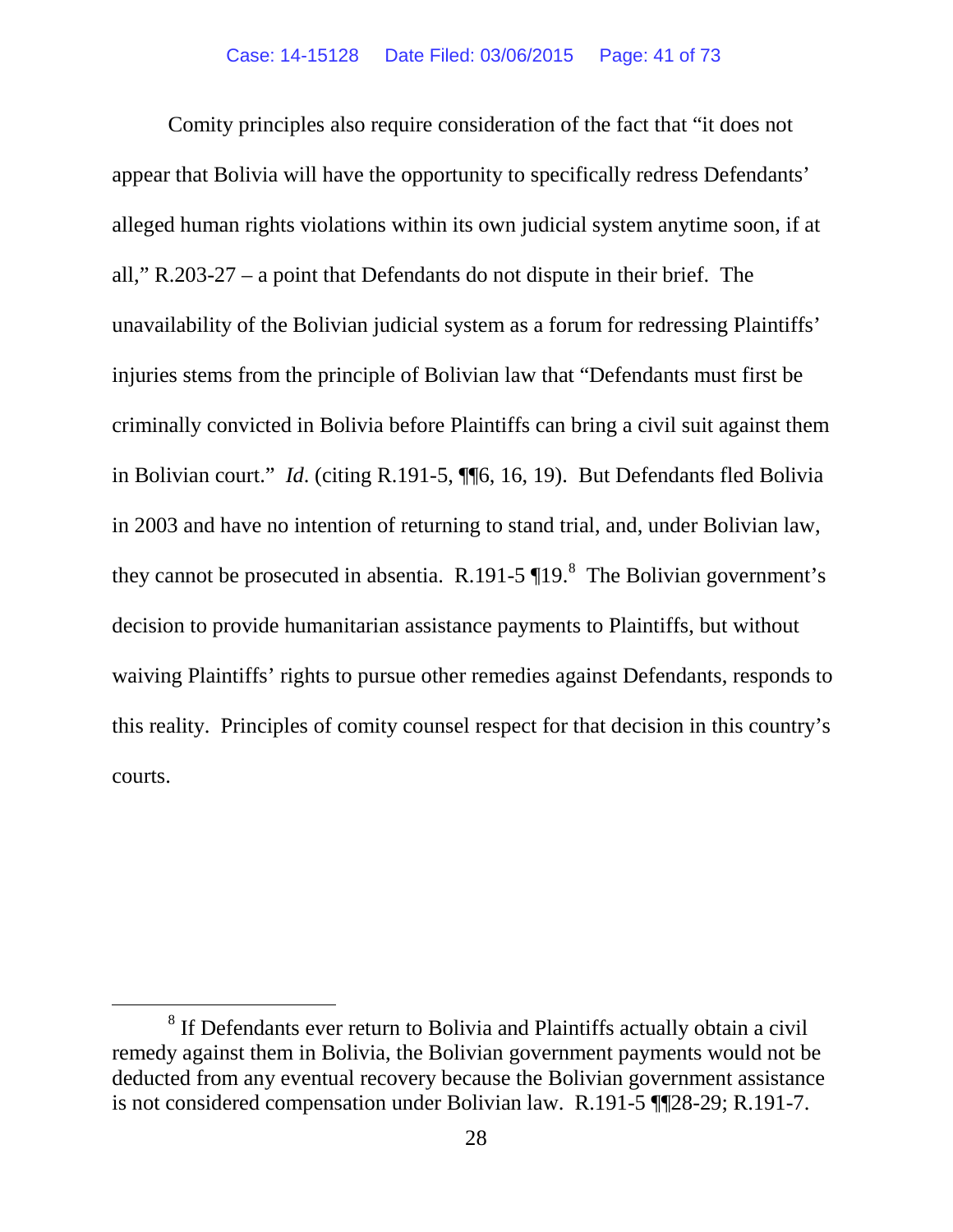Comity principles also require consideration of the fact that "it does not appear that Bolivia will have the opportunity to specifically redress Defendants' alleged human rights violations within its own judicial system anytime soon, if at all," R.203-27 – a point that Defendants do not dispute in their brief. The unavailability of the Bolivian judicial system as a forum for redressing Plaintiffs' injuries stems from the principle of Bolivian law that "Defendants must first be criminally convicted in Bolivia before Plaintiffs can bring a civil suit against them in Bolivian court." *Id*. (citing R.191-5, ¶¶6, 16, 19). But Defendants fled Bolivia in 2003 and have no intention of returning to stand trial, and, under Bolivian law, they cannot be prosecuted in absentia. R.191-5 ¶19.[8] The Bolivian government's decision to provide humanitarian assistance payments to Plaintiffs, but without waiving Plaintiffs' rights to pursue other remedies against Defendants, responds to this reality. Principles of comity counsel respect for that decision in this country's courts.

---

[8] If Defendants ever return to Bolivia and Plaintiffs actually obtain a civil remedy against them in Bolivia, the Bolivian government payments would not be deducted from any eventual recovery because the Bolivian government assistance is not considered compensation under Bolivian law. R.191-5 ¶¶28-29; R.191-7.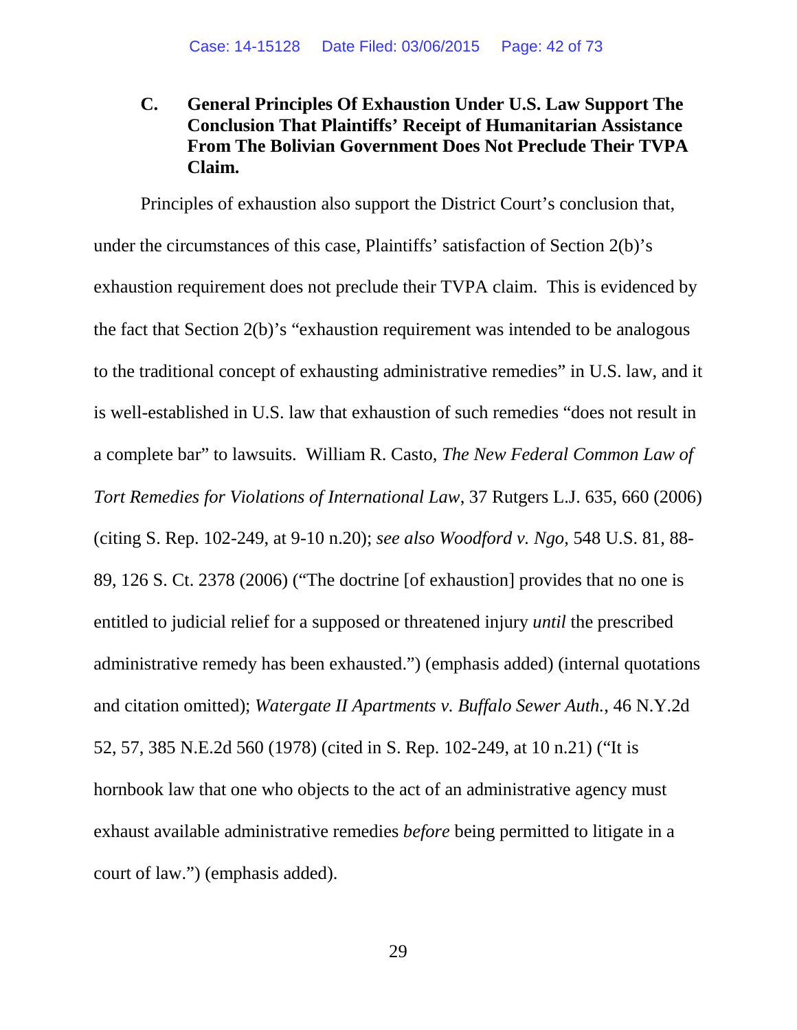### C. General Principles Of Exhaustion Under U.S. Law Support The Conclusion That Plaintiffs' Receipt of Humanitarian Assistance From The Bolivian Government Does Not Preclude Their TVPA Claim.

Principles of exhaustion also support the District Court's conclusion that, under the circumstances of this case, Plaintiffs' satisfaction of Section 2(b)'s exhaustion requirement does not preclude their TVPA claim. This is evidenced by the fact that Section 2(b)'s "exhaustion requirement was intended to be analogous to the traditional concept of exhausting administrative remedies" in U.S. law, and it is well-established in U.S. law that exhaustion of such remedies "does not result in a complete bar" to lawsuits. William R. Casto, *The New Federal Common Law of Tort Remedies for Violations of International Law*, 37 Rutgers L.J. 635, 660 (2006) (citing S. Rep. 102-249, at 9-10 n.20); *see also Woodford v. Ngo*, 548 U.S. 81, 88-89, 126 S. Ct. 2378 (2006) ("The doctrine [of exhaustion] provides that no one is entitled to judicial relief for a supposed or threatened injury *until* the prescribed administrative remedy has been exhausted.") (emphasis added) (internal quotations and citation omitted); *Watergate II Apartments v. Buffalo Sewer Auth.*, 46 N.Y.2d 52, 57, 385 N.E.2d 560 (1978) (cited in S. Rep. 102-249, at 10 n.21) ("It is hornbook law that one who objects to the act of an administrative agency must exhaust available administrative remedies *before* being permitted to litigate in a court of law.") (emphasis added).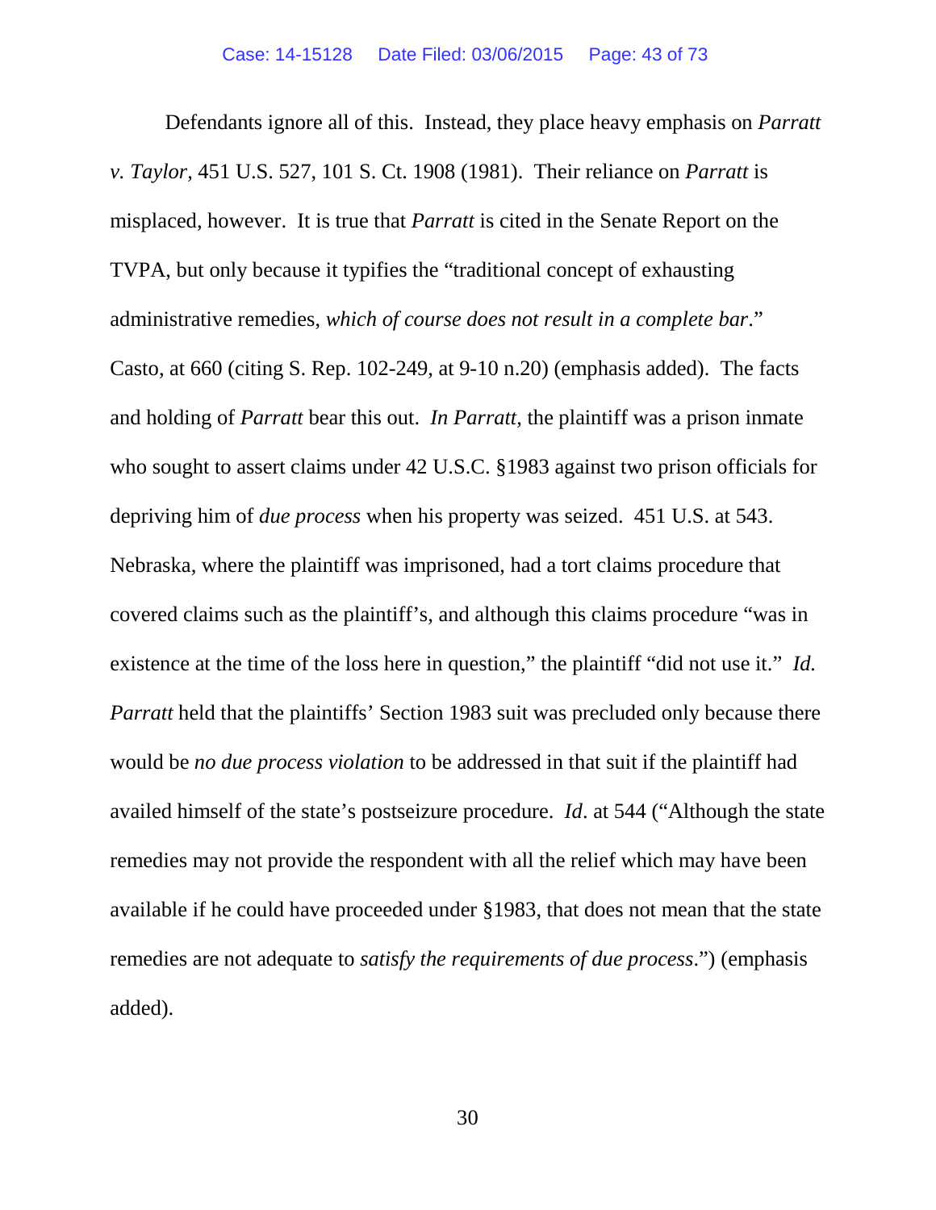Defendants ignore all of this. Instead, they place heavy emphasis on *Parratt v. Taylor*, 451 U.S. 527, 101 S. Ct. 1908 (1981). Their reliance on *Parratt* is misplaced, however. It is true that *Parratt* is cited in the Senate Report on the TVPA, but only because it typifies the "traditional concept of exhausting administrative remedies, *which of course does not result in a complete bar*." Casto, at 660 (citing S. Rep. 102-249, at 9-10 n.20) (emphasis added). The facts and holding of *Parratt* bear this out. *In Parratt*, the plaintiff was a prison inmate who sought to assert claims under 42 U.S.C. §1983 against two prison officials for depriving him of *due process* when his property was seized. 451 U.S. at 543. Nebraska, where the plaintiff was imprisoned, had a tort claims procedure that covered claims such as the plaintiff's, and although this claims procedure "was in existence at the time of the loss here in question," the plaintiff "did not use it." *Id. Parratt* held that the plaintiffs' Section 1983 suit was precluded only because there would be *no due process violation* to be addressed in that suit if the plaintiff had availed himself of the state's postseizure procedure. *Id*. at 544 ("Although the state remedies may not provide the respondent with all the relief which may have been available if he could have proceeded under §1983, that does not mean that the state remedies are not adequate to *satisfy the requirements of due process*.") (emphasis added).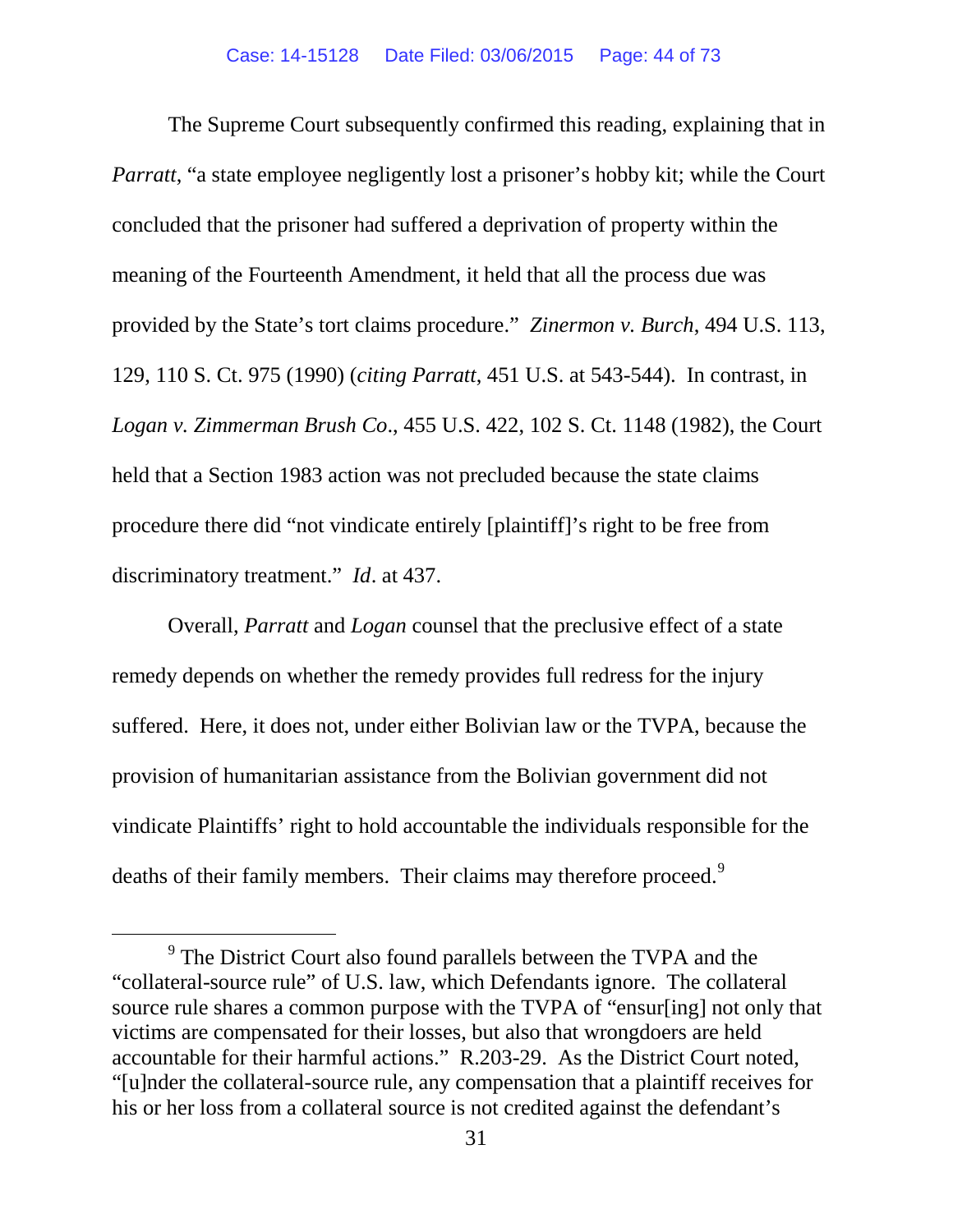The Supreme Court subsequently confirmed this reading, explaining that in *Parratt*, "a state employee negligently lost a prisoner's hobby kit; while the Court concluded that the prisoner had suffered a deprivation of property within the meaning of the Fourteenth Amendment, it held that all the process due was provided by the State's tort claims procedure." *Zinermon v. Burch*, 494 U.S. 113, 129, 110 S. Ct. 975 (1990) (*citing Parratt*, 451 U.S. at 543-544). In contrast, in *Logan v. Zimmerman Brush Co*., 455 U.S. 422, 102 S. Ct. 1148 (1982), the Court held that a Section 1983 action was not precluded because the state claims procedure there did "not vindicate entirely [plaintiff]'s right to be free from discriminatory treatment." *Id*. at 437.

Overall, *Parratt* and *Logan* counsel that the preclusive effect of a state remedy depends on whether the remedy provides full redress for the injury suffered. Here, it does not, under either Bolivian law or the TVPA, because the provision of humanitarian assistance from the Bolivian government did not vindicate Plaintiffs' right to hold accountable the individuals responsible for the deaths of their family members. Their claims may therefore proceed.[9]

---

[9] The District Court also found parallels between the TVPA and the "collateral-source rule" of U.S. law, which Defendants ignore. The collateral source rule shares a common purpose with the TVPA of "ensur[ing] not only that victims are compensated for their losses, but also that wrongdoers are held accountable for their harmful actions." R.203-29. As the District Court noted, "[u]nder the collateral-source rule, any compensation that a plaintiff receives for his or her loss from a collateral source is not credited against the defendant's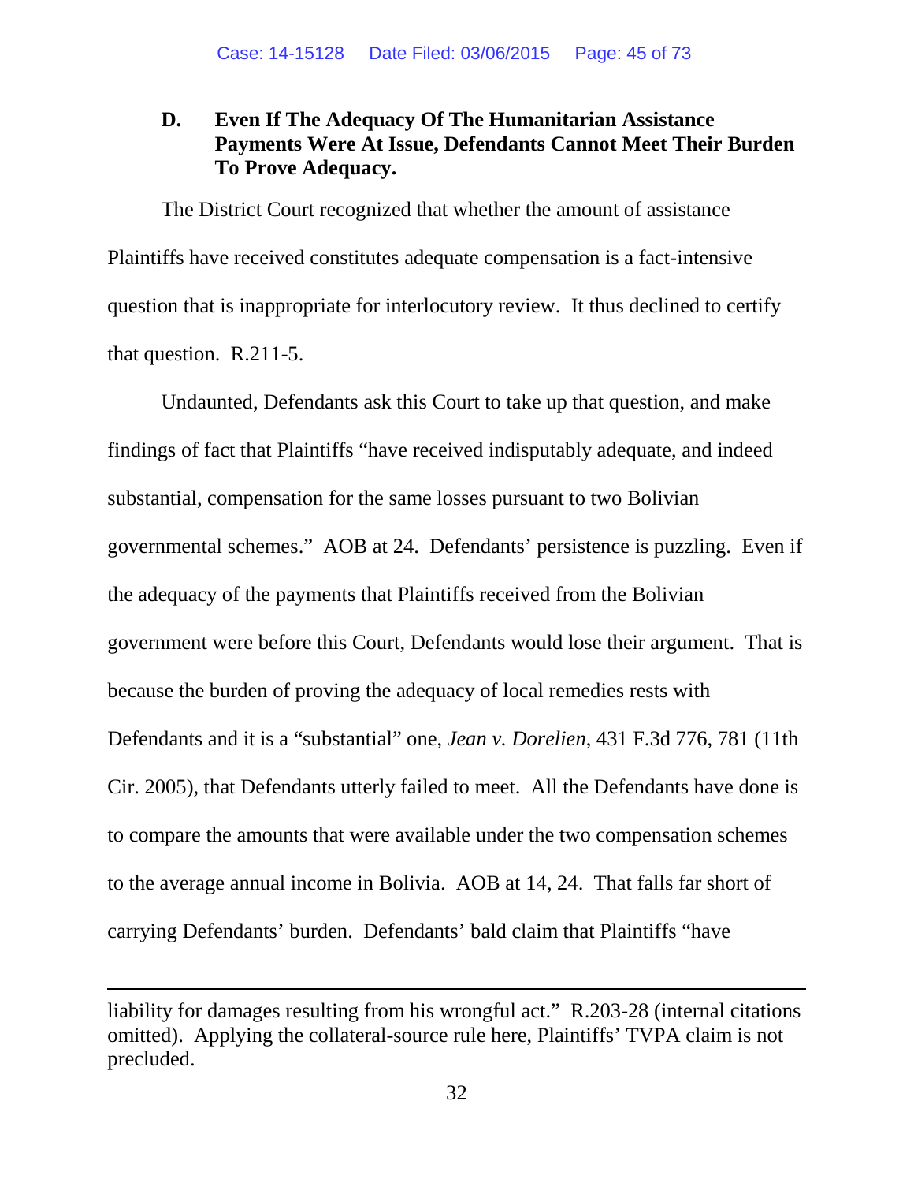### D. Even If The Adequacy Of The Humanitarian Assistance Payments Were At Issue, Defendants Cannot Meet Their Burden To Prove Adequacy.

The District Court recognized that whether the amount of assistance Plaintiffs have received constitutes adequate compensation is a fact-intensive question that is inappropriate for interlocutory review. It thus declined to certify that question. R.211-5.

Undaunted, Defendants ask this Court to take up that question, and make findings of fact that Plaintiffs "have received indisputably adequate, and indeed substantial, compensation for the same losses pursuant to two Bolivian governmental schemes." AOB at 24. Defendants' persistence is puzzling. Even if the adequacy of the payments that Plaintiffs received from the Bolivian government were before this Court, Defendants would lose their argument. That is because the burden of proving the adequacy of local remedies rests with Defendants and it is a "substantial" one, *Jean v. Dorelien*, 431 F.3d 776, 781 (11th Cir. 2005), that Defendants utterly failed to meet. All the Defendants have done is to compare the amounts that were available under the two compensation schemes to the average annual income in Bolivia. AOB at 14, 24. That falls far short of carrying Defendants' burden. Defendants' bald claim that Plaintiffs "have

---

liability for damages resulting from his wrongful act." R.203-28 (internal citations omitted). Applying the collateral-source rule here, Plaintiffs' TVPA claim is not precluded.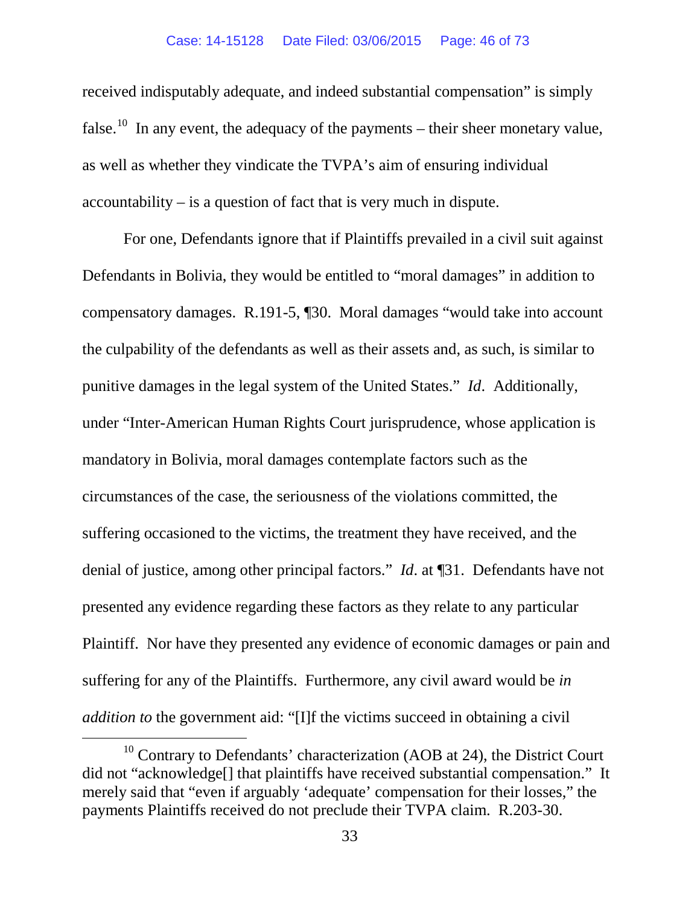received indisputably adequate, and indeed substantial compensation" is simply false.[10] In any event, the adequacy of the payments – their sheer monetary value, as well as whether they vindicate the TVPA's aim of ensuring individual accountability – is a question of fact that is very much in dispute.

For one, Defendants ignore that if Plaintiffs prevailed in a civil suit against Defendants in Bolivia, they would be entitled to "moral damages" in addition to compensatory damages. R.191-5, ¶30. Moral damages "would take into account the culpability of the defendants as well as their assets and, as such, is similar to punitive damages in the legal system of the United States." *Id*. Additionally, under "Inter-American Human Rights Court jurisprudence, whose application is mandatory in Bolivia, moral damages contemplate factors such as the circumstances of the case, the seriousness of the violations committed, the suffering occasioned to the victims, the treatment they have received, and the denial of justice, among other principal factors." *Id*. at ¶31. Defendants have not presented any evidence regarding these factors as they relate to any particular Plaintiff. Nor have they presented any evidence of economic damages or pain and suffering for any of the Plaintiffs. Furthermore, any civil award would be *in addition to* the government aid: "[I]f the victims succeed in obtaining a civil

[10] Contrary to Defendants' characterization (AOB at 24), the District Court did not "acknowledge[] that plaintiffs have received substantial compensation." It merely said that "even if arguably 'adequate' compensation for their losses," the payments Plaintiffs received do not preclude their TVPA claim. R.203-30.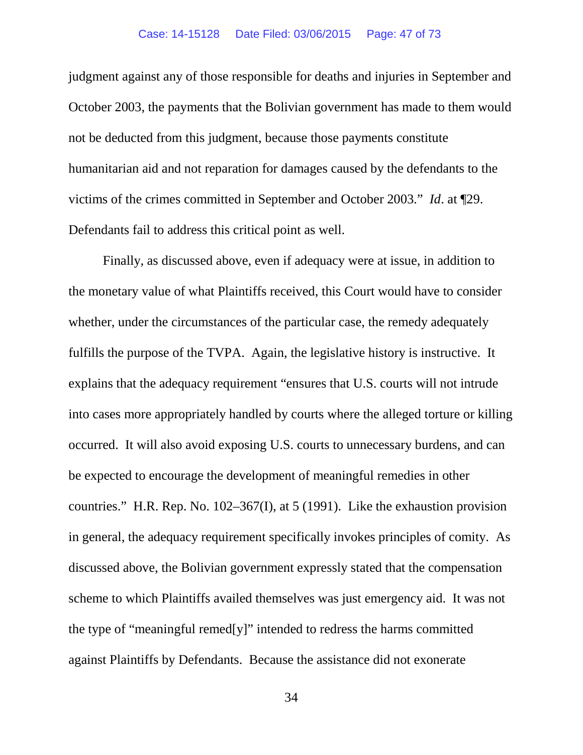judgment against any of those responsible for deaths and injuries in September and October 2003, the payments that the Bolivian government has made to them would not be deducted from this judgment, because those payments constitute humanitarian aid and not reparation for damages caused by the defendants to the victims of the crimes committed in September and October 2003." *Id*. at ¶29. Defendants fail to address this critical point as well.

Finally, as discussed above, even if adequacy were at issue, in addition to the monetary value of what Plaintiffs received, this Court would have to consider whether, under the circumstances of the particular case, the remedy adequately fulfills the purpose of the TVPA. Again, the legislative history is instructive. It explains that the adequacy requirement "ensures that U.S. courts will not intrude into cases more appropriately handled by courts where the alleged torture or killing occurred. It will also avoid exposing U.S. courts to unnecessary burdens, and can be expected to encourage the development of meaningful remedies in other countries." H.R. Rep. No. 102–367(I), at 5 (1991). Like the exhaustion provision in general, the adequacy requirement specifically invokes principles of comity. As discussed above, the Bolivian government expressly stated that the compensation scheme to which Plaintiffs availed themselves was just emergency aid. It was not the type of "meaningful remed[y]" intended to redress the harms committed against Plaintiffs by Defendants. Because the assistance did not exonerate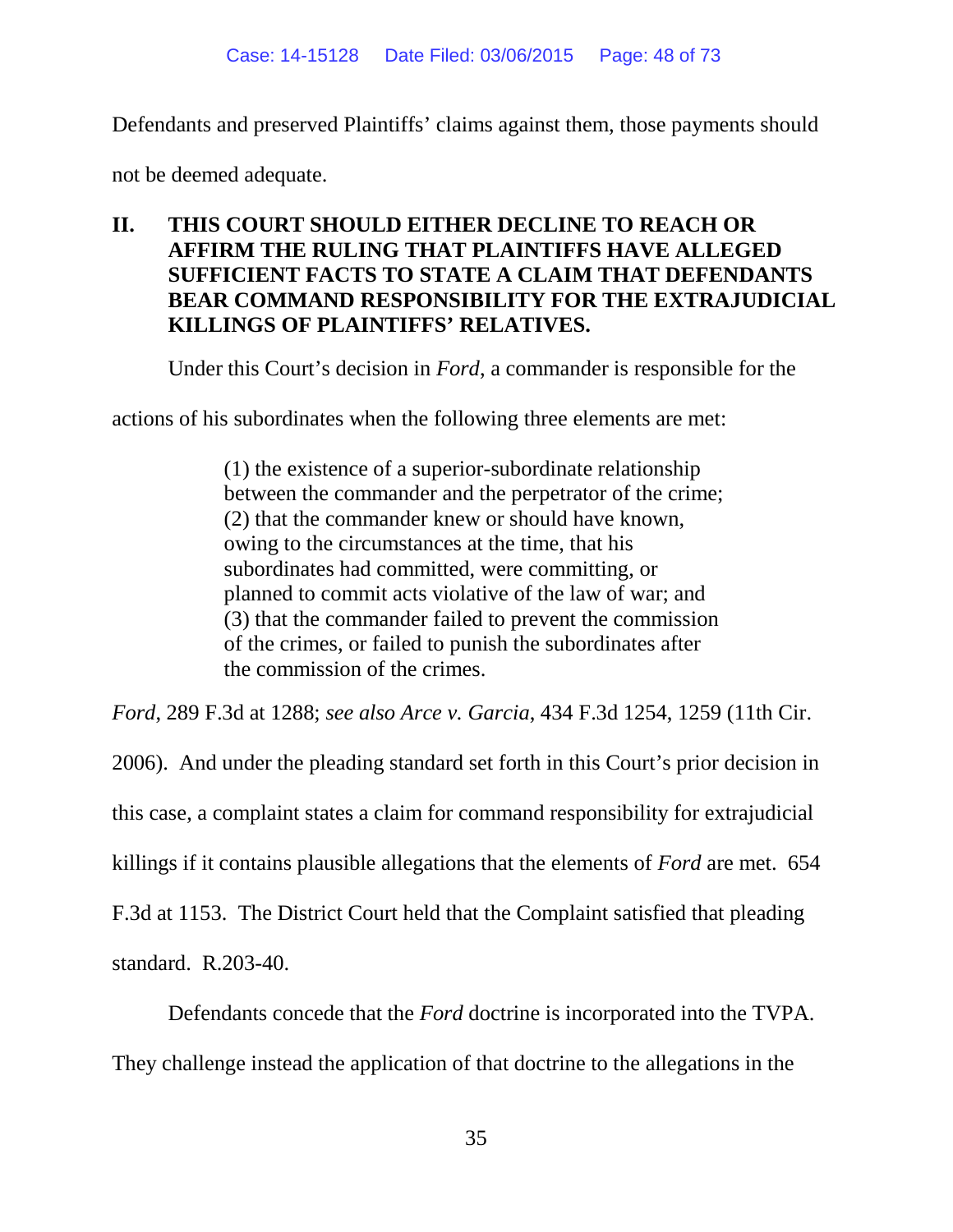Defendants and preserved Plaintiffs' claims against them, those payments should not be deemed adequate.

## II. THIS COURT SHOULD EITHER DECLINE TO REACH OR AFFIRM THE RULING THAT PLAINTIFFS HAVE ALLEGED SUFFICIENT FACTS TO STATE A CLAIM THAT DEFENDANTS BEAR COMMAND RESPONSIBILITY FOR THE EXTRAJUDICIAL KILLINGS OF PLAINTIFFS' RELATIVES.

Under this Court's decision in *Ford*, a commander is responsible for the actions of his subordinates when the following three elements are met:

> (1) the existence of a superior-subordinate relationship between the commander and the perpetrator of the crime; (2) that the commander knew or should have known, owing to the circumstances at the time, that his subordinates had committed, were committing, or planned to commit acts violative of the law of war; and (3) that the commander failed to prevent the commission of the crimes, or failed to punish the subordinates after the commission of the crimes.

*Ford*, 289 F.3d at 1288; *see also Arce v. Garcia*, 434 F.3d 1254, 1259 (11th Cir. 2006). And under the pleading standard set forth in this Court's prior decision in this case, a complaint states a claim for command responsibility for extrajudicial killings if it contains plausible allegations that the elements of *Ford* are met. 654 F.3d at 1153. The District Court held that the Complaint satisfied that pleading standard. R.203-40.

Defendants concede that the *Ford* doctrine is incorporated into the TVPA. They challenge instead the application of that doctrine to the allegations in the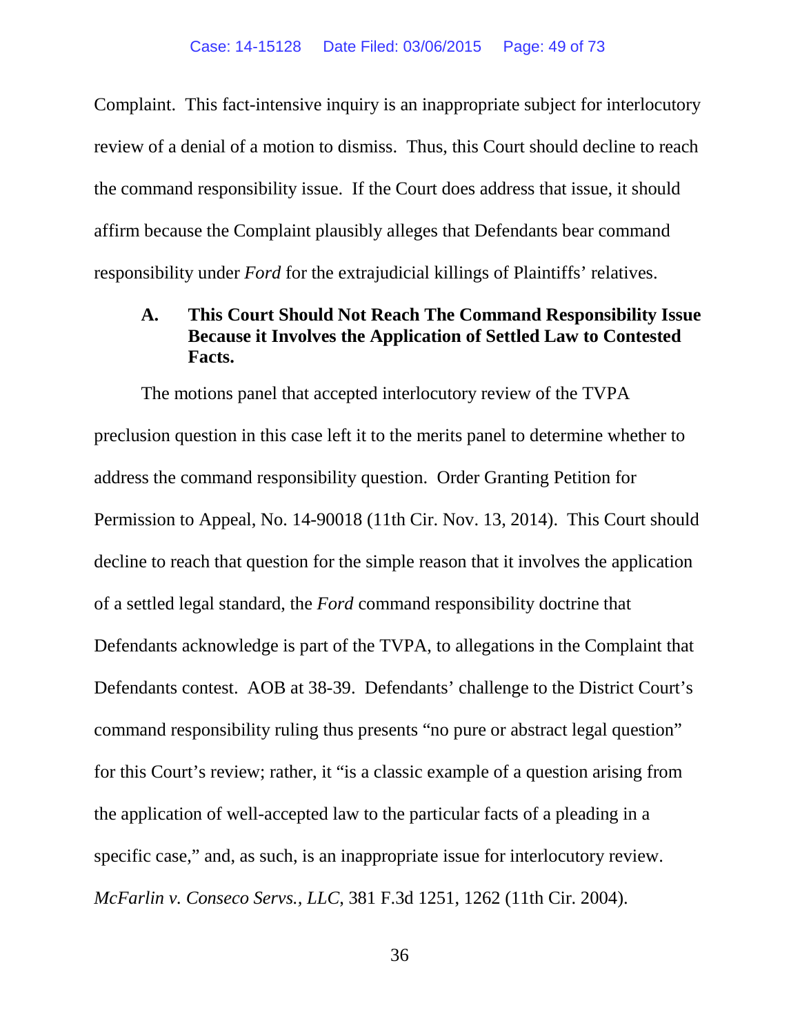Complaint. This fact-intensive inquiry is an inappropriate subject for interlocutory review of a denial of a motion to dismiss. Thus, this Court should decline to reach the command responsibility issue. If the Court does address that issue, it should affirm because the Complaint plausibly alleges that Defendants bear command responsibility under *Ford* for the extrajudicial killings of Plaintiffs' relatives.

### A. This Court Should Not Reach The Command Responsibility Issue Because it Involves the Application of Settled Law to Contested Facts.

The motions panel that accepted interlocutory review of the TVPA preclusion question in this case left it to the merits panel to determine whether to address the command responsibility question. Order Granting Petition for Permission to Appeal, No. 14-90018 (11th Cir. Nov. 13, 2014). This Court should decline to reach that question for the simple reason that it involves the application of a settled legal standard, the *Ford* command responsibility doctrine that Defendants acknowledge is part of the TVPA, to allegations in the Complaint that Defendants contest. AOB at 38-39. Defendants' challenge to the District Court's command responsibility ruling thus presents "no pure or abstract legal question" for this Court's review; rather, it "is a classic example of a question arising from the application of well-accepted law to the particular facts of a pleading in a specific case," and, as such, is an inappropriate issue for interlocutory review. *McFarlin v. Conseco Servs., LLC*, 381 F.3d 1251, 1262 (11th Cir. 2004).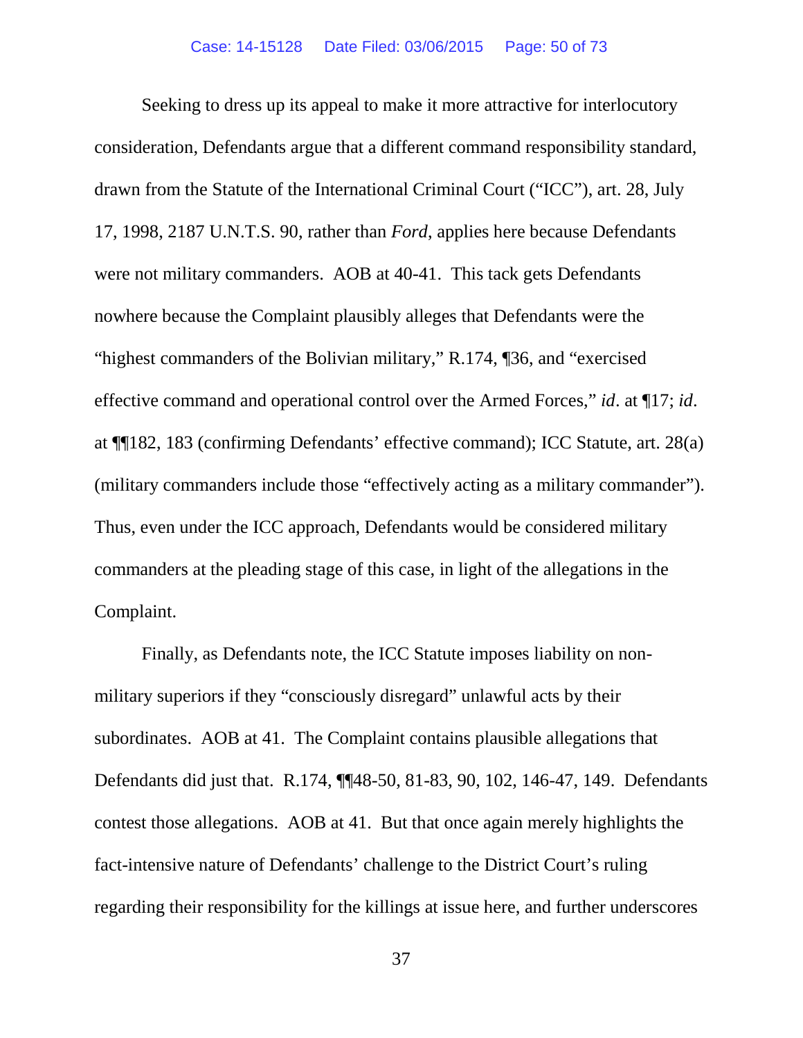Seeking to dress up its appeal to make it more attractive for interlocutory consideration, Defendants argue that a different command responsibility standard, drawn from the Statute of the International Criminal Court ("ICC"), art. 28, July 17, 1998, 2187 U.N.T.S. 90, rather than *Ford*, applies here because Defendants were not military commanders. AOB at 40-41. This tack gets Defendants nowhere because the Complaint plausibly alleges that Defendants were the "highest commanders of the Bolivian military," R.174, ¶36, and "exercised effective command and operational control over the Armed Forces," *id*. at ¶17; *id*. at ¶¶182, 183 (confirming Defendants' effective command); ICC Statute, art. 28(a) (military commanders include those "effectively acting as a military commander"). Thus, even under the ICC approach, Defendants would be considered military commanders at the pleading stage of this case, in light of the allegations in the Complaint.

Finally, as Defendants note, the ICC Statute imposes liability on non-military superiors if they "consciously disregard" unlawful acts by their subordinates. AOB at 41. The Complaint contains plausible allegations that Defendants did just that. R.174, ¶¶48-50, 81-83, 90, 102, 146-47, 149. Defendants contest those allegations. AOB at 41. But that once again merely highlights the fact-intensive nature of Defendants' challenge to the District Court's ruling regarding their responsibility for the killings at issue here, and further underscores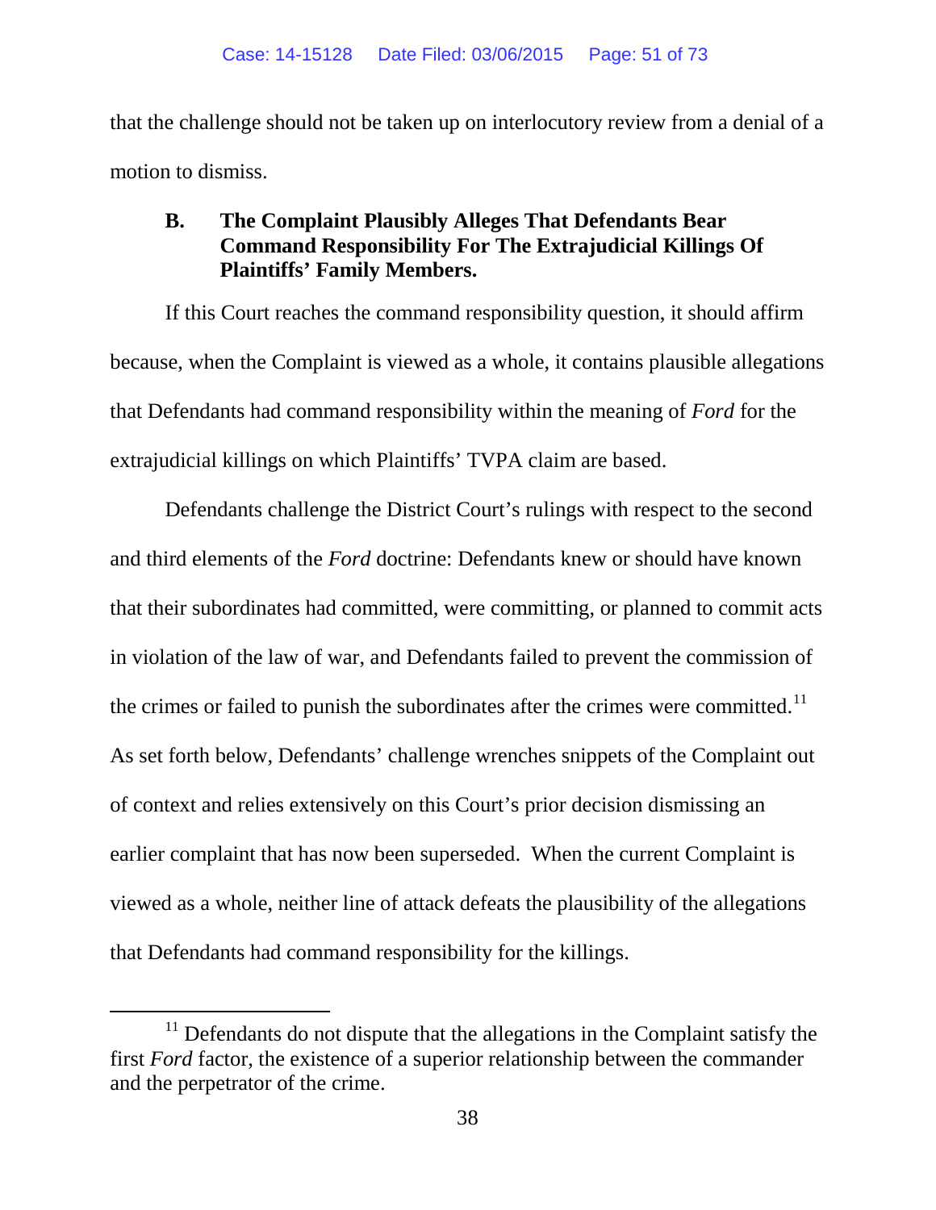that the challenge should not be taken up on interlocutory review from a denial of a motion to dismiss.

### B. The Complaint Plausibly Alleges That Defendants Bear Command Responsibility For The Extrajudicial Killings Of Plaintiffs' Family Members.

If this Court reaches the command responsibility question, it should affirm because, when the Complaint is viewed as a whole, it contains plausible allegations that Defendants had command responsibility within the meaning of *Ford* for the extrajudicial killings on which Plaintiffs' TVPA claim are based.

Defendants challenge the District Court's rulings with respect to the second and third elements of the *Ford* doctrine: Defendants knew or should have known that their subordinates had committed, were committing, or planned to commit acts in violation of the law of war, and Defendants failed to prevent the commission of the crimes or failed to punish the subordinates after the crimes were committed.[11] As set forth below, Defendants' challenge wrenches snippets of the Complaint out of context and relies extensively on this Court's prior decision dismissing an earlier complaint that has now been superseded. When the current Complaint is viewed as a whole, neither line of attack defeats the plausibility of the allegations that Defendants had command responsibility for the killings.

---

[11] Defendants do not dispute that the allegations in the Complaint satisfy the first *Ford* factor, the existence of a superior relationship between the commander and the perpetrator of the crime.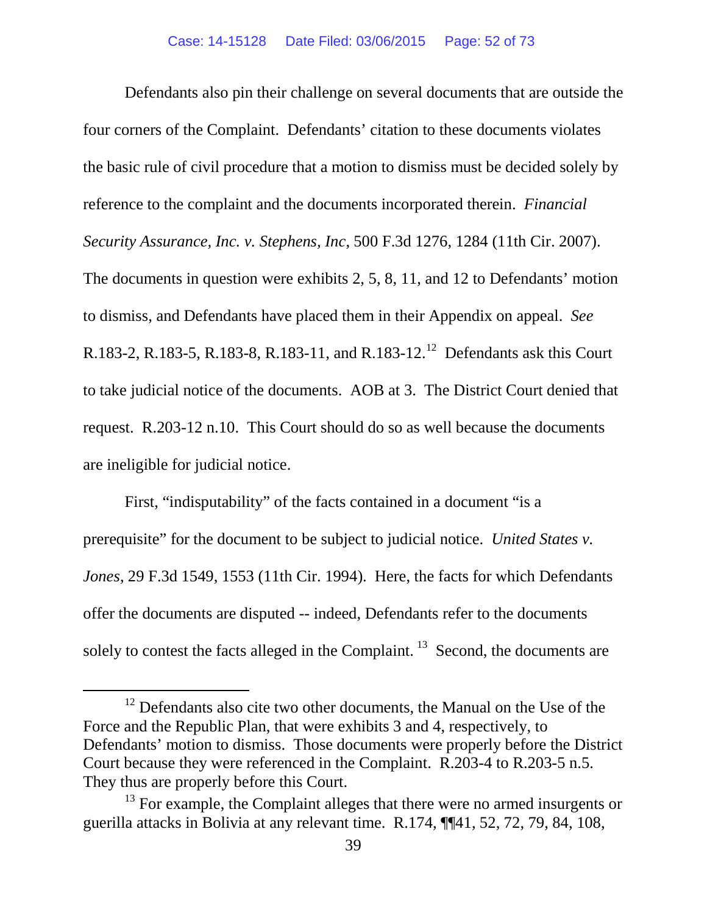Defendants also pin their challenge on several documents that are outside the four corners of the Complaint. Defendants' citation to these documents violates the basic rule of civil procedure that a motion to dismiss must be decided solely by reference to the complaint and the documents incorporated therein. *Financial Security Assurance, Inc. v. Stephens, Inc*, 500 F.3d 1276, 1284 (11th Cir. 2007). The documents in question were exhibits 2, 5, 8, 11, and 12 to Defendants' motion to dismiss, and Defendants have placed them in their Appendix on appeal. *See* R.183-2, R.183-5, R.183-8, R.183-11, and R.183-12.[12] Defendants ask this Court to take judicial notice of the documents. AOB at 3. The District Court denied that request. R.203-12 n.10. This Court should do so as well because the documents are ineligible for judicial notice.

First, "indisputability" of the facts contained in a document "is a prerequisite" for the document to be subject to judicial notice. *United States v. Jones*, 29 F.3d 1549, 1553 (11th Cir. 1994). Here, the facts for which Defendants offer the documents are disputed -- indeed, Defendants refer to the documents solely to contest the facts alleged in the Complaint.[13] Second, the documents are

---

[12] Defendants also cite two other documents, the Manual on the Use of the Force and the Republic Plan, that were exhibits 3 and 4, respectively, to Defendants' motion to dismiss. Those documents were properly before the District Court because they were referenced in the Complaint. R.203-4 to R.203-5 n.5. They thus are properly before this Court.

[13] For example, the Complaint alleges that there were no armed insurgents or guerilla attacks in Bolivia at any relevant time. R.174, ¶¶41, 52, 72, 79, 84, 108,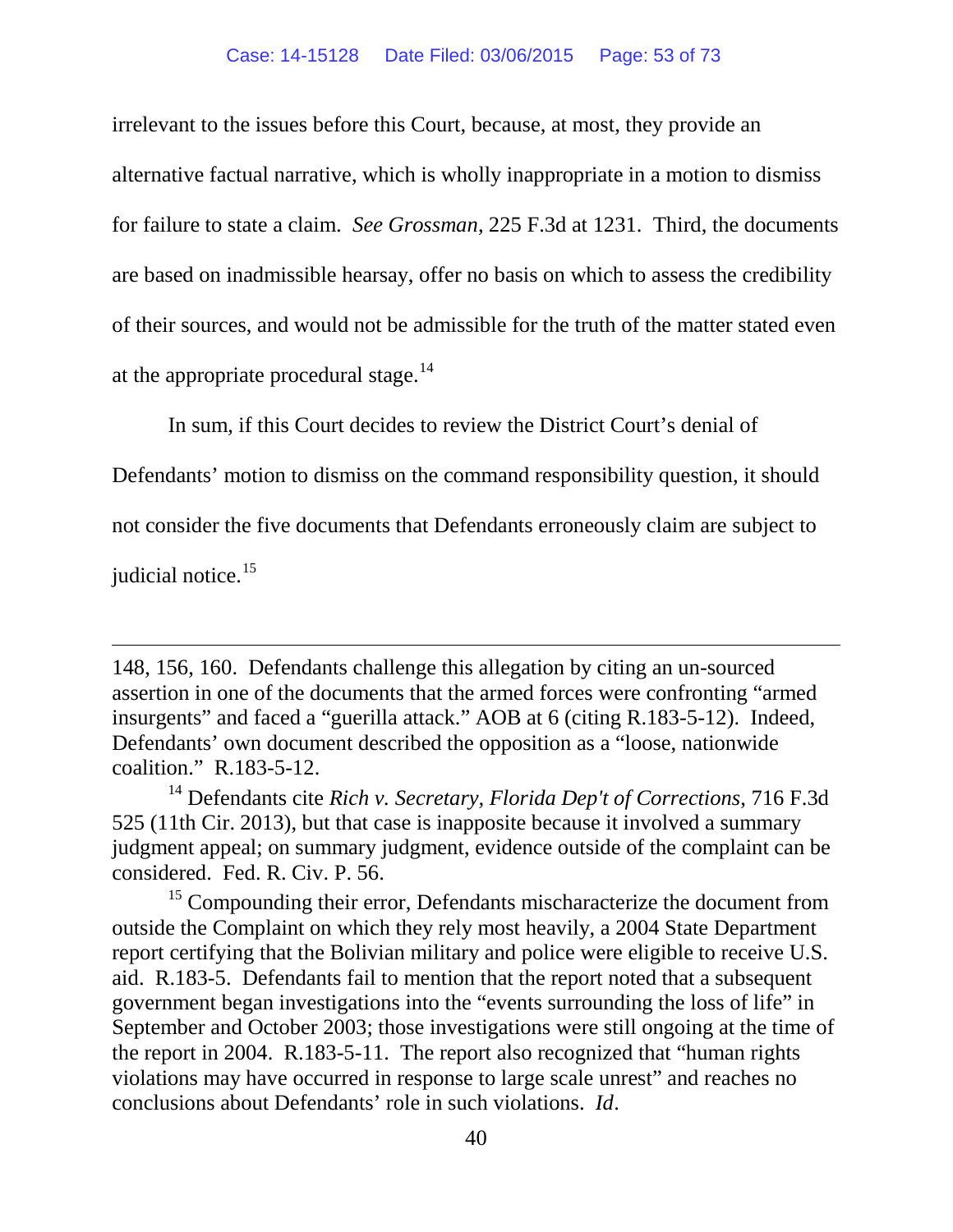irrelevant to the issues before this Court, because, at most, they provide an alternative factual narrative, which is wholly inappropriate in a motion to dismiss for failure to state a claim. *See Grossman*, 225 F.3d at 1231. Third, the documents are based on inadmissible hearsay, offer no basis on which to assess the credibility of their sources, and would not be admissible for the truth of the matter stated even at the appropriate procedural stage.[14]

In sum, if this Court decides to review the District Court's denial of Defendants' motion to dismiss on the command responsibility question, it should not consider the five documents that Defendants erroneously claim are subject to judicial notice.[15]

---

148, 156, 160. Defendants challenge this allegation by citing an un-sourced assertion in one of the documents that the armed forces were confronting "armed insurgents" and faced a "guerilla attack." AOB at 6 (citing R.183-5-12). Indeed, Defendants' own document described the opposition as a "loose, nationwide coalition." R.183-5-12.

[14] Defendants cite *Rich v. Secretary, Florida Dep't of Corrections*, 716 F.3d 525 (11th Cir. 2013), but that case is inapposite because it involved a summary judgment appeal; on summary judgment, evidence outside of the complaint can be considered. Fed. R. Civ. P. 56.

[15] Compounding their error, Defendants mischaracterize the document from outside the Complaint on which they rely most heavily, a 2004 State Department report certifying that the Bolivian military and police were eligible to receive U.S. aid. R.183-5. Defendants fail to mention that the report noted that a subsequent government began investigations into the "events surrounding the loss of life" in September and October 2003; those investigations were still ongoing at the time of the report in 2004. R.183-5-11. The report also recognized that "human rights violations may have occurred in response to large scale unrest" and reaches no conclusions about Defendants' role in such violations. *Id*.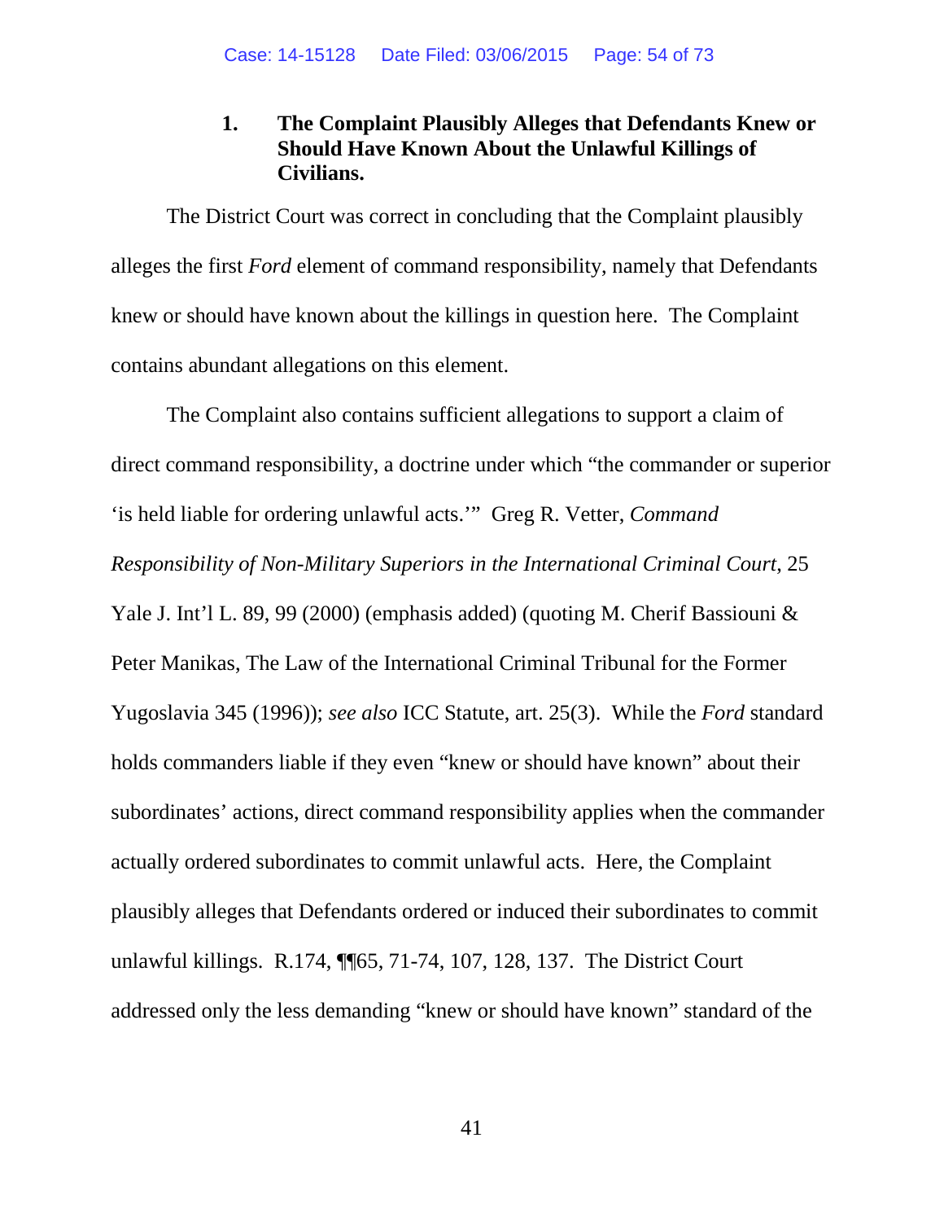### 1. The Complaint Plausibly Alleges that Defendants Knew or Should Have Known About the Unlawful Killings of Civilians.

The District Court was correct in concluding that the Complaint plausibly alleges the first *Ford* element of command responsibility, namely that Defendants knew or should have known about the killings in question here. The Complaint contains abundant allegations on this element.

The Complaint also contains sufficient allegations to support a claim of direct command responsibility, a doctrine under which "the commander or superior 'is held liable for ordering unlawful acts.'" Greg R. Vetter, *Command Responsibility of Non-Military Superiors in the International Criminal Court*, 25 Yale J. Int'l L. 89, 99 (2000) (emphasis added) (quoting M. Cherif Bassiouni & Peter Manikas, The Law of the International Criminal Tribunal for the Former Yugoslavia 345 (1996)); *see also* ICC Statute, art. 25(3). While the *Ford* standard holds commanders liable if they even "knew or should have known" about their subordinates' actions, direct command responsibility applies when the commander actually ordered subordinates to commit unlawful acts. Here, the Complaint plausibly alleges that Defendants ordered or induced their subordinates to commit unlawful killings. R.174, ¶¶65, 71-74, 107, 128, 137. The District Court addressed only the less demanding "knew or should have known" standard of the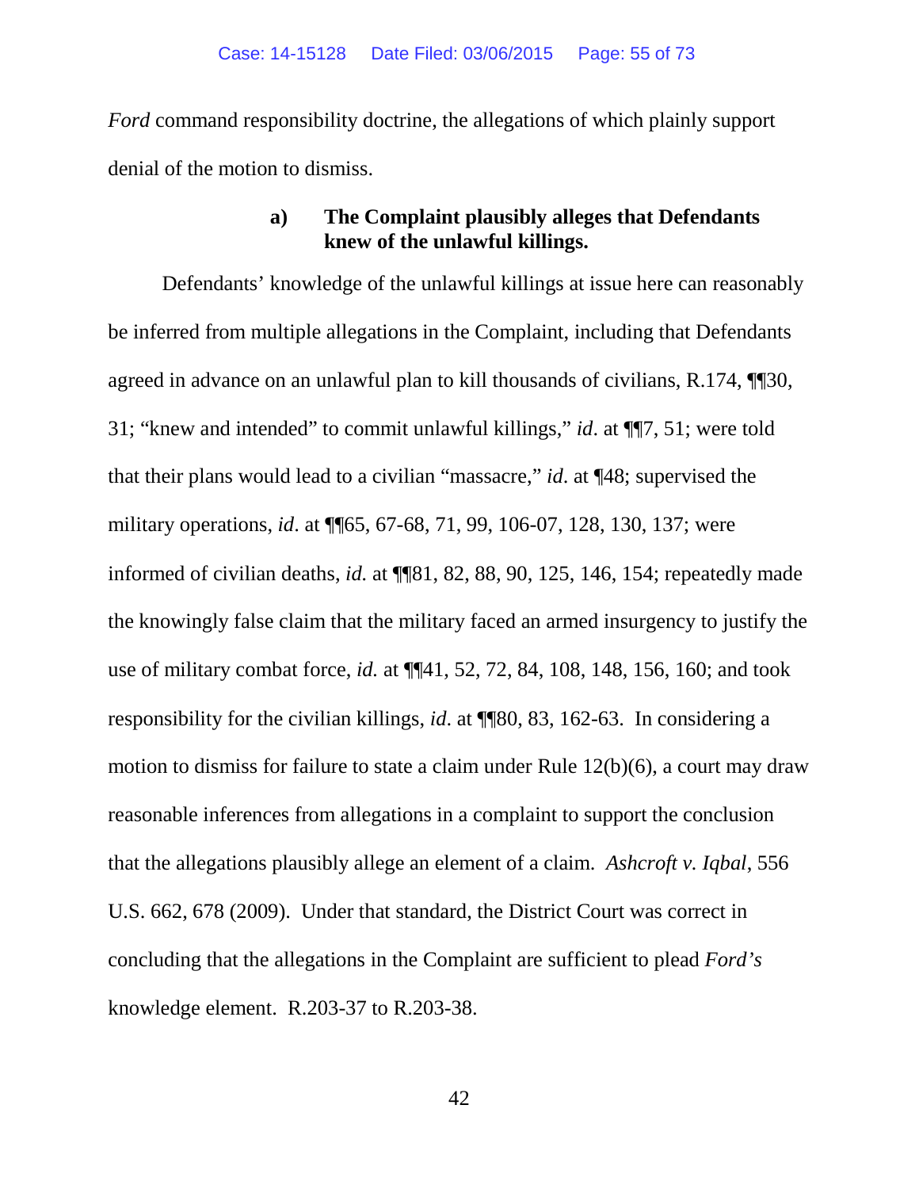*Ford* command responsibility doctrine, the allegations of which plainly support denial of the motion to dismiss.

**a) The Complaint plausibly alleges that Defendants knew of the unlawful killings.**

Defendants' knowledge of the unlawful killings at issue here can reasonably be inferred from multiple allegations in the Complaint, including that Defendants agreed in advance on an unlawful plan to kill thousands of civilians, R.174, ¶¶30, 31; "knew and intended" to commit unlawful killings," *id*. at ¶¶7, 51; were told that their plans would lead to a civilian "massacre," *id*. at ¶48; supervised the military operations, *id*. at ¶¶65, 67-68, 71, 99, 106-07, 128, 130, 137; were informed of civilian deaths, *id.* at ¶¶81, 82, 88, 90, 125, 146, 154; repeatedly made the knowingly false claim that the military faced an armed insurgency to justify the use of military combat force, *id.* at ¶¶41, 52, 72, 84, 108, 148, 156, 160; and took responsibility for the civilian killings, *id.* at ¶¶80, 83, 162-63. In considering a motion to dismiss for failure to state a claim under Rule 12(b)(6), a court may draw reasonable inferences from allegations in a complaint to support the conclusion that the allegations plausibly allege an element of a claim. *Ashcroft v. Iqbal*, 556 U.S. 662, 678 (2009). Under that standard, the District Court was correct in concluding that the allegations in the Complaint are sufficient to plead *Ford's* knowledge element. R.203-37 to R.203-38.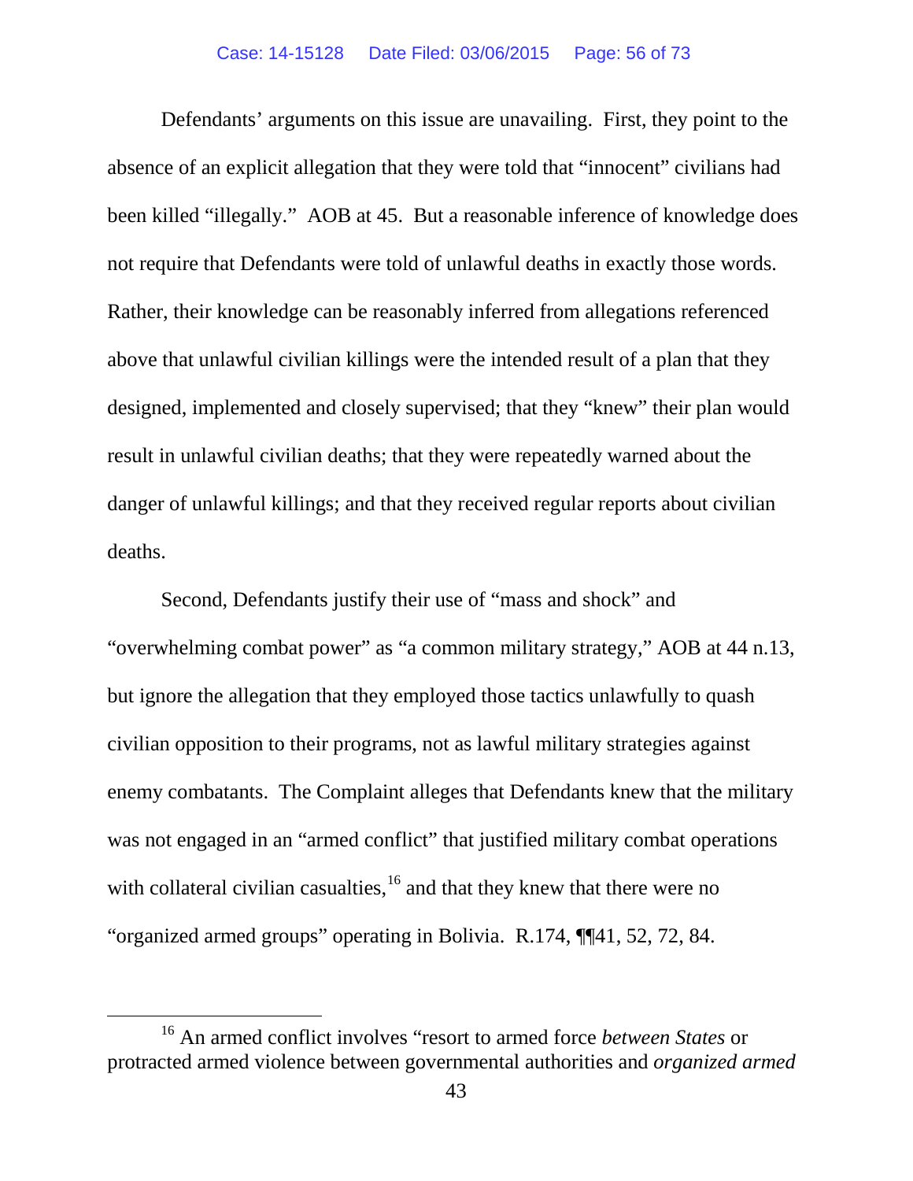Defendants' arguments on this issue are unavailing. First, they point to the absence of an explicit allegation that they were told that "innocent" civilians had been killed "illegally." AOB at 45. But a reasonable inference of knowledge does not require that Defendants were told of unlawful deaths in exactly those words. Rather, their knowledge can be reasonably inferred from allegations referenced above that unlawful civilian killings were the intended result of a plan that they designed, implemented and closely supervised; that they "knew" their plan would result in unlawful civilian deaths; that they were repeatedly warned about the danger of unlawful killings; and that they received regular reports about civilian deaths.

Second, Defendants justify their use of "mass and shock" and "overwhelming combat power" as "a common military strategy," AOB at 44 n.13, but ignore the allegation that they employed those tactics unlawfully to quash civilian opposition to their programs, not as lawful military strategies against enemy combatants. The Complaint alleges that Defendants knew that the military was not engaged in an "armed conflict" that justified military combat operations with collateral civilian casualties,[16] and that they knew that there were no "organized armed groups" operating in Bolivia. R.174, ¶¶41, 52, 72, 84.

---

[16] An armed conflict involves "resort to armed force *between States* or protracted armed violence between governmental authorities and *organized armed*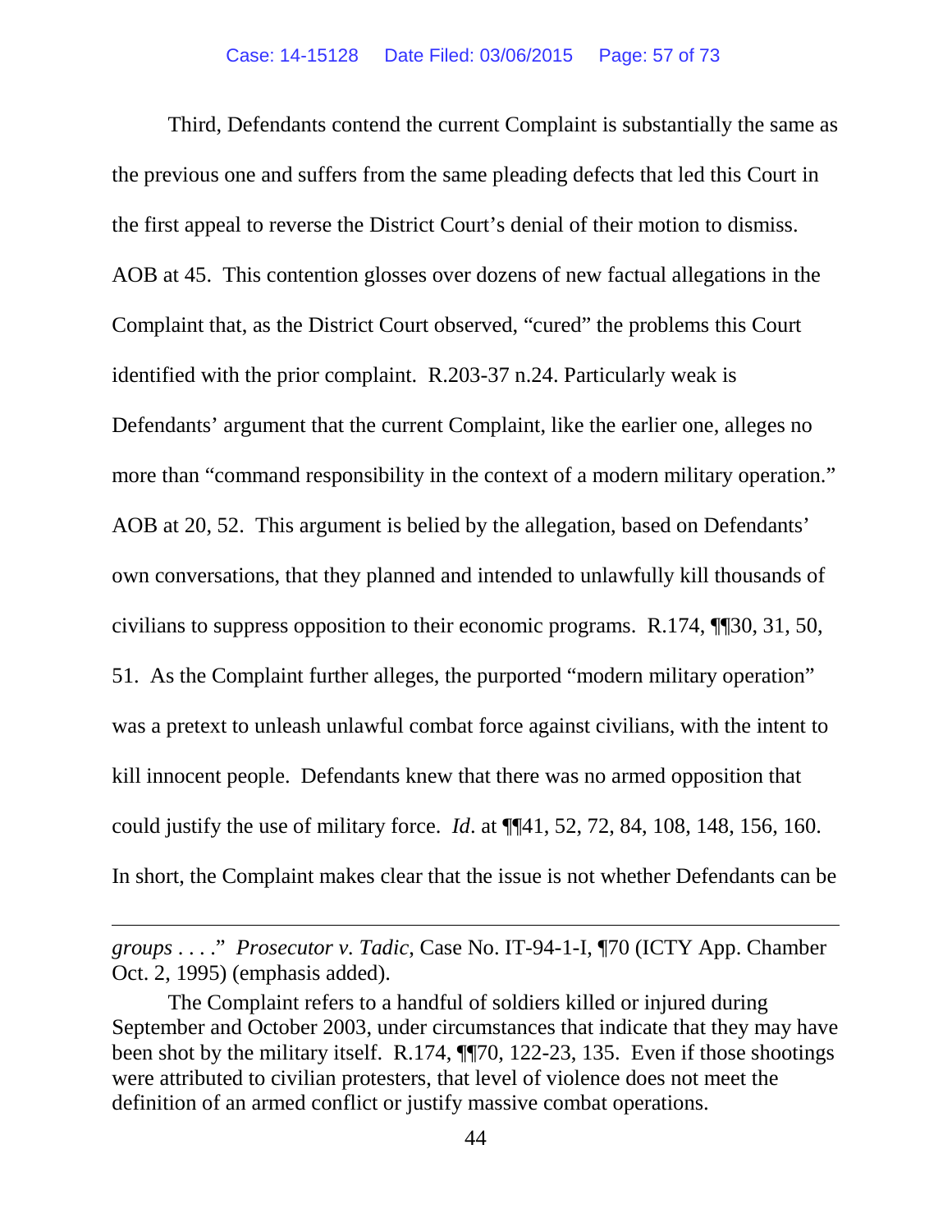Third, Defendants contend the current Complaint is substantially the same as the previous one and suffers from the same pleading defects that led this Court in the first appeal to reverse the District Court's denial of their motion to dismiss. AOB at 45. This contention glosses over dozens of new factual allegations in the Complaint that, as the District Court observed, "cured" the problems this Court identified with the prior complaint. R.203-37 n.24. Particularly weak is Defendants' argument that the current Complaint, like the earlier one, alleges no more than "command responsibility in the context of a modern military operation." AOB at 20, 52. This argument is belied by the allegation, based on Defendants' own conversations, that they planned and intended to unlawfully kill thousands of civilians to suppress opposition to their economic programs. R.174, ¶¶30, 31, 50, 51. As the Complaint further alleges, the purported "modern military operation" was a pretext to unleash unlawful combat force against civilians, with the intent to kill innocent people. Defendants knew that there was no armed opposition that could justify the use of military force. *Id*. at ¶¶41, 52, 72, 84, 108, 148, 156, 160. In short, the Complaint makes clear that the issue is not whether Defendants can be

---

*groups* . . . ." *Prosecutor v. Tadic*, Case No. IT-94-1-I, ¶70 (ICTY App. Chamber Oct. 2, 1995) (emphasis added).

The Complaint refers to a handful of soldiers killed or injured during September and October 2003, under circumstances that indicate that they may have been shot by the military itself. R.174, ¶¶70, 122-23, 135. Even if those shootings were attributed to civilian protesters, that level of violence does not meet the definition of an armed conflict or justify massive combat operations.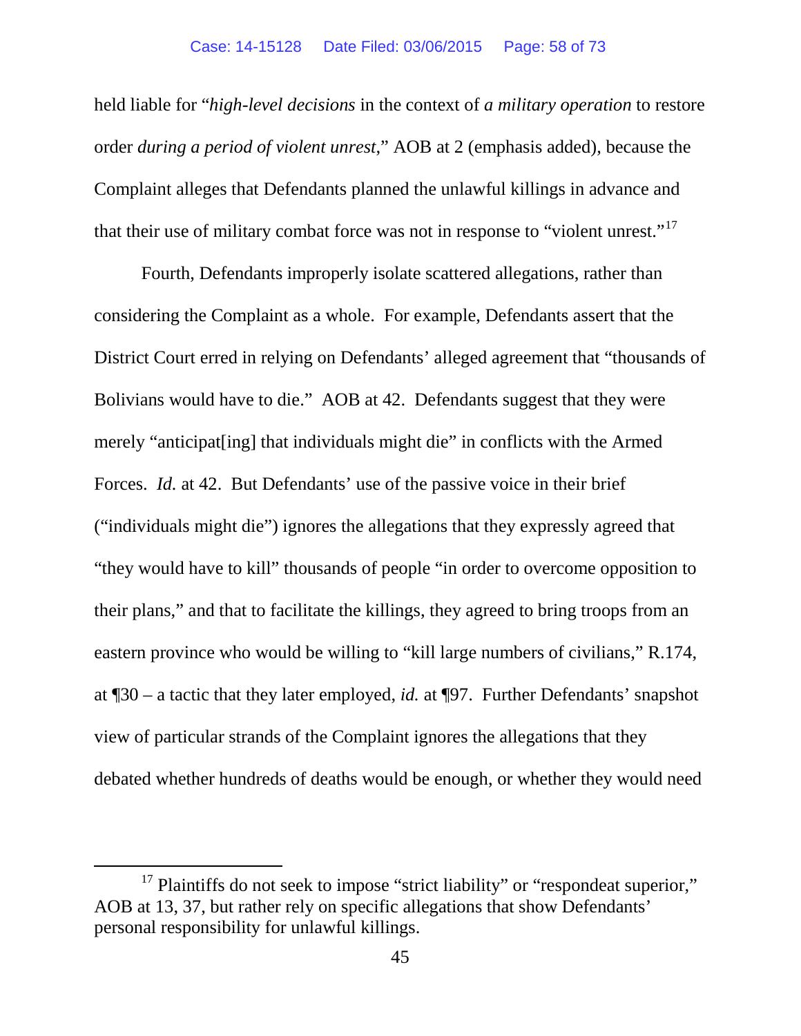held liable for "*high-level decisions* in the context of *a military operation* to restore order *during a period of violent unrest*," AOB at 2 (emphasis added), because the Complaint alleges that Defendants planned the unlawful killings in advance and that their use of military combat force was not in response to "violent unrest."[17]

Fourth, Defendants improperly isolate scattered allegations, rather than considering the Complaint as a whole. For example, Defendants assert that the District Court erred in relying on Defendants' alleged agreement that "thousands of Bolivians would have to die." AOB at 42. Defendants suggest that they were merely "anticipat[ing] that individuals might die" in conflicts with the Armed Forces. *Id.* at 42. But Defendants' use of the passive voice in their brief ("individuals might die") ignores the allegations that they expressly agreed that "they would have to kill" thousands of people "in order to overcome opposition to their plans," and that to facilitate the killings, they agreed to bring troops from an eastern province who would be willing to "kill large numbers of civilians," R.174, at ¶30 – a tactic that they later employed, *id.* at ¶97. Further Defendants' snapshot view of particular strands of the Complaint ignores the allegations that they debated whether hundreds of deaths would be enough, or whether they would need

---

[17] Plaintiffs do not seek to impose "strict liability" or "respondeat superior," AOB at 13, 37, but rather rely on specific allegations that show Defendants' personal responsibility for unlawful killings.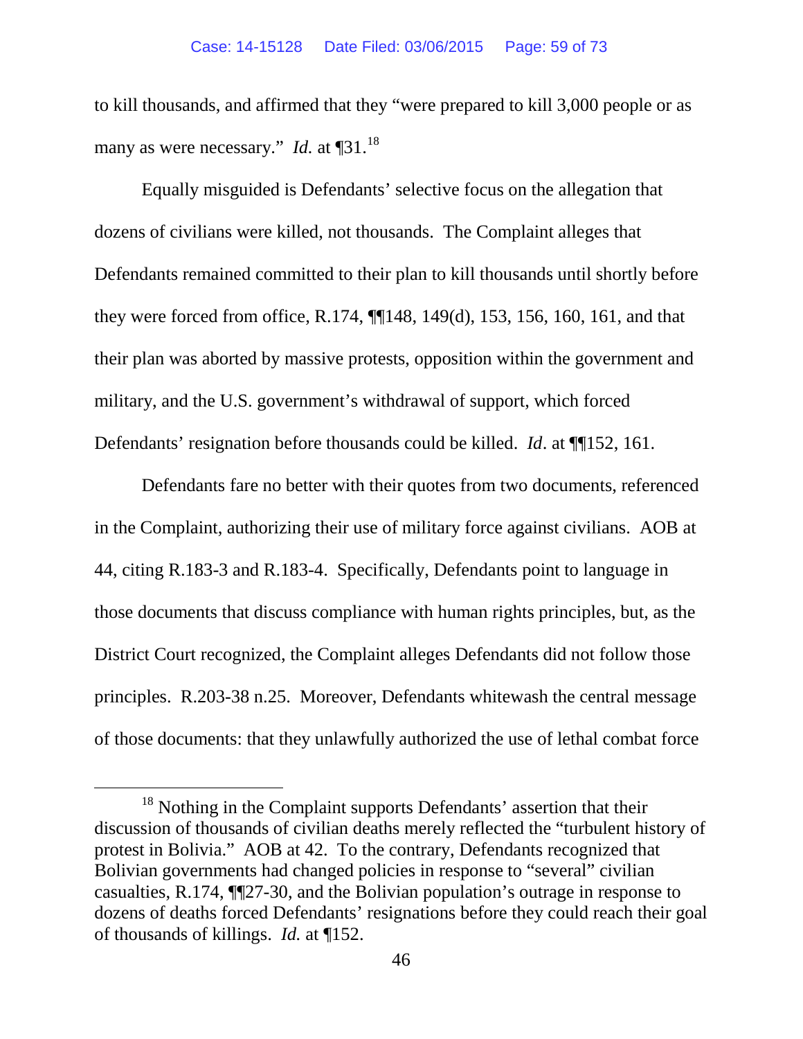to kill thousands, and affirmed that they "were prepared to kill 3,000 people or as many as were necessary." *Id.* at ¶31.[18]

Equally misguided is Defendants' selective focus on the allegation that dozens of civilians were killed, not thousands. The Complaint alleges that Defendants remained committed to their plan to kill thousands until shortly before they were forced from office, R.174, ¶¶148, 149(d), 153, 156, 160, 161, and that their plan was aborted by massive protests, opposition within the government and military, and the U.S. government's withdrawal of support, which forced Defendants' resignation before thousands could be killed. *Id*. at ¶¶152, 161.

Defendants fare no better with their quotes from two documents, referenced in the Complaint, authorizing their use of military force against civilians. AOB at 44, citing R.183-3 and R.183-4. Specifically, Defendants point to language in those documents that discuss compliance with human rights principles, but, as the District Court recognized, the Complaint alleges Defendants did not follow those principles. R.203-38 n.25. Moreover, Defendants whitewash the central message of those documents: that they unlawfully authorized the use of lethal combat force

---

[18] Nothing in the Complaint supports Defendants' assertion that their discussion of thousands of civilian deaths merely reflected the "turbulent history of protest in Bolivia." AOB at 42. To the contrary, Defendants recognized that Bolivian governments had changed policies in response to "several" civilian casualties, R.174, ¶¶27-30, and the Bolivian population's outrage in response to dozens of deaths forced Defendants' resignations before they could reach their goal of thousands of killings. *Id.* at ¶152.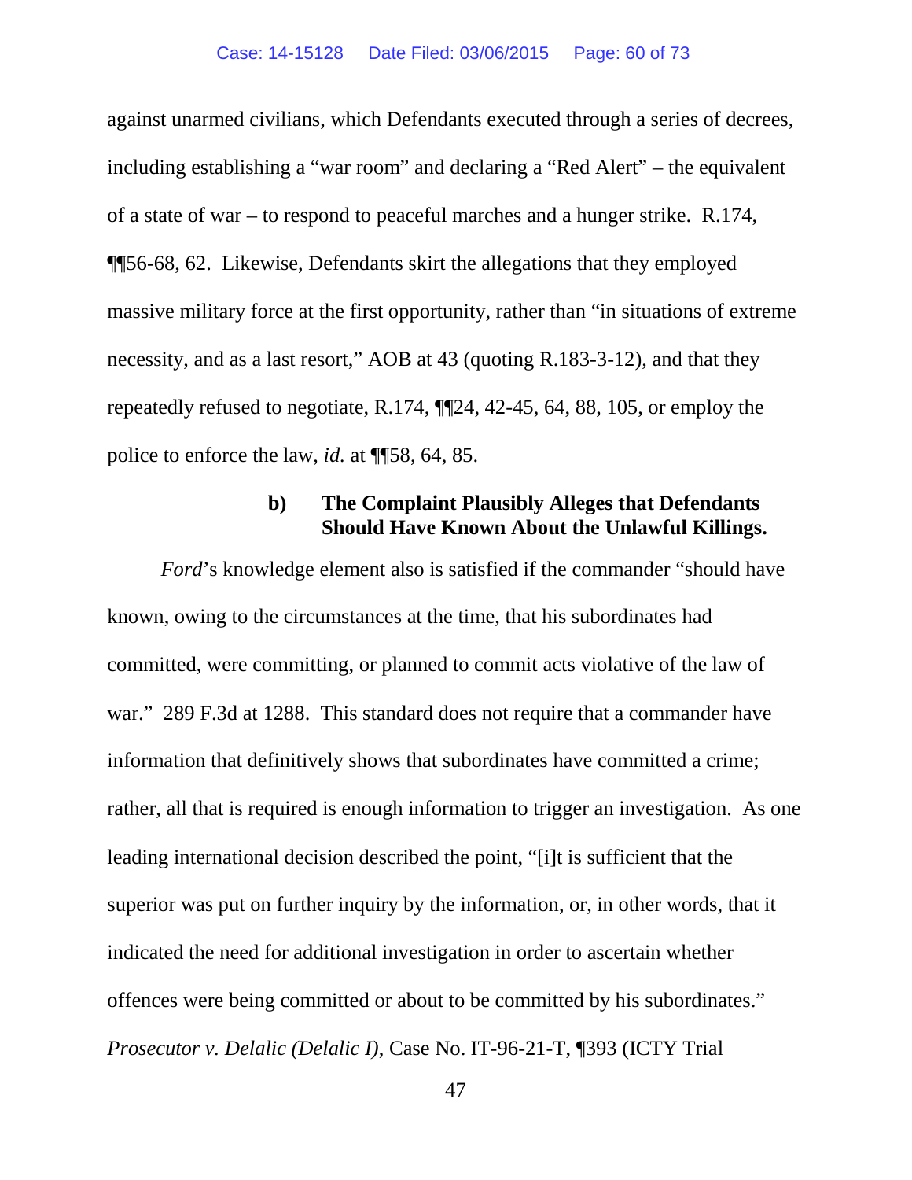against unarmed civilians, which Defendants executed through a series of decrees, including establishing a "war room" and declaring a "Red Alert" – the equivalent of a state of war – to respond to peaceful marches and a hunger strike. R.174, ¶¶56-68, 62. Likewise, Defendants skirt the allegations that they employed massive military force at the first opportunity, rather than "in situations of extreme necessity, and as a last resort," AOB at 43 (quoting R.183-3-12), and that they repeatedly refused to negotiate, R.174, ¶¶24, 42-45, 64, 88, 105, or employ the police to enforce the law, *id.* at ¶¶58, 64, 85.

#### b) The Complaint Plausibly Alleges that Defendants Should Have Known About the Unlawful Killings.

*Ford*'s knowledge element also is satisfied if the commander "should have known, owing to the circumstances at the time, that his subordinates had committed, were committing, or planned to commit acts violative of the law of war." 289 F.3d at 1288. This standard does not require that a commander have information that definitively shows that subordinates have committed a crime; rather, all that is required is enough information to trigger an investigation. As one leading international decision described the point, "[i]t is sufficient that the superior was put on further inquiry by the information, or, in other words, that it indicated the need for additional investigation in order to ascertain whether offences were being committed or about to be committed by his subordinates." *Prosecutor v. Delalic (Delalic I)*, Case No. IT-96-21-T, ¶393 (ICTY Trial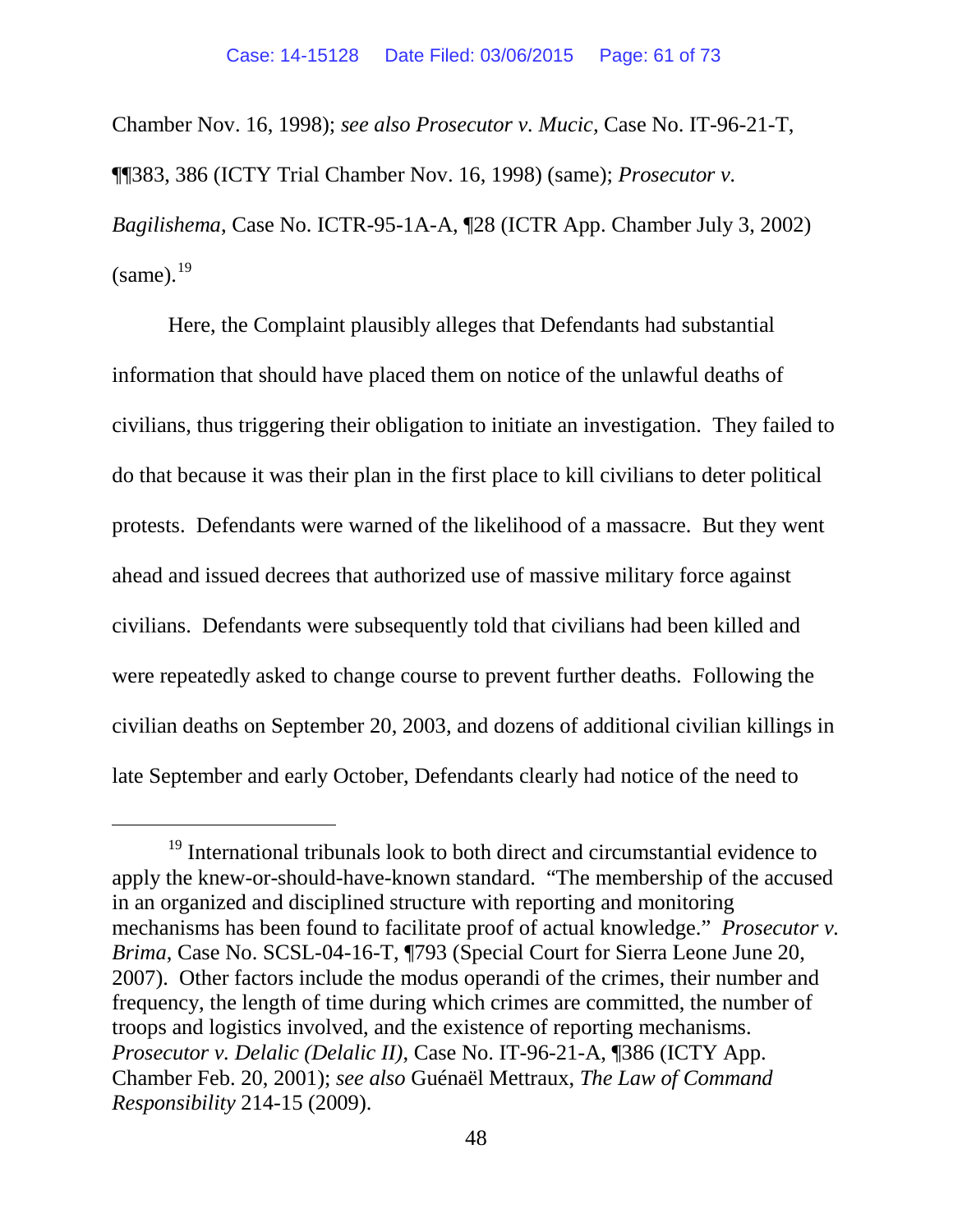Chamber Nov. 16, 1998); *see also Prosecutor v. Mucic*, Case No. IT-96-21-T, ¶¶383, 386 (ICTY Trial Chamber Nov. 16, 1998) (same); *Prosecutor v. Bagilishema*, Case No. ICTR-95-1A-A, ¶28 (ICTR App. Chamber July 3, 2002) (same).[19]

Here, the Complaint plausibly alleges that Defendants had substantial information that should have placed them on notice of the unlawful deaths of civilians, thus triggering their obligation to initiate an investigation. They failed to do that because it was their plan in the first place to kill civilians to deter political protests. Defendants were warned of the likelihood of a massacre. But they went ahead and issued decrees that authorized use of massive military force against civilians. Defendants were subsequently told that civilians had been killed and were repeatedly asked to change course to prevent further deaths. Following the civilian deaths on September 20, 2003, and dozens of additional civilian killings in late September and early October, Defendants clearly had notice of the need to

---

[19] International tribunals look to both direct and circumstantial evidence to apply the knew-or-should-have-known standard. "The membership of the accused in an organized and disciplined structure with reporting and monitoring mechanisms has been found to facilitate proof of actual knowledge." *Prosecutor v. Brima*, Case No. SCSL-04-16-T, ¶793 (Special Court for Sierra Leone June 20, 2007). Other factors include the modus operandi of the crimes, their number and frequency, the length of time during which crimes are committed, the number of troops and logistics involved, and the existence of reporting mechanisms. *Prosecutor v. Delalic (Delalic II)*, Case No. IT-96-21-A, ¶386 (ICTY App. Chamber Feb. 20, 2001); *see also* Guénaël Mettraux, *The Law of Command Responsibility* 214-15 (2009).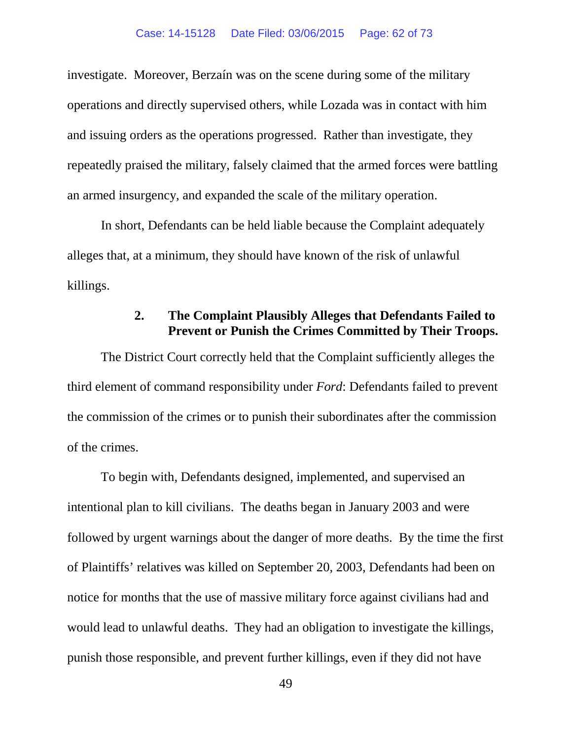investigate. Moreover, Berzaín was on the scene during some of the military operations and directly supervised others, while Lozada was in contact with him and issuing orders as the operations progressed. Rather than investigate, they repeatedly praised the military, falsely claimed that the armed forces were battling an armed insurgency, and expanded the scale of the military operation.

In short, Defendants can be held liable because the Complaint adequately alleges that, at a minimum, they should have known of the risk of unlawful killings.

#### 2. The Complaint Plausibly Alleges that Defendants Failed to Prevent or Punish the Crimes Committed by Their Troops.

The District Court correctly held that the Complaint sufficiently alleges the third element of command responsibility under *Ford*: Defendants failed to prevent the commission of the crimes or to punish their subordinates after the commission of the crimes.

To begin with, Defendants designed, implemented, and supervised an intentional plan to kill civilians. The deaths began in January 2003 and were followed by urgent warnings about the danger of more deaths. By the time the first of Plaintiffs' relatives was killed on September 20, 2003, Defendants had been on notice for months that the use of massive military force against civilians had and would lead to unlawful deaths. They had an obligation to investigate the killings, punish those responsible, and prevent further killings, even if they did not have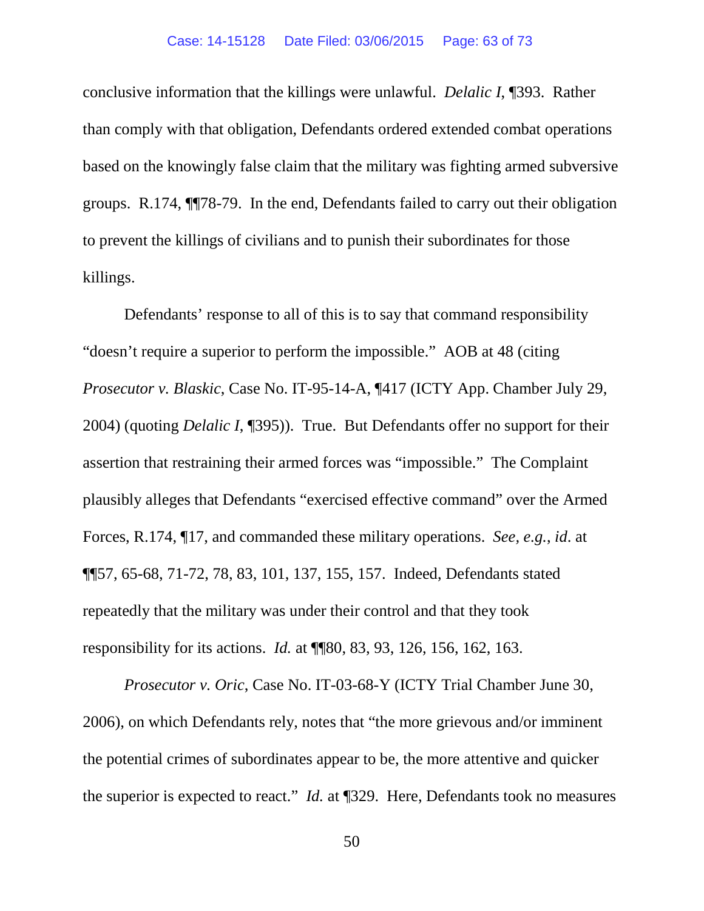conclusive information that the killings were unlawful. *Delalic I*, ¶393. Rather than comply with that obligation, Defendants ordered extended combat operations based on the knowingly false claim that the military was fighting armed subversive groups. R.174, ¶¶78-79. In the end, Defendants failed to carry out their obligation to prevent the killings of civilians and to punish their subordinates for those killings.

Defendants' response to all of this is to say that command responsibility "doesn't require a superior to perform the impossible." AOB at 48 (citing *Prosecutor v. Blaskic*, Case No. IT-95-14-A, ¶417 (ICTY App. Chamber July 29, 2004) (quoting *Delalic I*, ¶395)). True. But Defendants offer no support for their assertion that restraining their armed forces was "impossible." The Complaint plausibly alleges that Defendants "exercised effective command" over the Armed Forces, R.174, ¶17, and commanded these military operations. *See, e.g.*, *id.* at ¶¶57, 65-68, 71-72, 78, 83, 101, 137, 155, 157. Indeed, Defendants stated repeatedly that the military was under their control and that they took responsibility for its actions. *Id.* at ¶¶80, 83, 93, 126, 156, 162, 163.

*Prosecutor v. Oric*, Case No. IT-03-68-Y (ICTY Trial Chamber June 30, 2006), on which Defendants rely, notes that "the more grievous and/or imminent the potential crimes of subordinates appear to be, the more attentive and quicker the superior is expected to react." *Id.* at ¶329. Here, Defendants took no measures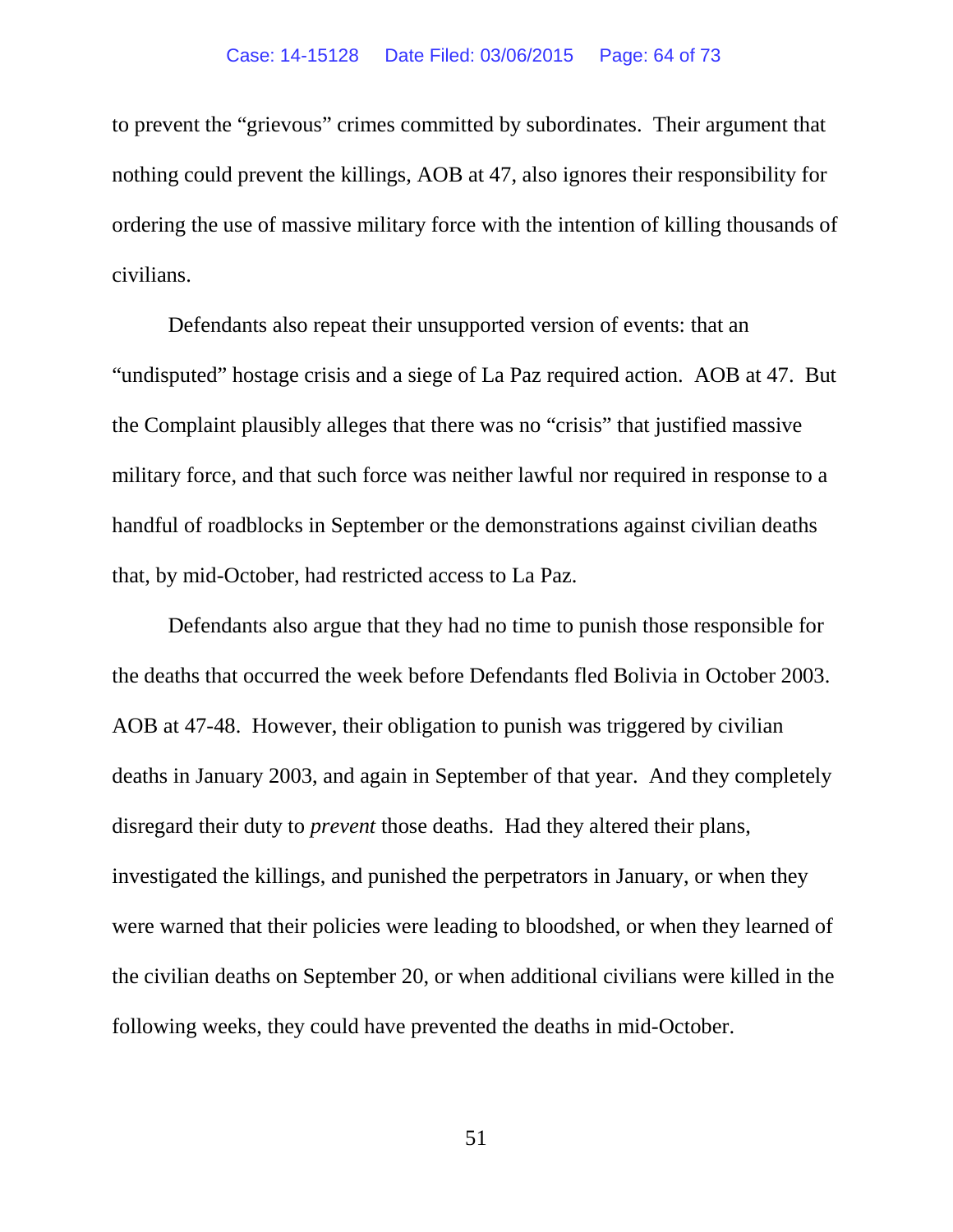to prevent the "grievous" crimes committed by subordinates. Their argument that nothing could prevent the killings, AOB at 47, also ignores their responsibility for ordering the use of massive military force with the intention of killing thousands of civilians.

Defendants also repeat their unsupported version of events: that an "undisputed" hostage crisis and a siege of La Paz required action. AOB at 47. But the Complaint plausibly alleges that there was no "crisis" that justified massive military force, and that such force was neither lawful nor required in response to a handful of roadblocks in September or the demonstrations against civilian deaths that, by mid-October, had restricted access to La Paz.

Defendants also argue that they had no time to punish those responsible for the deaths that occurred the week before Defendants fled Bolivia in October 2003. AOB at 47-48. However, their obligation to punish was triggered by civilian deaths in January 2003, and again in September of that year. And they completely disregard their duty to *prevent* those deaths. Had they altered their plans, investigated the killings, and punished the perpetrators in January, or when they were warned that their policies were leading to bloodshed, or when they learned of the civilian deaths on September 20, or when additional civilians were killed in the following weeks, they could have prevented the deaths in mid-October.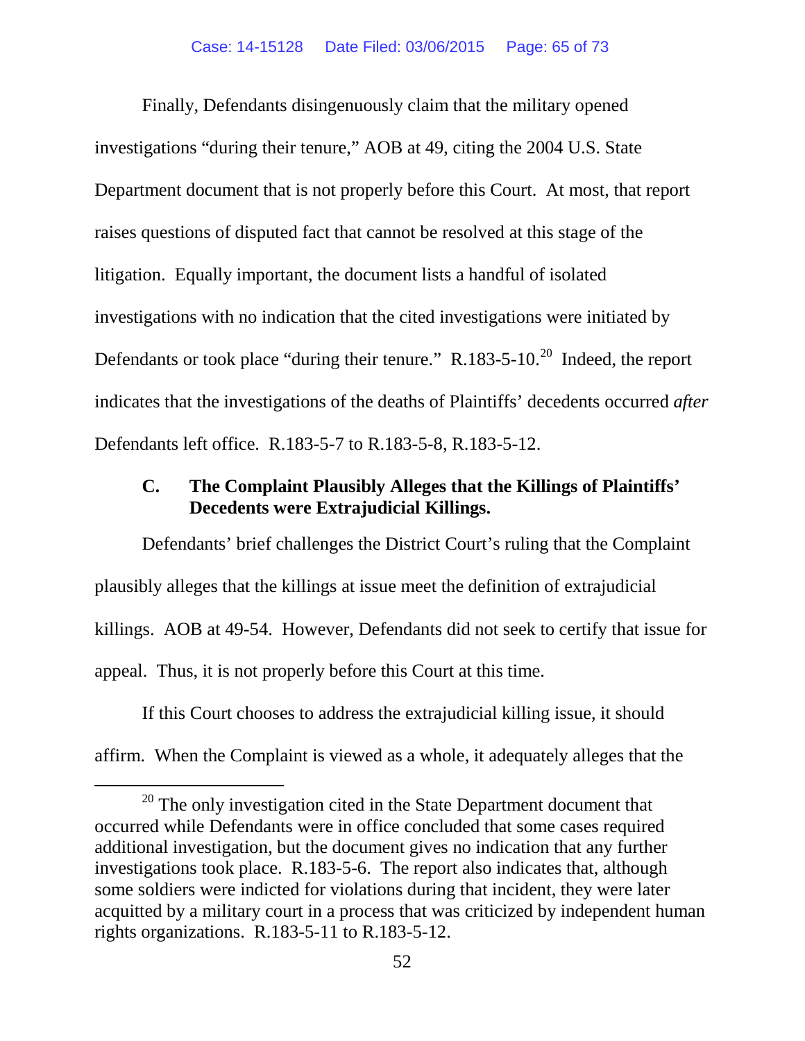Finally, Defendants disingenuously claim that the military opened investigations "during their tenure," AOB at 49, citing the 2004 U.S. State Department document that is not properly before this Court. At most, that report raises questions of disputed fact that cannot be resolved at this stage of the litigation. Equally important, the document lists a handful of isolated investigations with no indication that the cited investigations were initiated by Defendants or took place "during their tenure." R.183-5-10.[20] Indeed, the report indicates that the investigations of the deaths of Plaintiffs' decedents occurred *after* Defendants left office. R.183-5-7 to R.183-5-8, R.183-5-12.

### C. The Complaint Plausibly Alleges that the Killings of Plaintiffs' Decedents were Extrajudicial Killings.

Defendants' brief challenges the District Court's ruling that the Complaint plausibly alleges that the killings at issue meet the definition of extrajudicial killings. AOB at 49-54. However, Defendants did not seek to certify that issue for appeal. Thus, it is not properly before this Court at this time.

If this Court chooses to address the extrajudicial killing issue, it should affirm. When the Complaint is viewed as a whole, it adequately alleges that the

[20] The only investigation cited in the State Department document that occurred while Defendants were in office concluded that some cases required additional investigation, but the document gives no indication that any further investigations took place. R.183-5-6. The report also indicates that, although some soldiers were indicted for violations during that incident, they were later acquitted by a military court in a process that was criticized by independent human rights organizations. R.183-5-11 to R.183-5-12.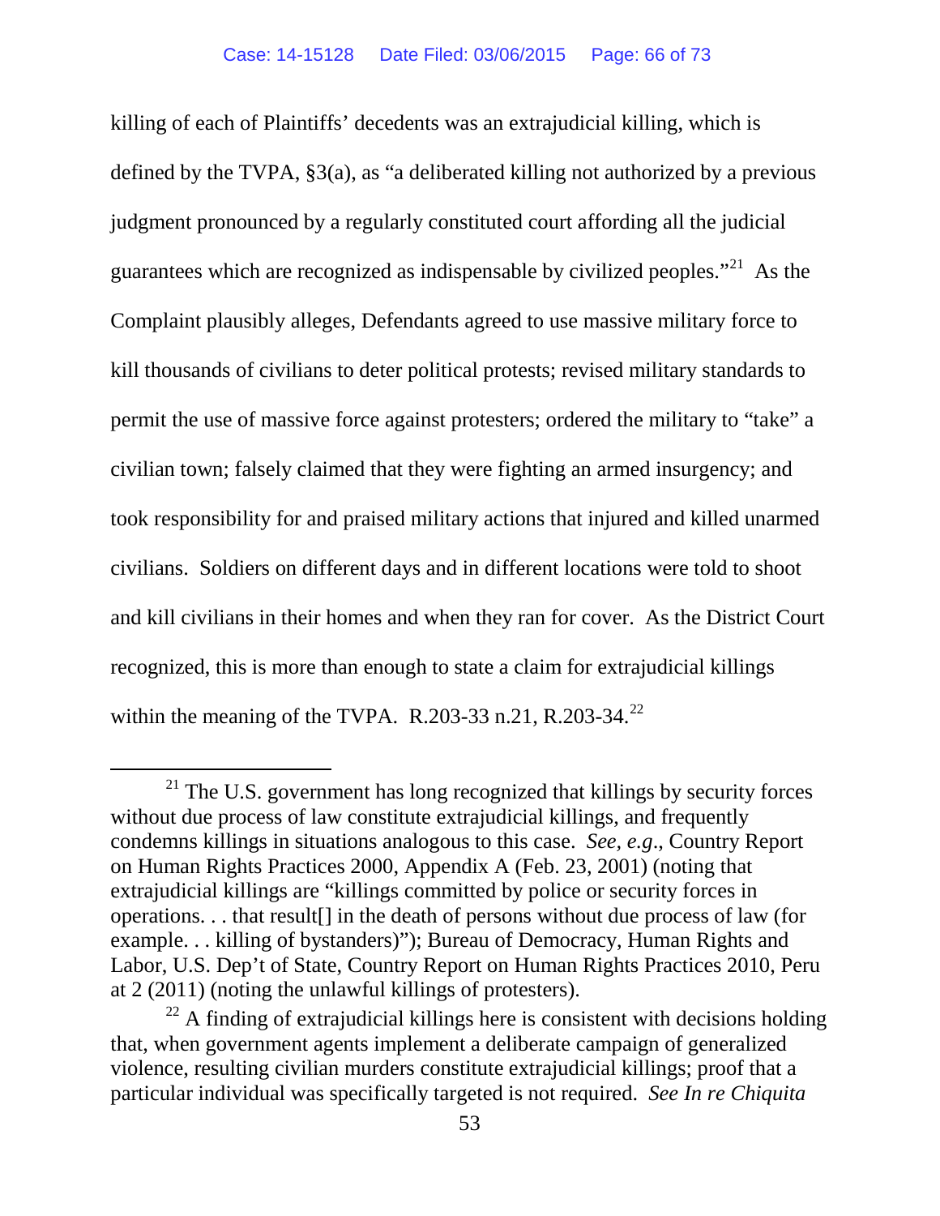killing of each of Plaintiffs' decedents was an extrajudicial killing, which is defined by the TVPA, §3(a), as "a deliberated killing not authorized by a previous judgment pronounced by a regularly constituted court affording all the judicial guarantees which are recognized as indispensable by civilized peoples."[21] As the Complaint plausibly alleges, Defendants agreed to use massive military force to kill thousands of civilians to deter political protests; revised military standards to permit the use of massive force against protesters; ordered the military to "take" a civilian town; falsely claimed that they were fighting an armed insurgency; and took responsibility for and praised military actions that injured and killed unarmed civilians. Soldiers on different days and in different locations were told to shoot and kill civilians in their homes and when they ran for cover. As the District Court recognized, this is more than enough to state a claim for extrajudicial killings within the meaning of the TVPA. R.203-33 n.21, R.203-34.[22]

---

[21] The U.S. government has long recognized that killings by security forces without due process of law constitute extrajudicial killings, and frequently condemns killings in situations analogous to this case. *See, e.g*., Country Report on Human Rights Practices 2000, Appendix A (Feb. 23, 2001) (noting that extrajudicial killings are "killings committed by police or security forces in operations. . . that result[] in the death of persons without due process of law (for example. . . killing of bystanders)"); Bureau of Democracy, Human Rights and Labor, U.S. Dep't of State, Country Report on Human Rights Practices 2010, Peru at 2 (2011) (noting the unlawful killings of protesters).

[22] A finding of extrajudicial killings here is consistent with decisions holding that, when government agents implement a deliberate campaign of generalized violence, resulting civilian murders constitute extrajudicial killings; proof that a particular individual was specifically targeted is not required. *See In re Chiquita*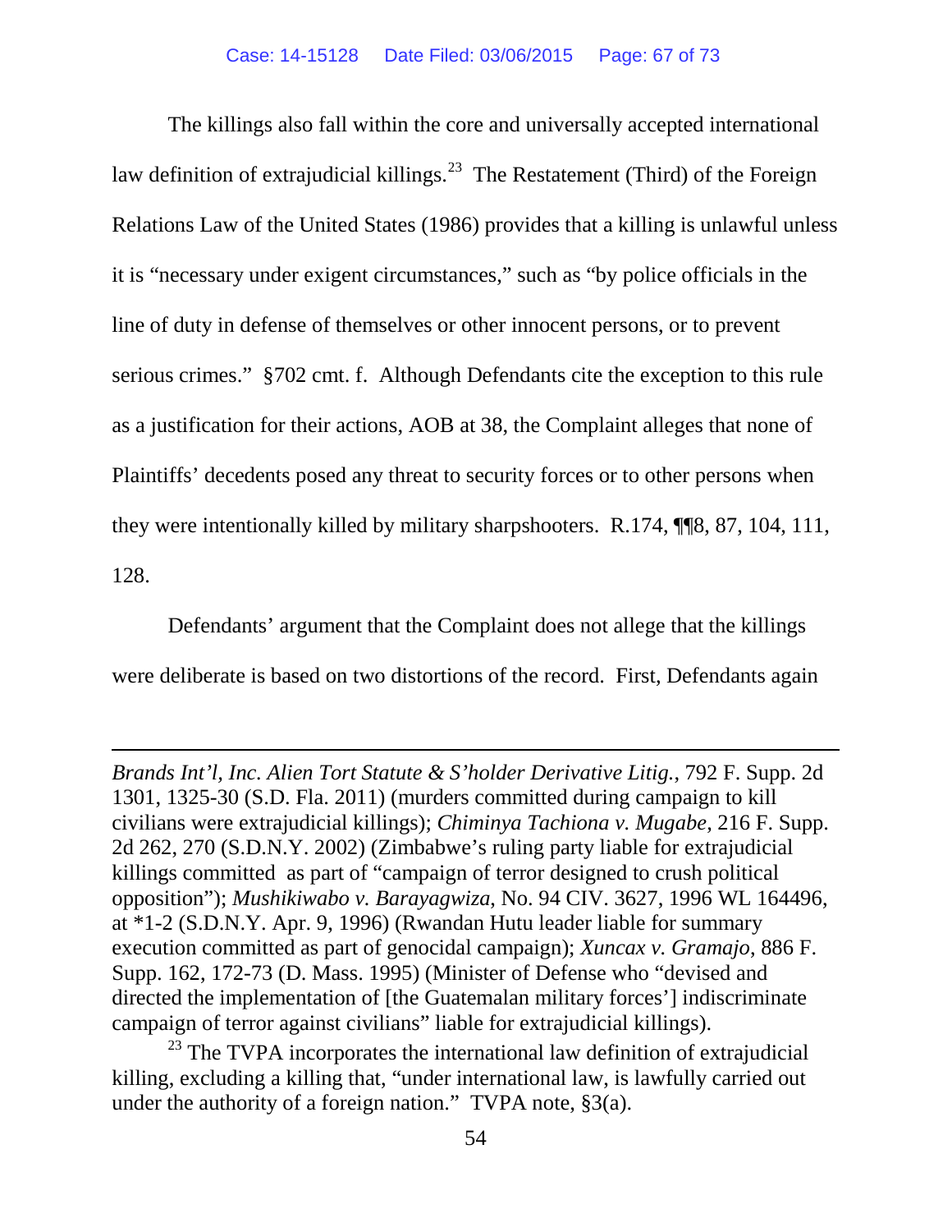The killings also fall within the core and universally accepted international law definition of extrajudicial killings.[23] The Restatement (Third) of the Foreign Relations Law of the United States (1986) provides that a killing is unlawful unless it is "necessary under exigent circumstances," such as "by police officials in the line of duty in defense of themselves or other innocent persons, or to prevent serious crimes." §702 cmt. f. Although Defendants cite the exception to this rule as a justification for their actions, AOB at 38, the Complaint alleges that none of Plaintiffs' decedents posed any threat to security forces or to other persons when they were intentionally killed by military sharpshooters. R.174, ¶¶8, 87, 104, 111, 128.

Defendants' argument that the Complaint does not allege that the killings were deliberate is based on two distortions of the record. First, Defendants again

---

*Brands Int'l, Inc. Alien Tort Statute & S'holder Derivative Litig.*, 792 F. Supp. 2d 1301, 1325-30 (S.D. Fla. 2011) (murders committed during campaign to kill civilians were extrajudicial killings); *Chiminya Tachiona v. Mugabe*, 216 F. Supp. 2d 262, 270 (S.D.N.Y. 2002) (Zimbabwe's ruling party liable for extrajudicial killings committed as part of "campaign of terror designed to crush political opposition"); *Mushikiwabo v. Barayagwiza*, No. 94 CIV. 3627, 1996 WL 164496, at *1-2 (S.D.N.Y. Apr. 9, 1996) (Rwandan Hutu leader liable for summary execution committed as part of genocidal campaign); *Xuncax v. Gramajo*, 886 F. Supp. 162, 172-73 (D. Mass. 1995) (Minister of Defense who "devised and directed the implementation of [the Guatemalan military forces'] indiscriminate campaign of terror against civilians" liable for extrajudicial killings).

[23] The TVPA incorporates the international law definition of extrajudicial killing, excluding a killing that, "under international law, is lawfully carried out under the authority of a foreign nation." TVPA note, §3(a).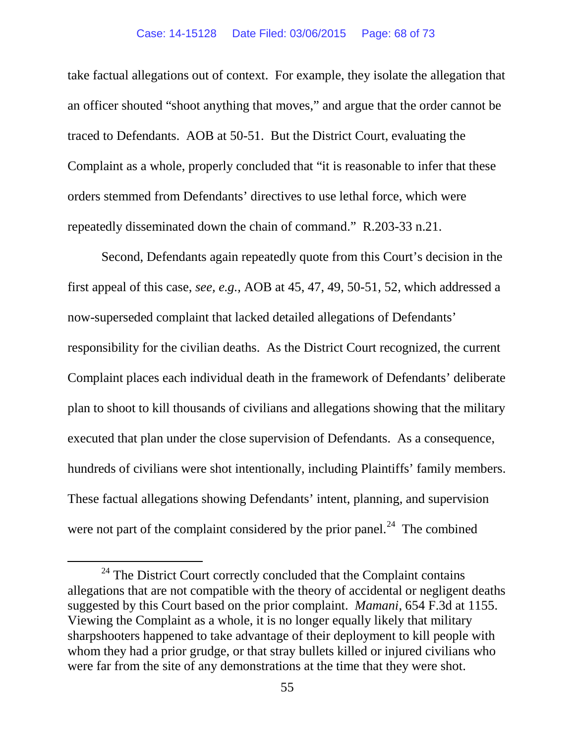take factual allegations out of context. For example, they isolate the allegation that an officer shouted "shoot anything that moves," and argue that the order cannot be traced to Defendants. AOB at 50-51. But the District Court, evaluating the Complaint as a whole, properly concluded that "it is reasonable to infer that these orders stemmed from Defendants' directives to use lethal force, which were repeatedly disseminated down the chain of command." R.203-33 n.21.

Second, Defendants again repeatedly quote from this Court's decision in the first appeal of this case, *see, e.g.,* AOB at 45, 47, 49, 50-51, 52, which addressed a now-superseded complaint that lacked detailed allegations of Defendants' responsibility for the civilian deaths. As the District Court recognized, the current Complaint places each individual death in the framework of Defendants' deliberate plan to shoot to kill thousands of civilians and allegations showing that the military executed that plan under the close supervision of Defendants. As a consequence, hundreds of civilians were shot intentionally, including Plaintiffs' family members. These factual allegations showing Defendants' intent, planning, and supervision were not part of the complaint considered by the prior panel.[24] The combined

[24] The District Court correctly concluded that the Complaint contains allegations that are not compatible with the theory of accidental or negligent deaths suggested by this Court based on the prior complaint. *Mamani*, 654 F.3d at 1155. Viewing the Complaint as a whole, it is no longer equally likely that military sharpshooters happened to take advantage of their deployment to kill people with whom they had a prior grudge, or that stray bullets killed or injured civilians who were far from the site of any demonstrations at the time that they were shot.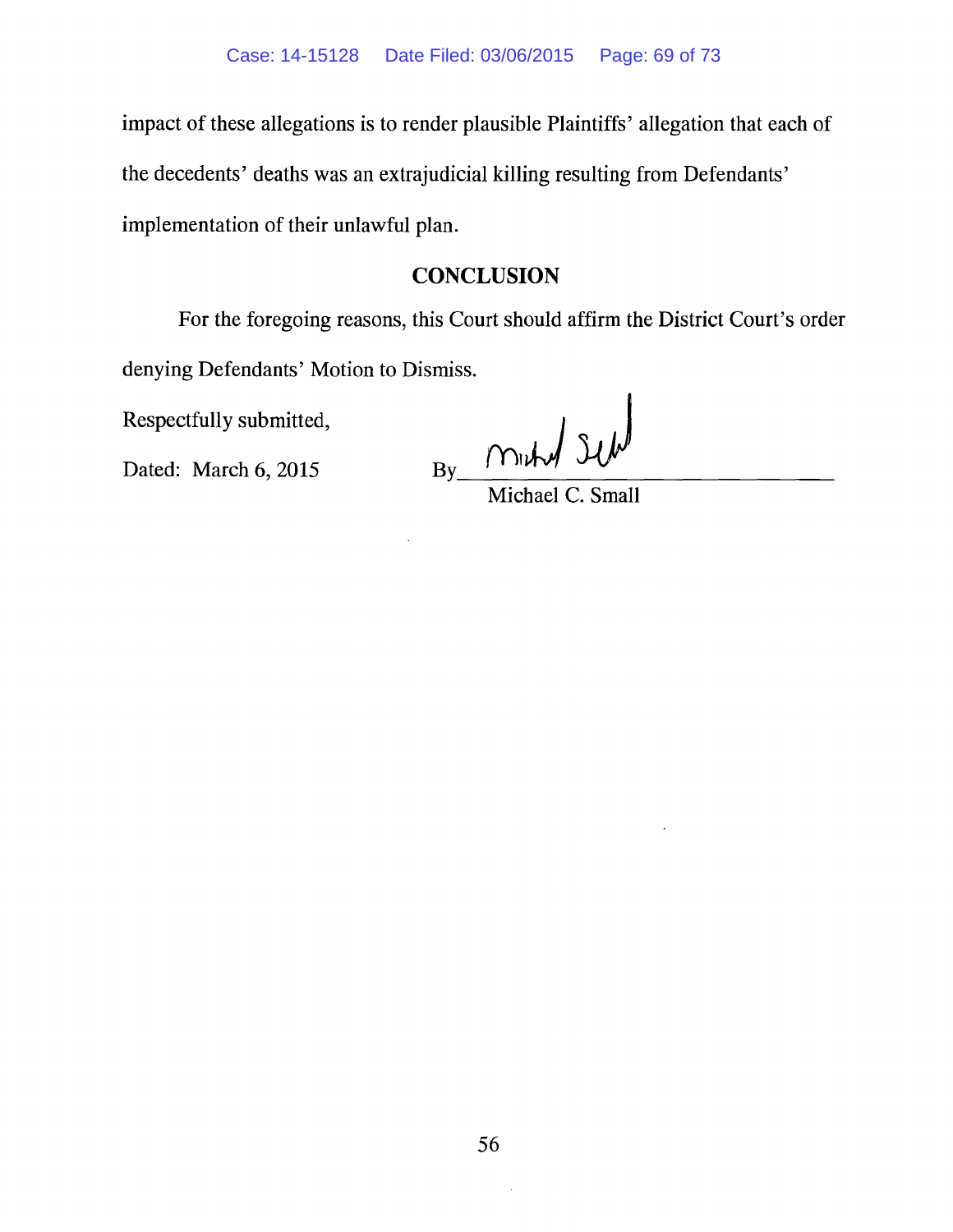impact of these allegations is to render plausible Plaintiffs' allegation that each of the decedents' deaths was an extrajudicial killing resulting from Defendants' implementation of their unlawful plan.

## CONCLUSION

For the foregoing reasons, this Court should affirm the District Court's order denying Defendants' Motion to Dismiss.

Respectfully submitted,

Dated: March 6, 2015

By ______________________
Michael C. Small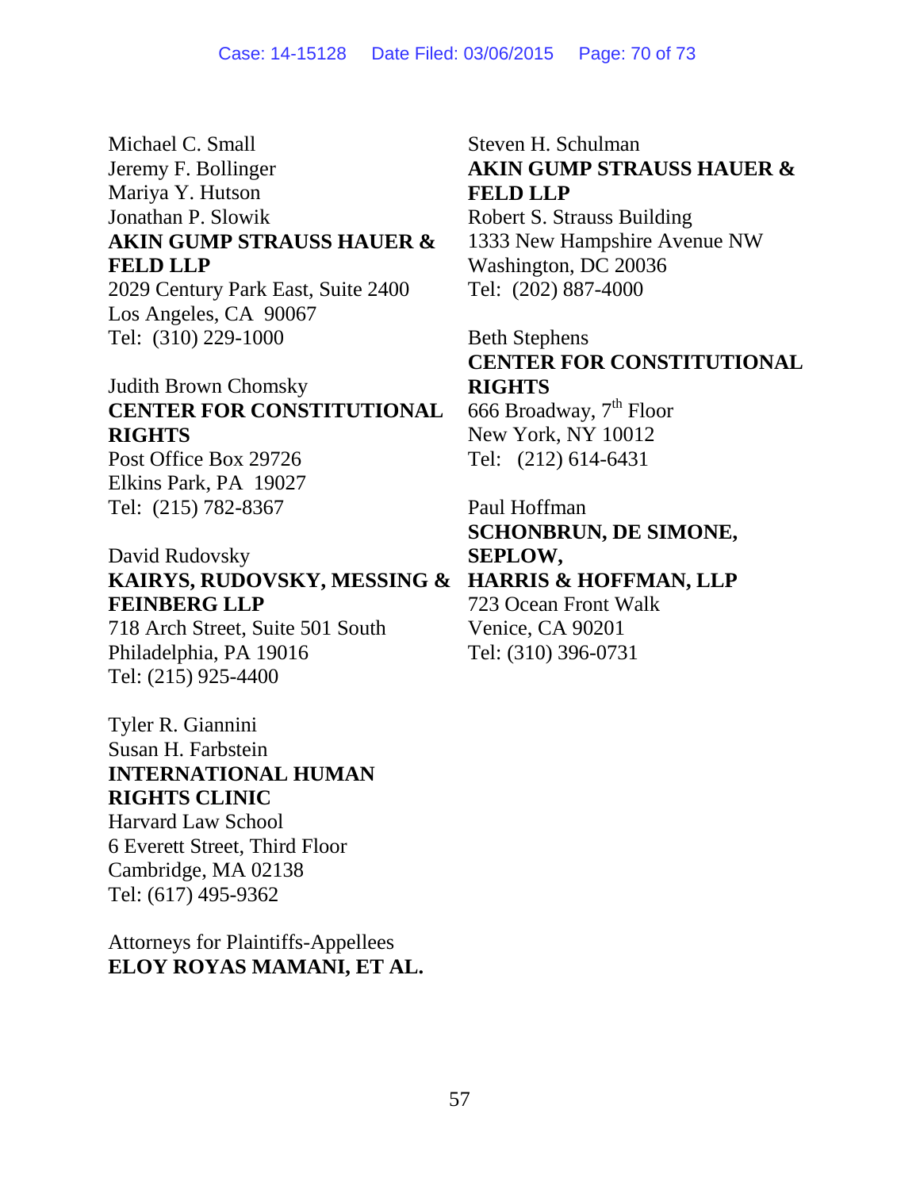Michael C. Small
Jeremy F. Bollinger
Mariya Y. Hutson
Jonathan P. Slowik
**AKIN GUMP STRAUSS HAUER & FELD LLP**
2029 Century Park East, Suite 2400
Los Angeles, CA 90067
Tel: (310) 229-1000

Judith Brown Chomsky
**CENTER FOR CONSTITUTIONAL RIGHTS**
Post Office Box 29726
Elkins Park, PA 19027
Tel: (215) 782-8367

David Rudovsky
**KAIRYS, RUDOVSKY, MESSING & FEINBERG LLP**
718 Arch Street, Suite 501 South
Philadelphia, PA 19016
Tel: (215) 925-4400

Tyler R. Giannini
Susan H. Farbstein
**INTERNATIONAL HUMAN RIGHTS CLINIC**
Harvard Law School
6 Everett Street, Third Floor
Cambridge, MA 02138
Tel: (617) 495-9362

Attorneys for Plaintiffs-Appellees
**ELOY ROYAS MAMANI, ET AL.**

Steven H. Schulman
**AKIN GUMP STRAUSS HAUER & FELD LLP**
Robert S. Strauss Building
1333 New Hampshire Avenue NW
Washington, DC 20036
Tel: (202) 887-4000

Beth Stephens
**CENTER FOR CONSTITUTIONAL RIGHTS**
666 Broadway, 7th Floor
New York, NY 10012
Tel: (212) 614-6431

Paul Hoffman
**SCHONBRUN, DE SIMONE, SEPLOW, HARRIS & HOFFMAN, LLP**
723 Ocean Front Walk
Venice, CA 90201
Tel: (310) 396-0731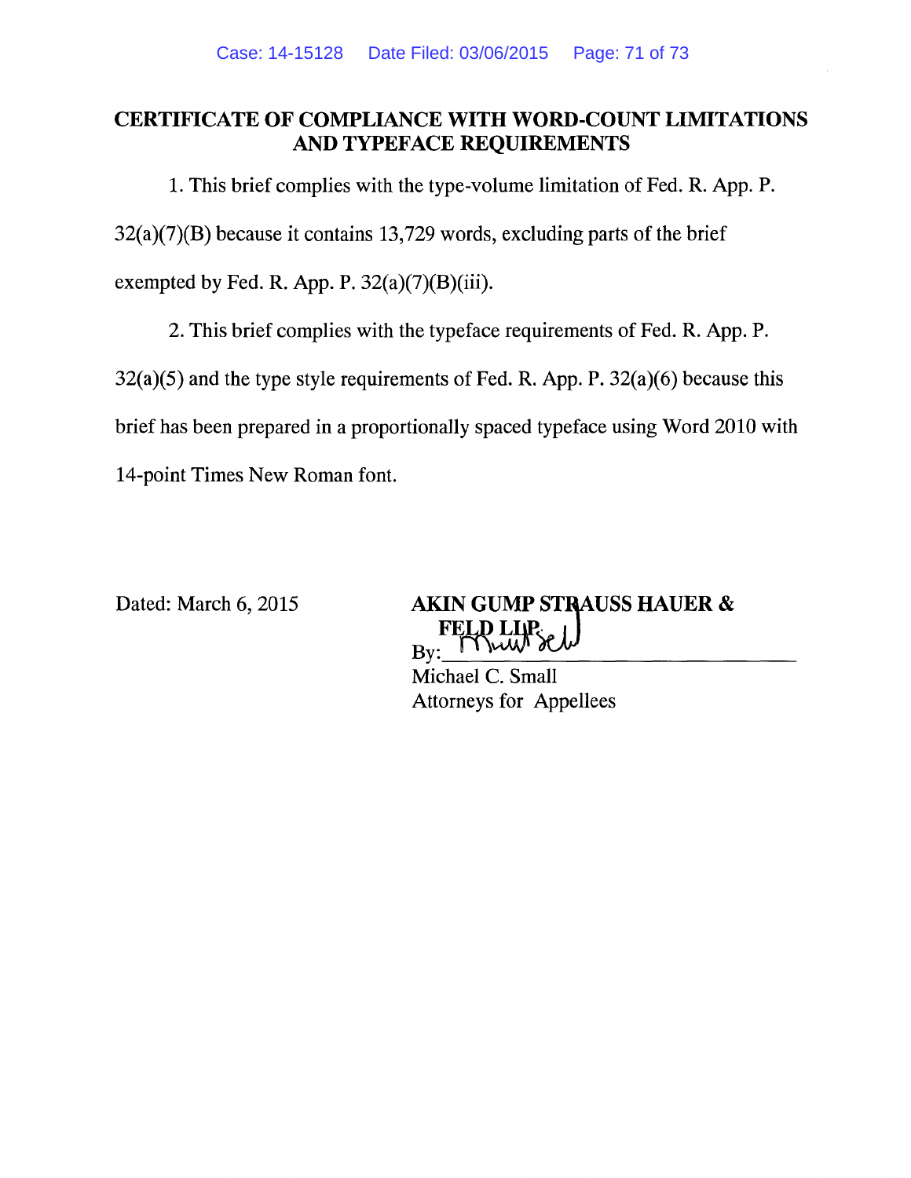## CERTIFICATE OF COMPLIANCE WITH WORD-COUNT LIMITATIONS AND TYPEFACE REQUIREMENTS

1. This brief complies with the type-volume limitation of Fed. R. App. P. 32(a)(7)(B) because it contains 13,729 words, excluding parts of the brief exempted by Fed. R. App. P. 32(a)(7)(B)(iii).

2. This brief complies with the typeface requirements of Fed. R. App. P. 32(a)(5) and the type style requirements of Fed. R. App. P. 32(a)(6) because this brief has been prepared in a proportionally spaced typeface using Word 2010 with 14-point Times New Roman font.

Dated: March 6, 2015

**AKIN GUMP STRAUSS HAUER & FELD LLP**

By: ______________________

Michael C. Small
Attorneys for Appellees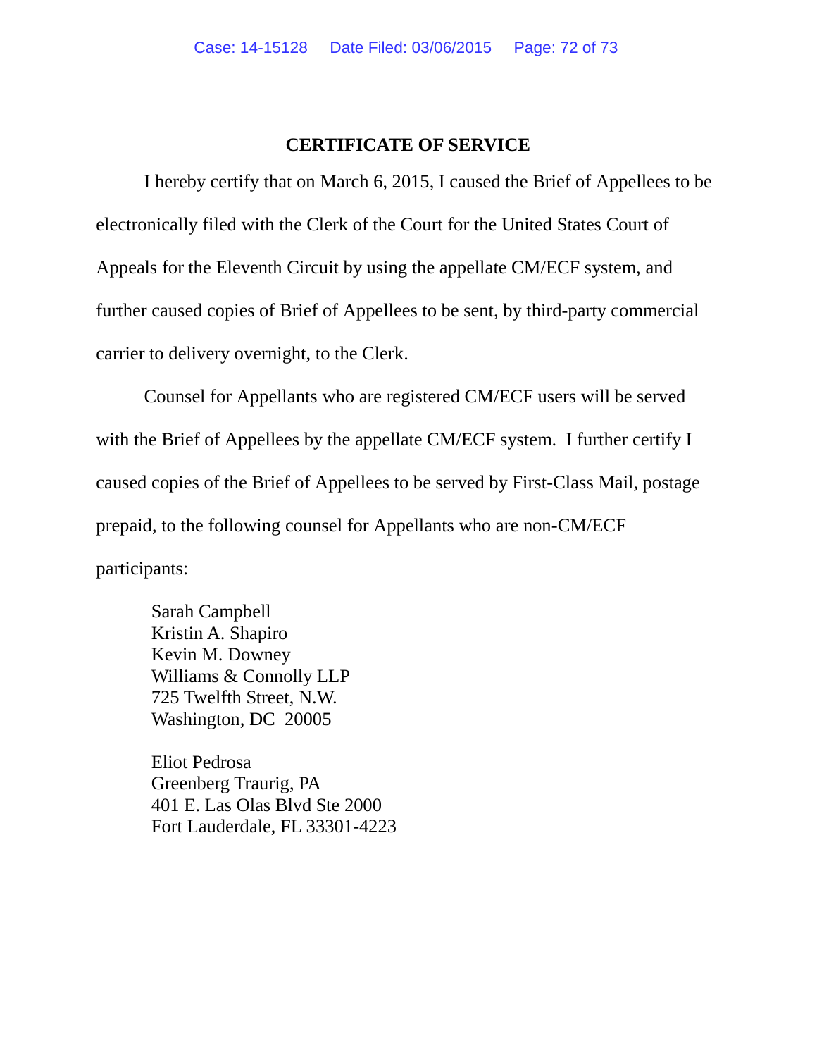## CERTIFICATE OF SERVICE

I hereby certify that on March 6, 2015, I caused the Brief of Appellees to be electronically filed with the Clerk of the Court for the United States Court of Appeals for the Eleventh Circuit by using the appellate CM/ECF system, and further caused copies of Brief of Appellees to be sent, by third-party commercial carrier to delivery overnight, to the Clerk.

Counsel for Appellants who are registered CM/ECF users will be served with the Brief of Appellees by the appellate CM/ECF system. I further certify I caused copies of the Brief of Appellees to be served by First-Class Mail, postage prepaid, to the following counsel for Appellants who are non-CM/ECF participants:

Sarah Campbell
Kristin A. Shapiro
Kevin M. Downey
Williams & Connolly LLP
725 Twelfth Street, N.W.
Washington, DC 20005

Eliot Pedrosa
Greenberg Traurig, PA
401 E. Las Olas Blvd Ste 2000
Fort Lauderdale, FL 33301-4223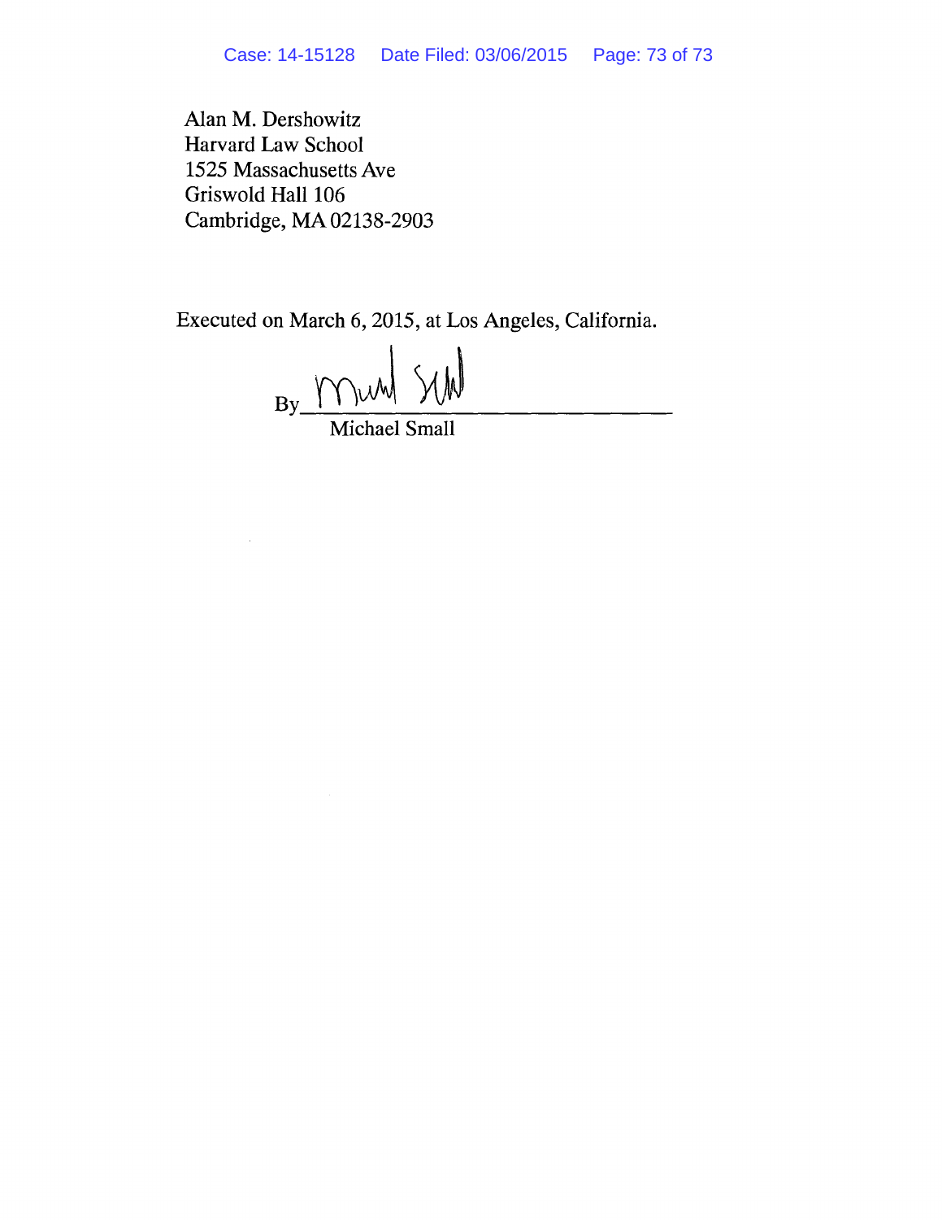Alan M. Dershowitz
Harvard Law School
1525 Massachusetts Ave
Griswold Hall 106
Cambridge, MA 02138-2903

Executed on March 6, 2015, at Los Angeles, California.

By ______________________________
Michael Small